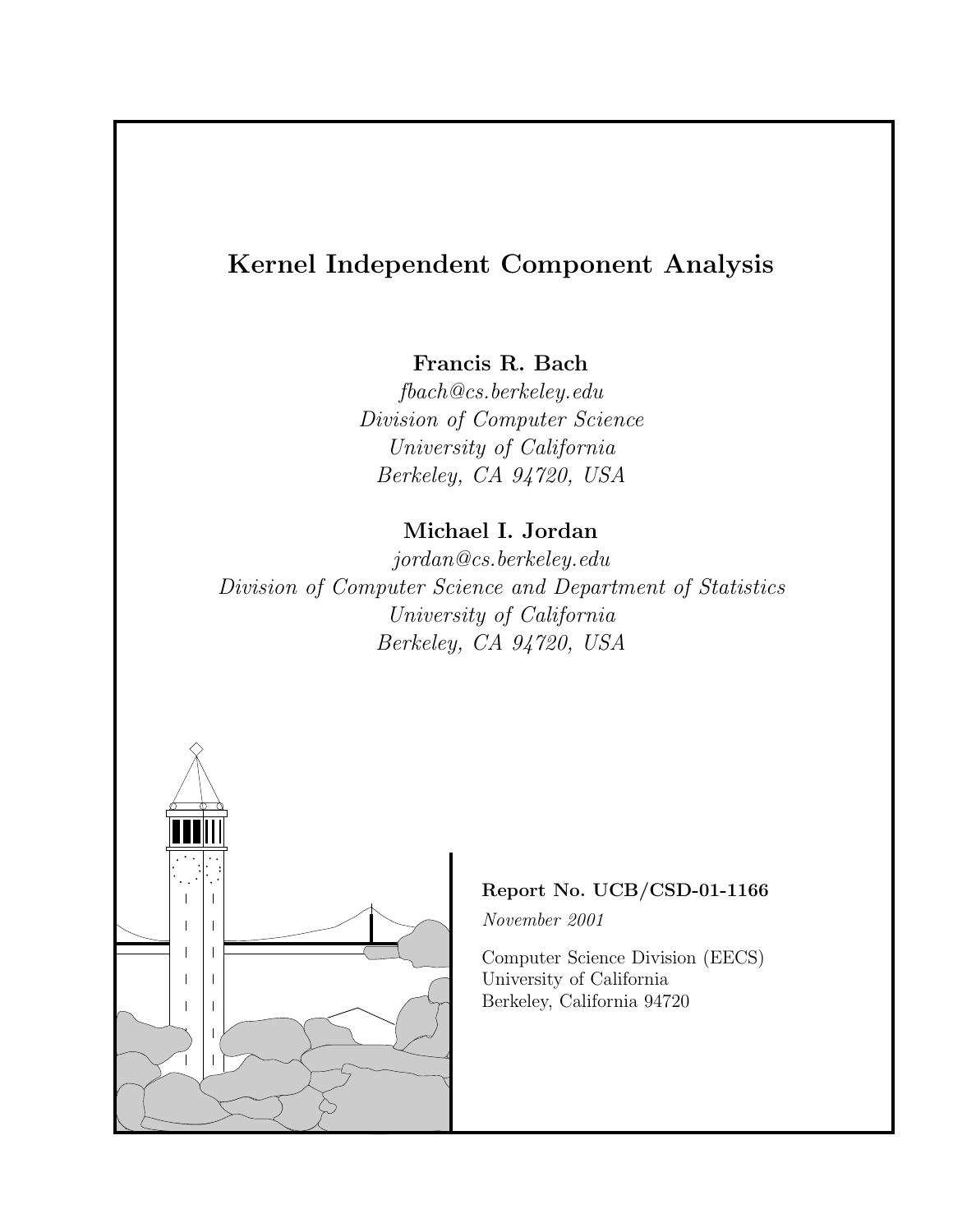# Kernel Independent Component Analysis

**Francis R. Bach**

*fbach@cs.berkeley.edu*
*Division of Computer Science*
*University of California*
*Berkeley, CA 94720, USA*

**Michael I. Jordan**

*jordan@cs.berkeley.edu*
*Division of Computer Science and Department of Statistics*
*University of California*
*Berkeley, CA 94720, USA*

**Report No. UCB/CSD-01-1166**

*November 2001*

Computer Science Division (EECS)
University of California
Berkeley, California 94720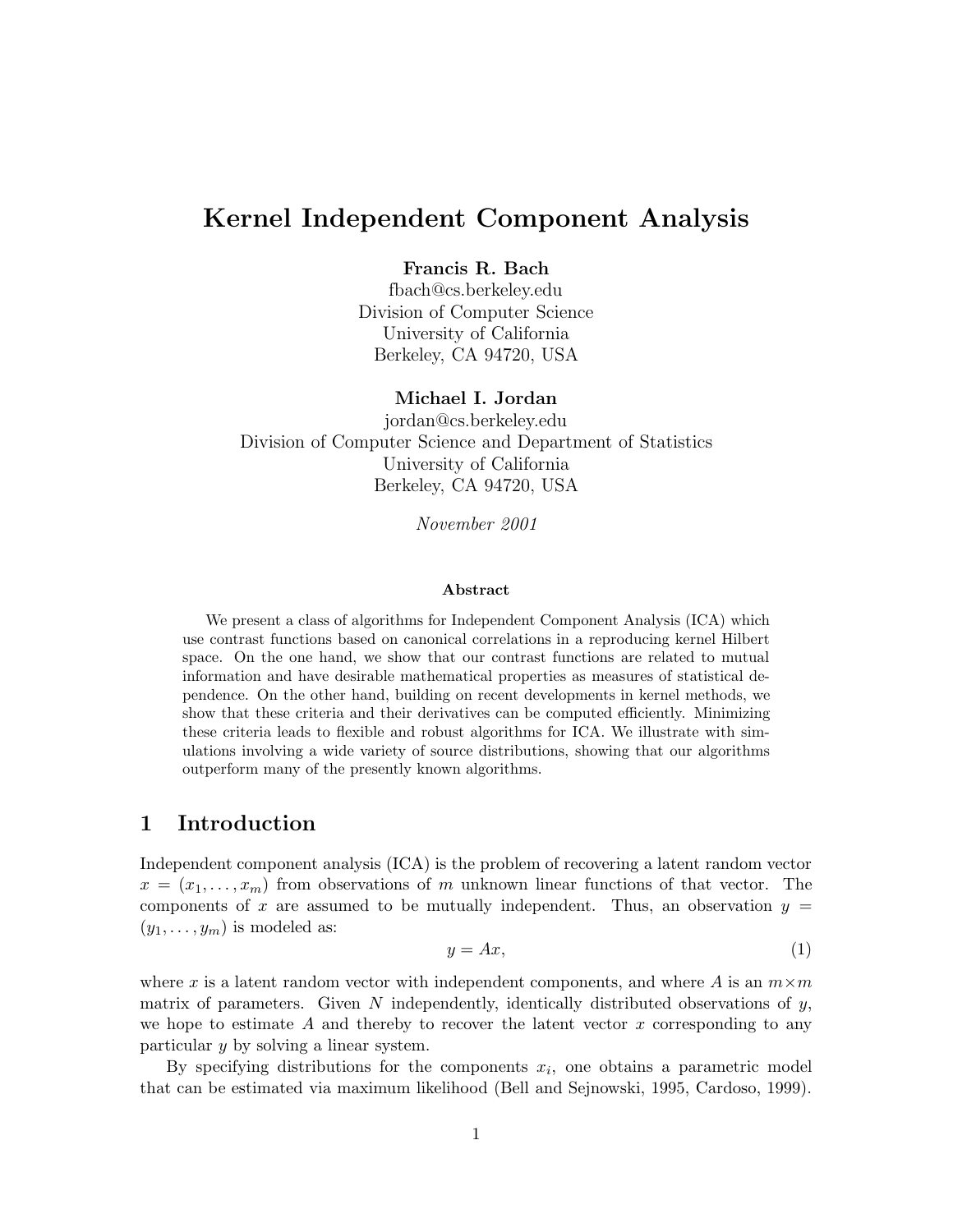# Kernel Independent Component Analysis

**Francis R. Bach**
fbach@cs.berkeley.edu
Division of Computer Science
University of California
Berkeley, CA 94720, USA

**Michael I. Jordan**
jordan@cs.berkeley.edu
Division of Computer Science and Department of Statistics
University of California
Berkeley, CA 94720, USA

*November 2001*

### Abstract

We present a class of algorithms for Independent Component Analysis (ICA) which use contrast functions based on canonical correlations in a reproducing kernel Hilbert space. On the one hand, we show that our contrast functions are related to mutual information and have desirable mathematical properties as measures of statistical dependence. On the other hand, building on recent developments in kernel methods, we show that these criteria and their derivatives can be computed efficiently. Minimizing these criteria leads to flexible and robust algorithms for ICA. We illustrate with simulations involving a wide variety of source distributions, showing that our algorithms outperform many of the presently known algorithms.

## 1 Introduction

Independent component analysis (ICA) is the problem of recovering a latent random vector $x = (x_1, \ldots, x_m)$ from observations of $m$ unknown linear functions of that vector. The components of $x$ are assumed to be mutually independent. Thus, an observation $y = (y_1, \ldots, y_m)$ is modeled as:

$$y = Ax, \tag{1}$$

where $x$ is a latent random vector with independent components, and where $A$ is an $m \times m$ matrix of parameters. Given $N$ independently, identically distributed observations of $y$, we hope to estimate $A$ and thereby to recover the latent vector $x$ corresponding to any particular $y$ by solving a linear system.

By specifying distributions for the components $x_i$, one obtains a parametric model that can be estimated via maximum likelihood (Bell and Sejnowski, 1995, Cardoso, 1999).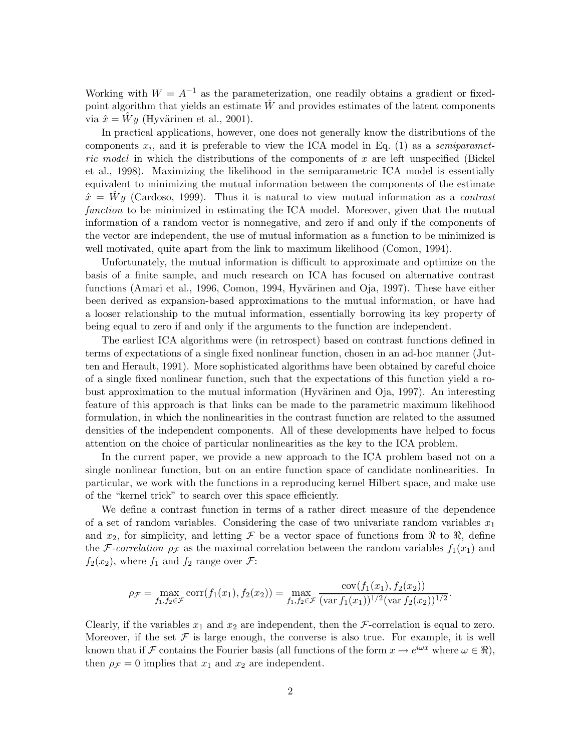Working with $W = A^{-1}$ as the parameterization, one readily obtains a gradient or fixed-point algorithm that yields an estimate $\hat{W}$ and provides estimates of the latent components via $\hat{x} = \hat{W}y$ (Hyvärinen et al., 2001).

In practical applications, however, one does not generally know the distributions of the components $x_i$, and it is preferable to view the ICA model in Eq. (1) as a *semiparametric model* in which the distributions of the components of $x$ are left unspecified (Bickel et al., 1998). Maximizing the likelihood in the semiparametric ICA model is essentially equivalent to minimizing the mutual information between the components of the estimate $\hat{x} = \hat{W}y$ (Cardoso, 1999). Thus it is natural to view mutual information as a *contrast function* to be minimized in estimating the ICA model. Moreover, given that the mutual information of a random vector is nonnegative, and zero if and only if the components of the vector are independent, the use of mutual information as a function to be minimized is well motivated, quite apart from the link to maximum likelihood (Comon, 1994).

Unfortunately, the mutual information is difficult to approximate and optimize on the basis of a finite sample, and much research on ICA has focused on alternative contrast functions (Amari et al., 1996, Comon, 1994, Hyvärinen and Oja, 1997). These have either been derived as expansion-based approximations to the mutual information, or have had a looser relationship to the mutual information, essentially borrowing its key property of being equal to zero if and only if the arguments to the function are independent.

The earliest ICA algorithms were (in retrospect) based on contrast functions defined in terms of expectations of a single fixed nonlinear function, chosen in an ad-hoc manner (Jutten and Herault, 1991). More sophisticated algorithms have been obtained by careful choice of a single fixed nonlinear function, such that the expectations of this function yield a robust approximation to the mutual information (Hyvärinen and Oja, 1997). An interesting feature of this approach is that links can be made to the parametric maximum likelihood formulation, in which the nonlinearities in the contrast function are related to the assumed densities of the independent components. All of these developments have helped to focus attention on the choice of particular nonlinearities as the key to the ICA problem.

In the current paper, we provide a new approach to the ICA problem based not on a single nonlinear function, but on an entire function space of candidate nonlinearities. In particular, we work with the functions in a reproducing kernel Hilbert space, and make use of the "kernel trick" to search over this space efficiently.

We define a contrast function in terms of a rather direct measure of the dependence of a set of random variables. Considering the case of two univariate random variables $x_1$ and $x_2$, for simplicity, and letting $\mathcal{F}$ be a vector space of functions from $\Re$ to $\Re$, define the *$\mathcal{F}$-correlation* $\rho_{\mathcal{F}}$ as the maximal correlation between the random variables $f_1(x_1)$ and $f_2(x_2)$, where $f_1$ and $f_2$ range over $\mathcal{F}$:

$$\rho_{\mathcal{F}} = \max_{f_1, f_2 \in \mathcal{F}} \operatorname{corr}(f_1(x_1), f_2(x_2)) = \max_{f_1, f_2 \in \mathcal{F}} \frac{\operatorname{cov}(f_1(x_1), f_2(x_2))}{(\operatorname{var} f_1(x_1))^{1/2} (\operatorname{var} f_2(x_2))^{1/2}}.$$

Clearly, if the variables $x_1$ and $x_2$ are independent, then the $\mathcal{F}$-correlation is equal to zero. Moreover, if the set $\mathcal{F}$ is large enough, the converse is also true. For example, it is well known that if $\mathcal{F}$ contains the Fourier basis (all functions of the form $x \mapsto e^{i\omega x}$ where $\omega \in \Re$), then $\rho_{\mathcal{F}} = 0$ implies that $x_1$ and $x_2$ are independent.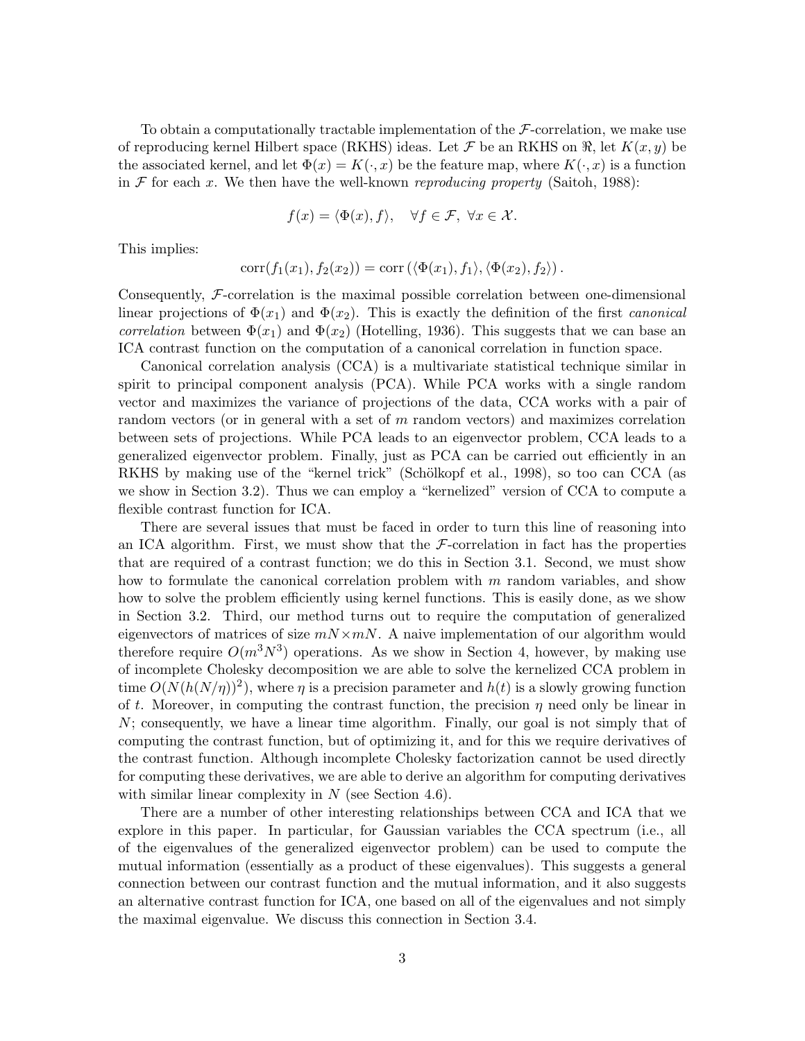To obtain a computationally tractable implementation of the $\mathcal{F}$-correlation, we make use of reproducing kernel Hilbert space (RKHS) ideas. Let $\mathcal{F}$ be an RKHS on $\Re$, let $K(x, y)$ be the associated kernel, and let $\Phi(x) = K(\cdot, x)$ be the feature map, where $K(\cdot, x)$ is a function in $\mathcal{F}$ for each $x$. We then have the well-known *reproducing property* (Saitoh, 1988):

$$f(x) = \langle \Phi(x), f \rangle, \quad \forall f \in \mathcal{F}, \; \forall x \in \mathcal{X}.$$

This implies:

$$\text{corr}(f_1(x_1), f_2(x_2)) = \text{corr}\left(\langle \Phi(x_1), f_1 \rangle, \langle \Phi(x_2), f_2 \rangle\right).$$

Consequently, $\mathcal{F}$-correlation is the maximal possible correlation between one-dimensional linear projections of $\Phi(x_1)$ and $\Phi(x_2)$. This is exactly the definition of the first *canonical correlation* between $\Phi(x_1)$ and $\Phi(x_2)$ (Hotelling, 1936). This suggests that we can base an ICA contrast function on the computation of a canonical correlation in function space.

Canonical correlation analysis (CCA) is a multivariate statistical technique similar in spirit to principal component analysis (PCA). While PCA works with a single random vector and maximizes the variance of projections of the data, CCA works with a pair of random vectors (or in general with a set of $m$ random vectors) and maximizes correlation between sets of projections. While PCA leads to an eigenvector problem, CCA leads to a generalized eigenvector problem. Finally, just as PCA can be carried out efficiently in an RKHS by making use of the "kernel trick" (Schölkopf et al., 1998), so too can CCA (as we show in Section 3.2). Thus we can employ a "kernelized" version of CCA to compute a flexible contrast function for ICA.

There are several issues that must be faced in order to turn this line of reasoning into an ICA algorithm. First, we must show that the $\mathcal{F}$-correlation in fact has the properties that are required of a contrast function; we do this in Section 3.1. Second, we must show how to formulate the canonical correlation problem with $m$ random variables, and show how to solve the problem efficiently using kernel functions. This is easily done, as we show in Section 3.2. Third, our method turns out to require the computation of generalized eigenvectors of matrices of size $mN \times mN$. A naive implementation of our algorithm would therefore require $O(m^3N^3)$ operations. As we show in Section 4, however, by making use of incomplete Cholesky decomposition we are able to solve the kernelized CCA problem in time $O(N(h(N/\eta))^2)$, where $\eta$ is a precision parameter and $h(t)$ is a slowly growing function of $t$. Moreover, in computing the contrast function, the precision $\eta$ need only be linear in $N$; consequently, we have a linear time algorithm. Finally, our goal is not simply that of computing the contrast function, but of optimizing it, and for this we require derivatives of the contrast function. Although incomplete Cholesky factorization cannot be used directly for computing these derivatives, we are able to derive an algorithm for computing derivatives with similar linear complexity in $N$ (see Section 4.6).

There are a number of other interesting relationships between CCA and ICA that we explore in this paper. In particular, for Gaussian variables the CCA spectrum (i.e., all of the eigenvalues of the generalized eigenvector problem) can be used to compute the mutual information (essentially as a product of these eigenvalues). This suggests a general connection between our contrast function and the mutual information, and it also suggests an alternative contrast function for ICA, one based on all of the eigenvalues and not simply the maximal eigenvalue. We discuss this connection in Section 3.4.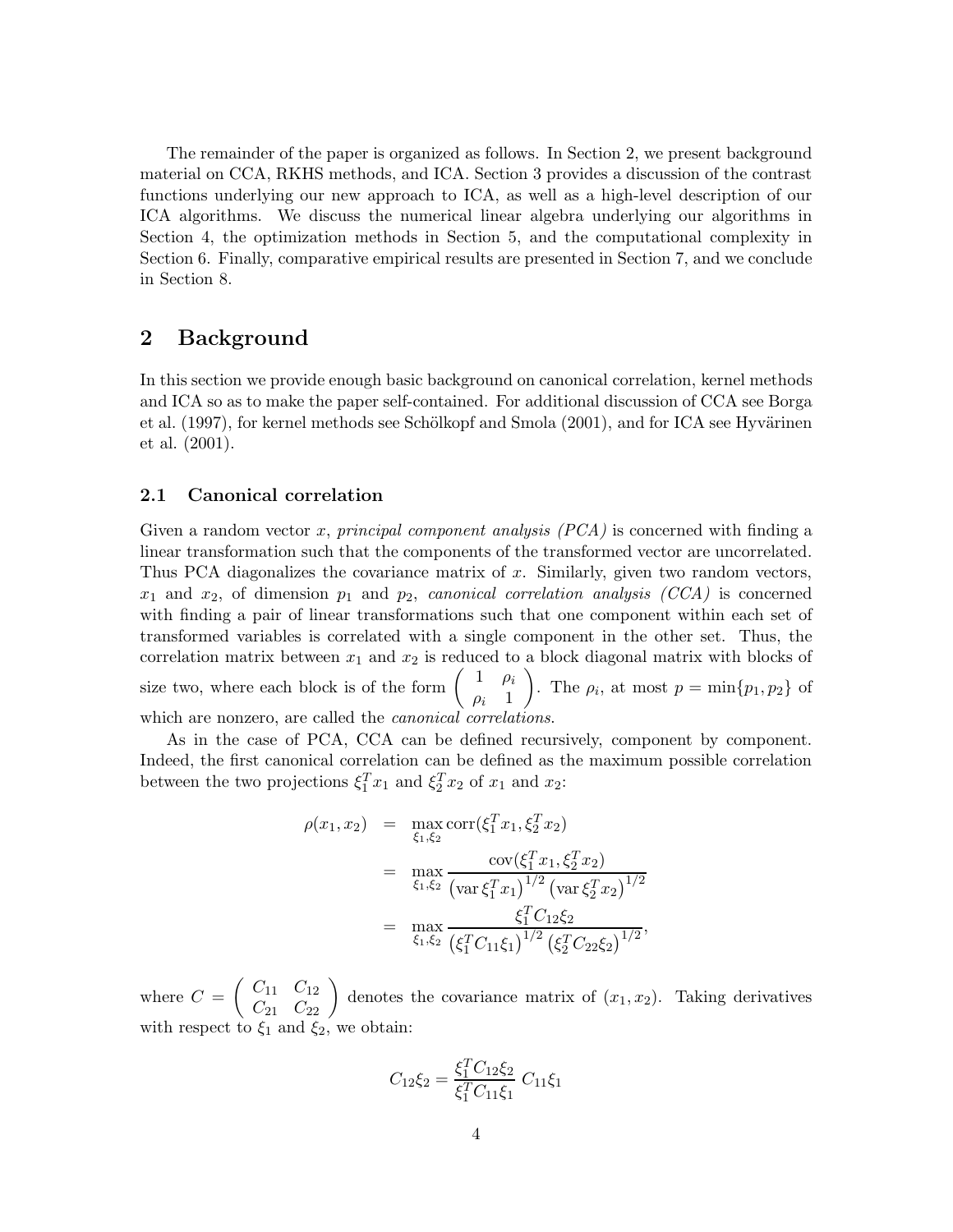The remainder of the paper is organized as follows. In Section 2, we present background material on CCA, RKHS methods, and ICA. Section 3 provides a discussion of the contrast functions underlying our new approach to ICA, as well as a high-level description of our ICA algorithms. We discuss the numerical linear algebra underlying our algorithms in Section 4, the optimization methods in Section 5, and the computational complexity in Section 6. Finally, comparative empirical results are presented in Section 7, and we conclude in Section 8.

## 2 Background

In this section we provide enough basic background on canonical correlation, kernel methods and ICA so as to make the paper self-contained. For additional discussion of CCA see Borga et al. (1997), for kernel methods see Schölkopf and Smola (2001), and for ICA see Hyvärinen et al. (2001).

### 2.1 Canonical correlation

Given a random vector $x$, *principal component analysis (PCA)* is concerned with finding a linear transformation such that the components of the transformed vector are uncorrelated. Thus PCA diagonalizes the covariance matrix of $x$. Similarly, given two random vectors, $x_1$ and $x_2$, of dimension $p_1$ and $p_2$, *canonical correlation analysis (CCA)* is concerned with finding a pair of linear transformations such that one component within each set of transformed variables is correlated with a single component in the other set. Thus, the correlation matrix between $x_1$ and $x_2$ is reduced to a block diagonal matrix with blocks of size two, where each block is of the form $\begin{pmatrix} 1 & \rho_i \\ \rho_i & 1 \end{pmatrix}$. The $\rho_i$, at most $p = \min\{p_1, p_2\}$ of which are nonzero, are called the *canonical correlations*.

As in the case of PCA, CCA can be defined recursively, component by component. Indeed, the first canonical correlation can be defined as the maximum possible correlation between the two projections $\xi_1^T x_1$ and $\xi_2^T x_2$ of $x_1$ and $x_2$:

$$
\begin{aligned}
\rho(x_1, x_2) &= \max_{\xi_1, \xi_2} \operatorname{corr}(\xi_1^T x_1, \xi_2^T x_2) \\
&= \max_{\xi_1, \xi_2} \frac{\operatorname{cov}(\xi_1^T x_1, \xi_2^T x_2)}{\left(\operatorname{var} \xi_1^T x_1\right)^{1/2} \left(\operatorname{var} \xi_2^T x_2\right)^{1/2}} \\
&= \max_{\xi_1, \xi_2} \frac{\xi_1^T C_{12} \xi_2}{\left(\xi_1^T C_{11} \xi_1\right)^{1/2} \left(\xi_2^T C_{22} \xi_2\right)^{1/2}},
\end{aligned}
$$

where $C = \begin{pmatrix} C_{11} & C_{12} \\ C_{21} & C_{22} \end{pmatrix}$ denotes the covariance matrix of $(x_1, x_2)$. Taking derivatives with respect to $\xi_1$ and $\xi_2$, we obtain:

$$
C_{12} \xi_2 = \frac{\xi_1^T C_{12} \xi_2}{\xi_1^T C_{11} \xi_1} \, C_{11} \xi_1
$$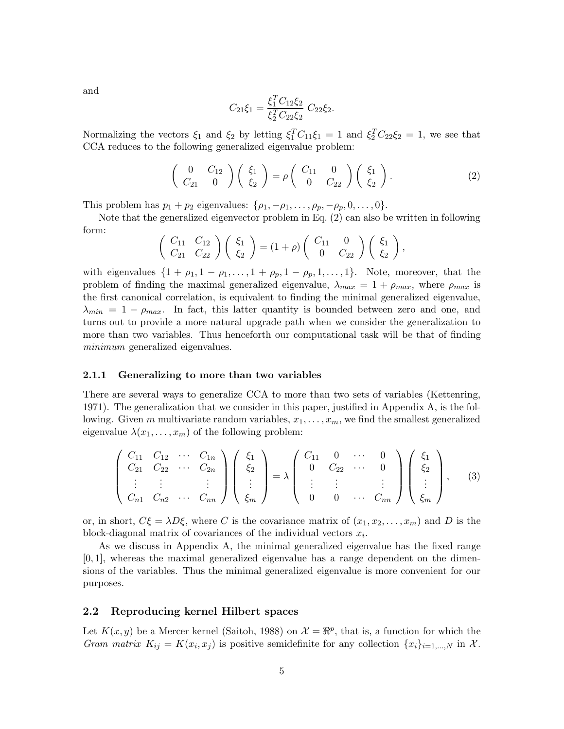and

$$C_{21}\xi_1 = \frac{\xi_1^T C_{12} \xi_2}{\xi_2^T C_{22} \xi_2} \, C_{22}\xi_2.$$

Normalizing the vectors $\xi_1$ and $\xi_2$ by letting $\xi_1^T C_{11} \xi_1 = 1$ and $\xi_2^T C_{22} \xi_2 = 1$, we see that CCA reduces to the following generalized eigenvalue problem:

$$\begin{pmatrix} 0 & C_{12} \\ C_{21} & 0 \end{pmatrix} \begin{pmatrix} \xi_1 \\ \xi_2 \end{pmatrix} = \rho \begin{pmatrix} C_{11} & 0 \\ 0 & C_{22} \end{pmatrix} \begin{pmatrix} \xi_1 \\ \xi_2 \end{pmatrix}. \tag{2}$$

This problem has $p_1 + p_2$ eigenvalues: $\{\rho_1, -\rho_1, \ldots, \rho_p, -\rho_p, 0, \ldots, 0\}$.

Note that the generalized eigenvector problem in Eq. (2) can also be written in following form:

$$\begin{pmatrix} C_{11} & C_{12} \\ C_{21} & C_{22} \end{pmatrix} \begin{pmatrix} \xi_1 \\ \xi_2 \end{pmatrix} = (1 + \rho) \begin{pmatrix} C_{11} & 0 \\ 0 & C_{22} \end{pmatrix} \begin{pmatrix} \xi_1 \\ \xi_2 \end{pmatrix},$$

with eigenvalues $\{1 + \rho_1, 1 - \rho_1, \ldots, 1 + \rho_p, 1 - \rho_p, 1, \ldots, 1\}$. Note, moreover, that the problem of finding the maximal generalized eigenvalue, $\lambda_{max} = 1 + \rho_{max}$, where $\rho_{max}$ is the first canonical correlation, is equivalent to finding the minimal generalized eigenvalue, $\lambda_{min} = 1 - \rho_{max}$. In fact, this latter quantity is bounded between zero and one, and turns out to provide a more natural upgrade path when we consider the generalization to more than two variables. Thus henceforth our computational task will be that of finding *minimum* generalized eigenvalues.

### 2.1.1 Generalizing to more than two variables

There are several ways to generalize CCA to more than two sets of variables (Kettenring, 1971). The generalization that we consider in this paper, justified in Appendix A, is the following. Given $m$ multivariate random variables, $x_1, \ldots, x_m$, we find the smallest generalized eigenvalue $\lambda(x_1, \ldots, x_m)$ of the following problem:

$$\begin{pmatrix} C_{11} & C_{12} & \cdots & C_{1n} \\ C_{21} & C_{22} & \cdots & C_{2n} \\ \vdots & \vdots & & \vdots \\ C_{n1} & C_{n2} & \cdots & C_{nn} \end{pmatrix} \begin{pmatrix} \xi_1 \\ \xi_2 \\ \vdots \\ \xi_m \end{pmatrix} = \lambda \begin{pmatrix} C_{11} & 0 & \cdots & 0 \\ 0 & C_{22} & \cdots & 0 \\ \vdots & \vdots & & \vdots \\ 0 & 0 & \cdots & C_{nn} \end{pmatrix} \begin{pmatrix} \xi_1 \\ \xi_2 \\ \vdots \\ \xi_m \end{pmatrix}, \tag{3}$$

or, in short, $C\xi = \lambda D\xi$, where $C$ is the covariance matrix of $(x_1, x_2, \ldots, x_m)$ and $D$ is the block-diagonal matrix of covariances of the individual vectors $x_i$.

As we discuss in Appendix A, the minimal generalized eigenvalue has the fixed range $[0, 1]$, whereas the maximal generalized eigenvalue has a range dependent on the dimensions of the variables. Thus the minimal generalized eigenvalue is more convenient for our purposes.

## 2.2 Reproducing kernel Hilbert spaces

Let $K(x, y)$ be a Mercer kernel (Saitoh, 1988) on $\mathcal{X} = \Re^p$, that is, a function for which the *Gram matrix* $K_{ij} = K(x_i, x_j)$ is positive semidefinite for any collection $\{x_i\}_{i=1,\ldots,N}$ in $\mathcal{X}$.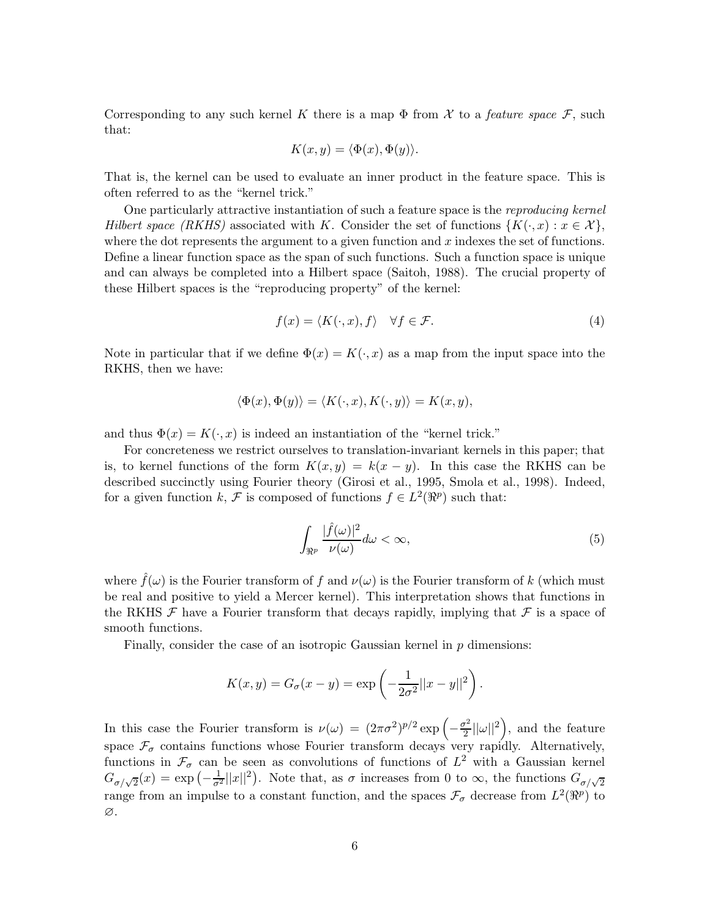Corresponding to any such kernel $K$ there is a map $\Phi$ from $\mathcal{X}$ to a *feature space* $\mathcal{F}$, such that:

$$K(x, y) = \langle \Phi(x), \Phi(y) \rangle.$$

That is, the kernel can be used to evaluate an inner product in the feature space. This is often referred to as the "kernel trick."

One particularly attractive instantiation of such a feature space is the *reproducing kernel Hilbert space (RKHS)* associated with $K$. Consider the set of functions $\{K(\cdot, x) : x \in \mathcal{X}\}$, where the dot represents the argument to a given function and $x$ indexes the set of functions. Define a linear function space as the span of such functions. Such a function space is unique and can always be completed into a Hilbert space (Saitoh, 1988). The crucial property of these Hilbert spaces is the "reproducing property" of the kernel:

$$f(x) = \langle K(\cdot, x), f \rangle \quad \forall f \in \mathcal{F}. \tag{4}$$

Note in particular that if we define $\Phi(x) = K(\cdot, x)$ as a map from the input space into the RKHS, then we have:

$$\langle \Phi(x), \Phi(y) \rangle = \langle K(\cdot, x), K(\cdot, y) \rangle = K(x, y),$$

and thus $\Phi(x) = K(\cdot, x)$ is indeed an instantiation of the "kernel trick."

For concreteness we restrict ourselves to translation-invariant kernels in this paper; that is, to kernel functions of the form $K(x, y) = k(x - y)$. In this case the RKHS can be described succinctly using Fourier theory (Girosi et al., 1995, Smola et al., 1998). Indeed, for a given function $k$, $\mathcal{F}$ is composed of functions $f \in L^2(\Re^p)$ such that:

$$\int_{\Re^p} \frac{|\hat{f}(\omega)|^2}{\nu(\omega)} d\omega < \infty, \tag{5}$$

where $\hat{f}(\omega)$ is the Fourier transform of $f$ and $\nu(\omega)$ is the Fourier transform of $k$ (which must be real and positive to yield a Mercer kernel). This interpretation shows that functions in the RKHS $\mathcal{F}$ have a Fourier transform that decays rapidly, implying that $\mathcal{F}$ is a space of smooth functions.

Finally, consider the case of an isotropic Gaussian kernel in $p$ dimensions:

$$K(x, y) = G_\sigma(x - y) = \exp\left(-\frac{1}{2\sigma^2}||x - y||^2\right).$$

In this case the Fourier transform is $\nu(\omega) = (2\pi\sigma^2)^{p/2} \exp\left(-\frac{\sigma^2}{2}||\omega||^2\right)$, and the feature space $\mathcal{F}_\sigma$ contains functions whose Fourier transform decays very rapidly. Alternatively, functions in $\mathcal{F}_\sigma$ can be seen as convolutions of functions of $L^2$ with a Gaussian kernel $G_{\sigma/\sqrt{2}}(x) = \exp\left(-\frac{1}{\sigma^2}||x||^2\right)$. Note that, as $\sigma$ increases from 0 to $\infty$, the functions $G_{\sigma/\sqrt{2}}$ range from an impulse to a constant function, and the spaces $\mathcal{F}_\sigma$ decrease from $L^2(\Re^p)$ to $\varnothing$.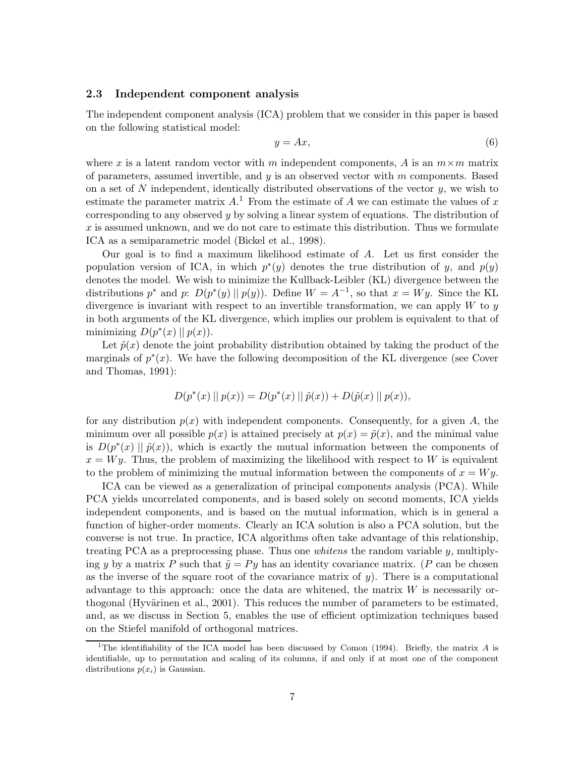### 2.3 Independent component analysis

The independent component analysis (ICA) problem that we consider in this paper is based on the following statistical model:

$$y = Ax, \tag{6}$$

where $x$ is a latent random vector with $m$ independent components, $A$ is an $m \times m$ matrix of parameters, assumed invertible, and $y$ is an observed vector with $m$ components. Based on a set of $N$ independent, identically distributed observations of the vector $y$, we wish to estimate the parameter matrix $A$.[1] From the estimate of $A$ we can estimate the values of $x$ corresponding to any observed $y$ by solving a linear system of equations. The distribution of $x$ is assumed unknown, and we do not care to estimate this distribution. Thus we formulate ICA as a semiparametric model (Bickel et al., 1998).

Our goal is to find a maximum likelihood estimate of $A$. Let us first consider the population version of ICA, in which $p^*(y)$ denotes the true distribution of $y$, and $p(y)$ denotes the model. We wish to minimize the Kullback-Leibler (KL) divergence between the distributions $p^*$ and $p$: $D(p^*(y) \,||\, p(y))$. Define $W = A^{-1}$, so that $x = Wy$. Since the KL divergence is invariant with respect to an invertible transformation, we can apply $W$ to $y$ in both arguments of the KL divergence, which implies our problem is equivalent to that of minimizing $D(p^*(x) \,||\, p(x))$.

Let $\tilde{p}(x)$ denote the joint probability distribution obtained by taking the product of the marginals of $p^*(x)$. We have the following decomposition of the KL divergence (see Cover and Thomas, 1991):

$$D(p^*(x) \,||\, p(x)) = D(p^*(x) \,||\, \tilde{p}(x)) + D(\tilde{p}(x) \,||\, p(x)),$$

for any distribution $p(x)$ with independent components. Consequently, for a given $A$, the minimum over all possible $p(x)$ is attained precisely at $p(x) = \tilde{p}(x)$, and the minimal value is $D(p^*(x) \,||\, \tilde{p}(x))$, which is exactly the mutual information between the components of $x = Wy$. Thus, the problem of maximizing the likelihood with respect to $W$ is equivalent to the problem of minimizing the mutual information between the components of $x = Wy$.

ICA can be viewed as a generalization of principal components analysis (PCA). While PCA yields uncorrelated components, and is based solely on second moments, ICA yields independent components, and is based on the mutual information, which is in general a function of higher-order moments. Clearly an ICA solution is also a PCA solution, but the converse is not true. In practice, ICA algorithms often take advantage of this relationship, treating PCA as a preprocessing phase. Thus one *whitens* the random variable $y$, multiplying $y$ by a matrix $P$ such that $\tilde{y} = Py$ has an identity covariance matrix. ($P$ can be chosen as the inverse of the square root of the covariance matrix of $y$). There is a computational advantage to this approach: once the data are whitened, the matrix $W$ is necessarily orthogonal (Hyvärinen et al., 2001). This reduces the number of parameters to be estimated, and, as we discuss in Section 5, enables the use of efficient optimization techniques based on the Stiefel manifold of orthogonal matrices.

[1] The identifiability of the ICA model has been discussed by Comon (1994). Briefly, the matrix $A$ is identifiable, up to permutation and scaling of its columns, if and only if at most one of the component distributions $p(x_i)$ is Gaussian.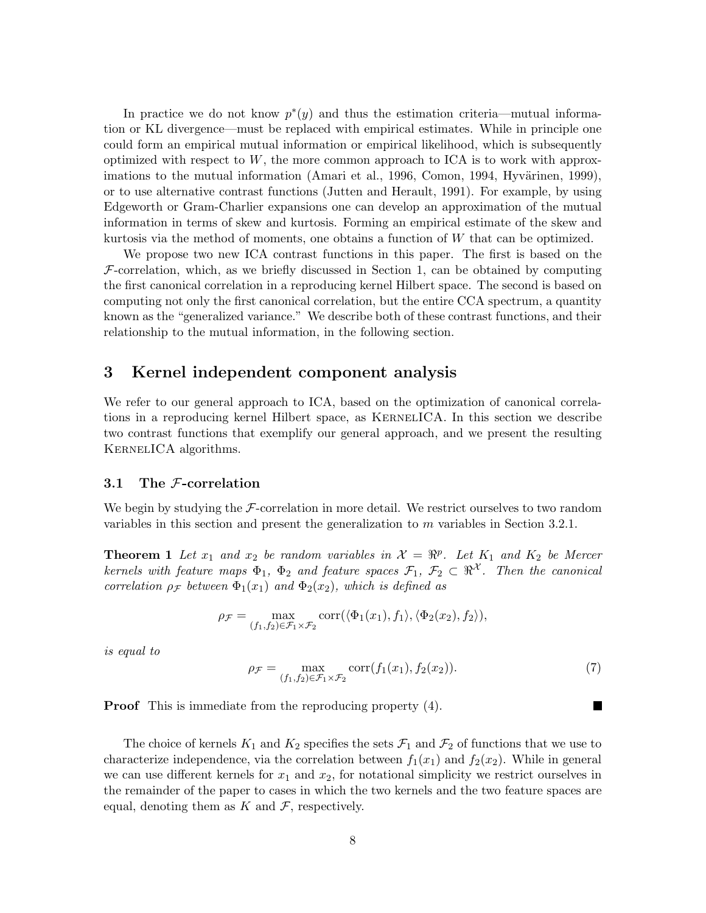In practice we do not know $p^*(y)$ and thus the estimation criteria—mutual information or KL divergence—must be replaced with empirical estimates. While in principle one could form an empirical mutual information or empirical likelihood, which is subsequently optimized with respect to $W$, the more common approach to ICA is to work with approximations to the mutual information (Amari et al., 1996, Comon, 1994, Hyvärinen, 1999), or to use alternative contrast functions (Jutten and Herault, 1991). For example, by using Edgeworth or Gram-Charlier expansions one can develop an approximation of the mutual information in terms of skew and kurtosis. Forming an empirical estimate of the skew and kurtosis via the method of moments, one obtains a function of $W$ that can be optimized.

We propose two new ICA contrast functions in this paper. The first is based on the $\mathcal{F}$-correlation, which, as we briefly discussed in Section 1, can be obtained by computing the first canonical correlation in a reproducing kernel Hilbert space. The second is based on computing not only the first canonical correlation, but the entire CCA spectrum, a quantity known as the "generalized variance." We describe both of these contrast functions, and their relationship to the mutual information, in the following section.

## 3 Kernel independent component analysis

We refer to our general approach to ICA, based on the optimization of canonical correlations in a reproducing kernel Hilbert space, as KernelICA. In this section we describe two contrast functions that exemplify our general approach, and we present the resulting KernelICA algorithms.

### 3.1 The $\mathcal{F}$-correlation

We begin by studying the $\mathcal{F}$-correlation in more detail. We restrict ourselves to two random variables in this section and present the generalization to $m$ variables in Section 3.2.1.

**Theorem 1** *Let $x_1$ and $x_2$ be random variables in $\mathcal{X} = \Re^p$. Let $K_1$ and $K_2$ be Mercer kernels with feature maps $\Phi_1$, $\Phi_2$ and feature spaces $\mathcal{F}_1$, $\mathcal{F}_2 \subset \Re^{\mathcal{X}}$. Then the canonical correlation $\rho_{\mathcal{F}}$ between $\Phi_1(x_1)$ and $\Phi_2(x_2)$, which is defined as*

$$\rho_{\mathcal{F}} = \max_{(f_1,f_2)\in\mathcal{F}_1\times\mathcal{F}_2} \operatorname{corr}(\langle\Phi_1(x_1), f_1\rangle, \langle\Phi_2(x_2), f_2\rangle),$$

*is equal to*

$$\rho_{\mathcal{F}} = \max_{(f_1,f_2)\in\mathcal{F}_1\times\mathcal{F}_2} \operatorname{corr}(f_1(x_1), f_2(x_2)). \tag{7}$$

**Proof** This is immediate from the reproducing property (4). ■

The choice of kernels $K_1$ and $K_2$ specifies the sets $\mathcal{F}_1$ and $\mathcal{F}_2$ of functions that we use to characterize independence, via the correlation between $f_1(x_1)$ and $f_2(x_2)$. While in general we can use different kernels for $x_1$ and $x_2$, for notational simplicity we restrict ourselves in the remainder of the paper to cases in which the two kernels and the two feature spaces are equal, denoting them as $K$ and $\mathcal{F}$, respectively.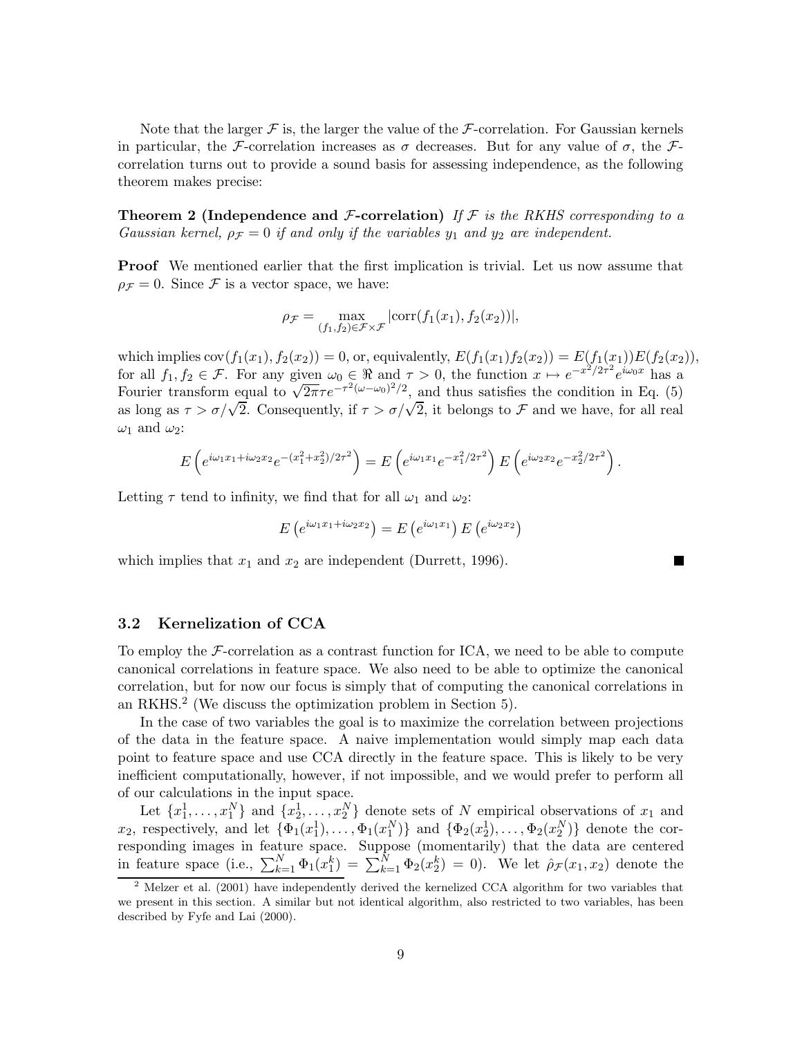Note that the larger $\mathcal{F}$ is, the larger the value of the $\mathcal{F}$-correlation. For Gaussian kernels in particular, the $\mathcal{F}$-correlation increases as $\sigma$ decreases. But for any value of $\sigma$, the $\mathcal{F}$-correlation turns out to provide a sound basis for assessing independence, as the following theorem makes precise:

**Theorem 2 (Independence and $\mathcal{F}$-correlation)** *If $\mathcal{F}$ is the RKHS corresponding to a Gaussian kernel, $\rho_{\mathcal{F}} = 0$ if and only if the variables $y_1$ and $y_2$ are independent.*

**Proof** We mentioned earlier that the first implication is trivial. Let us now assume that $\rho_{\mathcal{F}} = 0$. Since $\mathcal{F}$ is a vector space, we have:

$$\rho_{\mathcal{F}} = \max_{(f_1, f_2) \in \mathcal{F} \times \mathcal{F}} |\text{corr}(f_1(x_1), f_2(x_2))|,$$

which implies $\text{cov}(f_1(x_1), f_2(x_2)) = 0$, or, equivalently, $E(f_1(x_1)f_2(x_2)) = E(f_1(x_1))E(f_2(x_2))$, for all $f_1, f_2 \in \mathcal{F}$. For any given $\omega_0 \in \Re$ and $\tau > 0$, the function $x \mapsto e^{-x^2/2\tau^2} e^{i\omega_0 x}$ has a Fourier transform equal to $\sqrt{2\pi}\tau e^{-\tau^2(\omega-\omega_0)^2/2}$, and thus satisfies the condition in Eq. (5) as long as $\tau > \sigma/\sqrt{2}$. Consequently, if $\tau > \sigma/\sqrt{2}$, it belongs to $\mathcal{F}$ and we have, for all real $\omega_1$ and $\omega_2$:

$$E\left(e^{i\omega_1 x_1 + i\omega_2 x_2} e^{-(x_1^2 + x_2^2)/2\tau^2}\right) = E\left(e^{i\omega_1 x_1} e^{-x_1^2/2\tau^2}\right) E\left(e^{i\omega_2 x_2} e^{-x_2^2/2\tau^2}\right).$$

Letting $\tau$ tend to infinity, we find that for all $\omega_1$ and $\omega_2$:

$$E\left(e^{i\omega_1 x_1 + i\omega_2 x_2}\right) = E\left(e^{i\omega_1 x_1}\right) E\left(e^{i\omega_2 x_2}\right)$$

which implies that $x_1$ and $x_2$ are independent (Durrett, 1996). ∎

### 3.2 Kernelization of CCA

To employ the $\mathcal{F}$-correlation as a contrast function for ICA, we need to be able to compute canonical correlations in feature space. We also need to be able to optimize the canonical correlation, but for now our focus is simply that of computing the canonical correlations in an RKHS.[2] (We discuss the optimization problem in Section 5).

In the case of two variables the goal is to maximize the correlation between projections of the data in the feature space. A naive implementation would simply map each data point to feature space and use CCA directly in the feature space. This is likely to be very inefficient computationally, however, if not impossible, and we would prefer to perform all of our calculations in the input space.

Let $\{x_1^1, \ldots, x_1^N\}$ and $\{x_2^1, \ldots, x_2^N\}$ denote sets of $N$ empirical observations of $x_1$ and $x_2$, respectively, and let $\{\Phi_1(x_1^1), \ldots, \Phi_1(x_1^N)\}$ and $\{\Phi_2(x_2^1), \ldots, \Phi_2(x_2^N)\}$ denote the corresponding images in feature space. Suppose (momentarily) that the data are centered in feature space (i.e., $\sum_{k=1}^N \Phi_1(x_1^k) = \sum_{k=1}^N \Phi_2(x_2^k) = 0$). We let $\hat{\rho}_{\mathcal{F}}(x_1, x_2)$ denote the

[2] Melzer et al. (2001) have independently derived the kernelized CCA algorithm for two variables that we present in this section. A similar but not identical algorithm, also restricted to two variables, has been described by Fyfe and Lai (2000).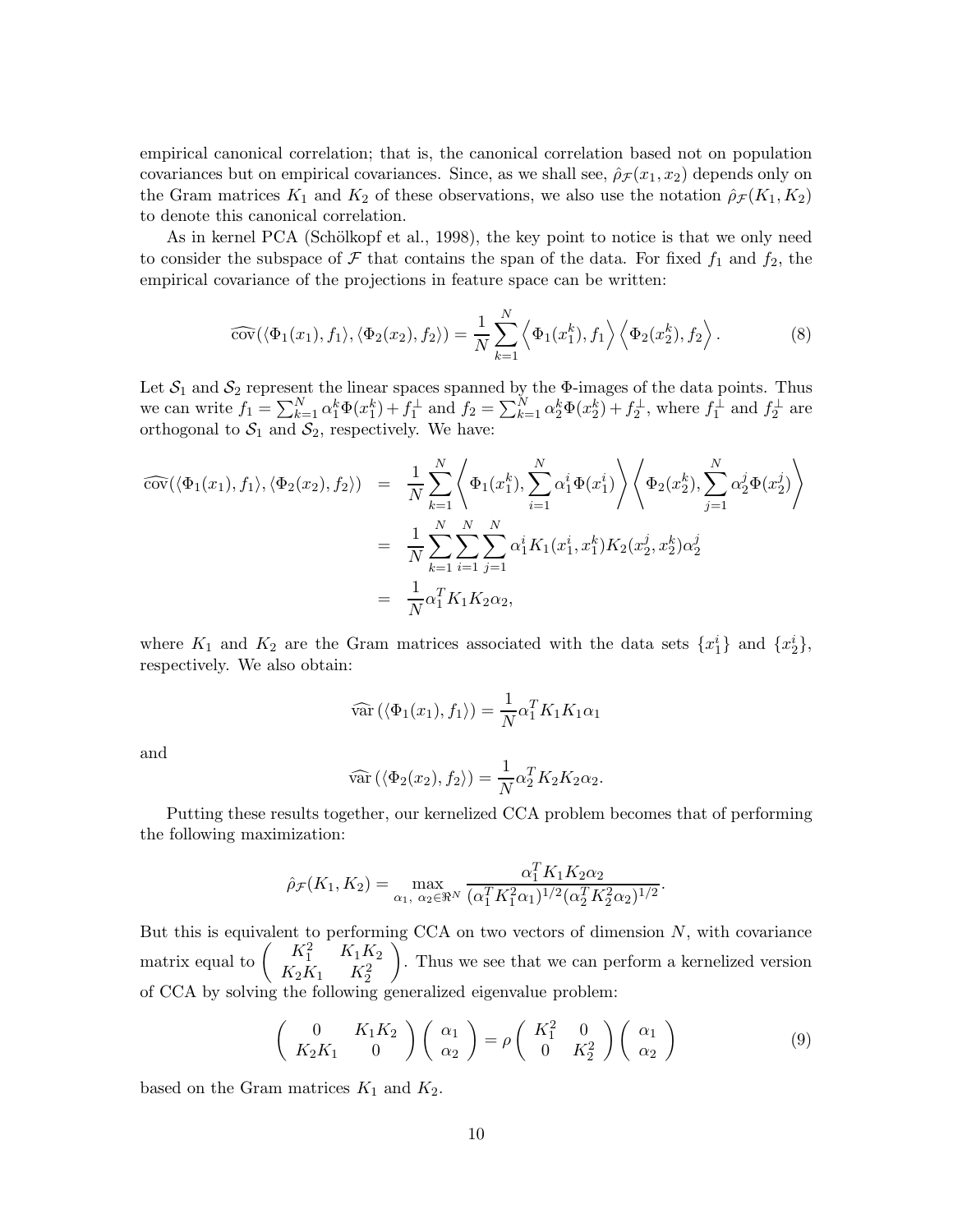empirical canonical correlation; that is, the canonical correlation based not on population covariances but on empirical covariances. Since, as we shall see, $\hat{\rho}_{\mathcal{F}}(x_1, x_2)$ depends only on the Gram matrices $K_1$ and $K_2$ of these observations, we also use the notation $\hat{\rho}_{\mathcal{F}}(K_1, K_2)$ to denote this canonical correlation.

As in kernel PCA (Schölkopf et al., 1998), the key point to notice is that we only need to consider the subspace of $\mathcal{F}$ that contains the span of the data. For fixed $f_1$ and $f_2$, the empirical covariance of the projections in feature space can be written:

$$\widehat{\text{cov}}(\langle \Phi_1(x_1), f_1 \rangle, \langle \Phi_2(x_2), f_2 \rangle) = \frac{1}{N} \sum_{k=1}^{N} \left\langle \Phi_1(x_1^k), f_1 \right\rangle \left\langle \Phi_2(x_2^k), f_2 \right\rangle. \tag{8}$$

Let $\mathcal{S}_1$ and $\mathcal{S}_2$ represent the linear spaces spanned by the $\Phi$-images of the data points. Thus we can write $f_1 = \sum_{k=1}^{N} \alpha_1^k \Phi(x_1^k) + f_1^{\perp}$ and $f_2 = \sum_{k=1}^{N} \alpha_2^k \Phi(x_2^k) + f_2^{\perp}$, where $f_1^{\perp}$ and $f_2^{\perp}$ are orthogonal to $\mathcal{S}_1$ and $\mathcal{S}_2$, respectively. We have:

$$\begin{aligned}
\widehat{\text{cov}}(\langle \Phi_1(x_1), f_1 \rangle, \langle \Phi_2(x_2), f_2 \rangle) &= \frac{1}{N} \sum_{k=1}^{N} \left\langle \Phi_1(x_1^k), \sum_{i=1}^{N} \alpha_1^i \Phi(x_1^i) \right\rangle \left\langle \Phi_2(x_2^k), \sum_{j=1}^{N} \alpha_2^j \Phi(x_2^j) \right\rangle \\
&= \frac{1}{N} \sum_{k=1}^{N} \sum_{i=1}^{N} \sum_{j=1}^{N} \alpha_1^i K_1(x_1^i, x_1^k) K_2(x_2^j, x_2^k) \alpha_2^j \\
&= \frac{1}{N} \alpha_1^T K_1 K_2 \alpha_2,
\end{aligned}$$

where $K_1$ and $K_2$ are the Gram matrices associated with the data sets $\{x_1^i\}$ and $\{x_2^i\}$, respectively. We also obtain:

$$\widehat{\text{var}}\left(\langle \Phi_1(x_1), f_1 \rangle\right) = \frac{1}{N} \alpha_1^T K_1 K_1 \alpha_1$$

and

$$\widehat{\text{var}}\left(\langle \Phi_2(x_2), f_2 \rangle\right) = \frac{1}{N} \alpha_2^T K_2 K_2 \alpha_2.$$

Putting these results together, our kernelized CCA problem becomes that of performing the following maximization:

$$\hat{\rho}_{\mathcal{F}}(K_1, K_2) = \max_{\alpha_1,\ \alpha_2 \in \Re^N} \frac{\alpha_1^T K_1 K_2 \alpha_2}{(\alpha_1^T K_1^2 \alpha_1)^{1/2} (\alpha_2^T K_2^2 \alpha_2)^{1/2}}.$$

But this is equivalent to performing CCA on two vectors of dimension $N$, with covariance matrix equal to $\begin{pmatrix} K_1^2 & K_1 K_2 \\ K_2 K_1 & K_2^2 \end{pmatrix}$. Thus we see that we can perform a kernelized version of CCA by solving the following generalized eigenvalue problem:

$$\begin{pmatrix} 0 & K_1 K_2 \\ K_2 K_1 & 0 \end{pmatrix} \begin{pmatrix} \alpha_1 \\ \alpha_2 \end{pmatrix} = \rho \begin{pmatrix} K_1^2 & 0 \\ 0 & K_2^2 \end{pmatrix} \begin{pmatrix} \alpha_1 \\ \alpha_2 \end{pmatrix} \tag{9}$$

based on the Gram matrices $K_1$ and $K_2$.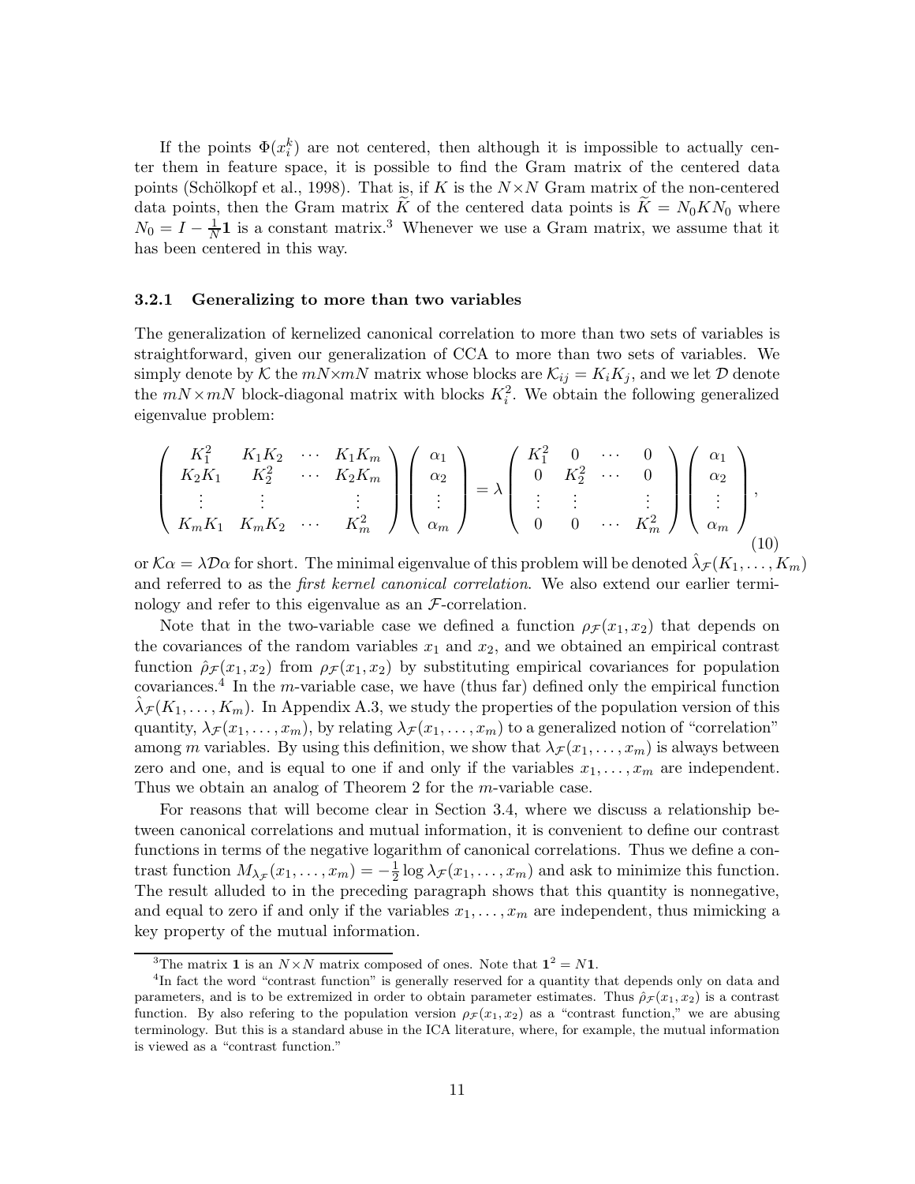If the points $\Phi(x_i^k)$ are not centered, then although it is impossible to actually center them in feature space, it is possible to find the Gram matrix of the centered data points (Schölkopf et al., 1998). That is, if $K$ is the $N \times N$ Gram matrix of the non-centered data points, then the Gram matrix $\widetilde{K}$ of the centered data points is $\widetilde{K} = N_0 K N_0$ where $N_0 = I - \frac{1}{N}\mathbf{1}$ is a constant matrix.[3] Whenever we use a Gram matrix, we assume that it has been centered in this way.

### 3.2.1 Generalizing to more than two variables

The generalization of kernelized canonical correlation to more than two sets of variables is straightforward, given our generalization of CCA to more than two sets of variables. We simply denote by $\mathcal{K}$ the $mN \times mN$ matrix whose blocks are $\mathcal{K}_{ij} = K_i K_j$, and we let $\mathcal{D}$ denote the $mN \times mN$ block-diagonal matrix with blocks $K_i^2$. We obtain the following generalized eigenvalue problem:

$$
\begin{pmatrix} K_1^2 & K_1K_2 & \cdots & K_1K_m \\ K_2K_1 & K_2^2 & \cdots & K_2K_m \\ \vdots & \vdots & & \vdots \\ K_mK_1 & K_mK_2 & \cdots & K_m^2 \end{pmatrix} \begin{pmatrix} \alpha_1 \\ \alpha_2 \\ \vdots \\ \alpha_m \end{pmatrix} = \lambda \begin{pmatrix} K_1^2 & 0 & \cdots & 0 \\ 0 & K_2^2 & \cdots & 0 \\ \vdots & \vdots & & \vdots \\ 0 & 0 & \cdots & K_m^2 \end{pmatrix} \begin{pmatrix} \alpha_1 \\ \alpha_2 \\ \vdots \\ \alpha_m \end{pmatrix}, \tag{10}
$$

or $\mathcal{K}\alpha = \lambda \mathcal{D}\alpha$ for short. The minimal eigenvalue of this problem will be denoted $\hat{\lambda}_{\mathcal{F}}(K_1, \ldots, K_m)$ and referred to as the *first kernel canonical correlation*. We also extend our earlier terminology and refer to this eigenvalue as an $\mathcal{F}$-correlation.

Note that in the two-variable case we defined a function $\rho_{\mathcal{F}}(x_1, x_2)$ that depends on the covariances of the random variables $x_1$ and $x_2$, and we obtained an empirical contrast function $\hat{\rho}_{\mathcal{F}}(x_1, x_2)$ from $\rho_{\mathcal{F}}(x_1, x_2)$ by substituting empirical covariances for population covariances.[4] In the $m$-variable case, we have (thus far) defined only the empirical function $\hat{\lambda}_{\mathcal{F}}(K_1, \ldots, K_m)$. In Appendix A.3, we study the properties of the population version of this quantity, $\lambda_{\mathcal{F}}(x_1, \ldots, x_m)$, by relating $\lambda_{\mathcal{F}}(x_1, \ldots, x_m)$ to a generalized notion of "correlation" among $m$ variables. By using this definition, we show that $\lambda_{\mathcal{F}}(x_1, \ldots, x_m)$ is always between zero and one, and is equal to one if and only if the variables $x_1, \ldots, x_m$ are independent. Thus we obtain an analog of Theorem 2 for the $m$-variable case.

For reasons that will become clear in Section 3.4, where we discuss a relationship between canonical correlations and mutual information, it is convenient to define our contrast functions in terms of the negative logarithm of canonical correlations. Thus we define a contrast function $M_{\lambda_{\mathcal{F}}}(x_1, \ldots, x_m) = -\frac{1}{2} \log \lambda_{\mathcal{F}}(x_1, \ldots, x_m)$ and ask to minimize this function. The result alluded to in the preceding paragraph shows that this quantity is nonnegative, and equal to zero if and only if the variables $x_1, \ldots, x_m$ are independent, thus mimicking a key property of the mutual information.

---

[3] The matrix $\mathbf{1}$ is an $N \times N$ matrix composed of ones. Note that $\mathbf{1}^2 = N\mathbf{1}$.

[4] In fact the word "contrast function" is generally reserved for a quantity that depends only on data and parameters, and is to be extremized in order to obtain parameter estimates. Thus $\hat{\rho}_{\mathcal{F}}(x_1, x_2)$ is a contrast function. By also refering to the population version $\rho_{\mathcal{F}}(x_1, x_2)$ as a "contrast function," we are abusing terminology. But this is a standard abuse in the ICA literature, where, for example, the mutual information is viewed as a "contrast function."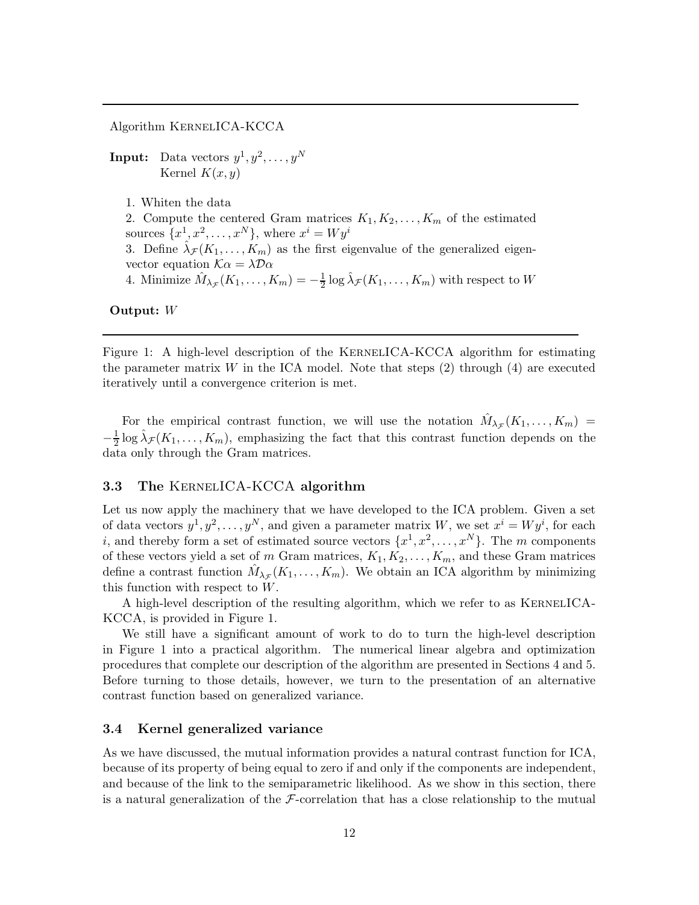---

Algorithm KernelICA-KCCA

**Input:** Data vectors $y^1, y^2, \ldots, y^N$
Kernel $K(x, y)$

1. Whiten the data
2. Compute the centered Gram matrices $K_1, K_2, \ldots, K_m$ of the estimated sources $\{x^1, x^2, \ldots, x^N\}$, where $x^i = Wy^i$
3. Define $\hat{\lambda}_{\mathcal{F}}(K_1, \ldots, K_m)$ as the first eigenvalue of the generalized eigenvector equation $\mathcal{K}\alpha = \lambda \mathcal{D}\alpha$
4. Minimize $\hat{M}_{\lambda_{\mathcal{F}}}(K_1, \ldots, K_m) = -\frac{1}{2} \log \hat{\lambda}_{\mathcal{F}}(K_1, \ldots, K_m)$ with respect to $W$

**Output:** $W$

---

Figure 1: A high-level description of the KernelICA-KCCA algorithm for estimating the parameter matrix $W$ in the ICA model. Note that steps (2) through (4) are executed iteratively until a convergence criterion is met.

For the empirical contrast function, we will use the notation $\hat{M}_{\lambda_{\mathcal{F}}}(K_1, \ldots, K_m) = -\frac{1}{2} \log \hat{\lambda}_{\mathcal{F}}(K_1, \ldots, K_m)$, emphasizing the fact that this contrast function depends on the data only through the Gram matrices.

### 3.3 The KernelICA-KCCA algorithm

Let us now apply the machinery that we have developed to the ICA problem. Given a set of data vectors $y^1, y^2, \ldots, y^N$, and given a parameter matrix $W$, we set $x^i = Wy^i$, for each $i$, and thereby form a set of estimated source vectors $\{x^1, x^2, \ldots, x^N\}$. The $m$ components of these vectors yield a set of $m$ Gram matrices, $K_1, K_2, \ldots, K_m$, and these Gram matrices define a contrast function $\hat{M}_{\lambda_{\mathcal{F}}}(K_1, \ldots, K_m)$. We obtain an ICA algorithm by minimizing this function with respect to $W$.

A high-level description of the resulting algorithm, which we refer to as KernelICA-KCCA, is provided in Figure 1.

We still have a significant amount of work to do to turn the high-level description in Figure 1 into a practical algorithm. The numerical linear algebra and optimization procedures that complete our description of the algorithm are presented in Sections 4 and 5. Before turning to those details, however, we turn to the presentation of an alternative contrast function based on generalized variance.

### 3.4 Kernel generalized variance

As we have discussed, the mutual information provides a natural contrast function for ICA, because of its property of being equal to zero if and only if the components are independent, and because of the link to the semiparametric likelihood. As we show in this section, there is a natural generalization of the $\mathcal{F}$-correlation that has a close relationship to the mutual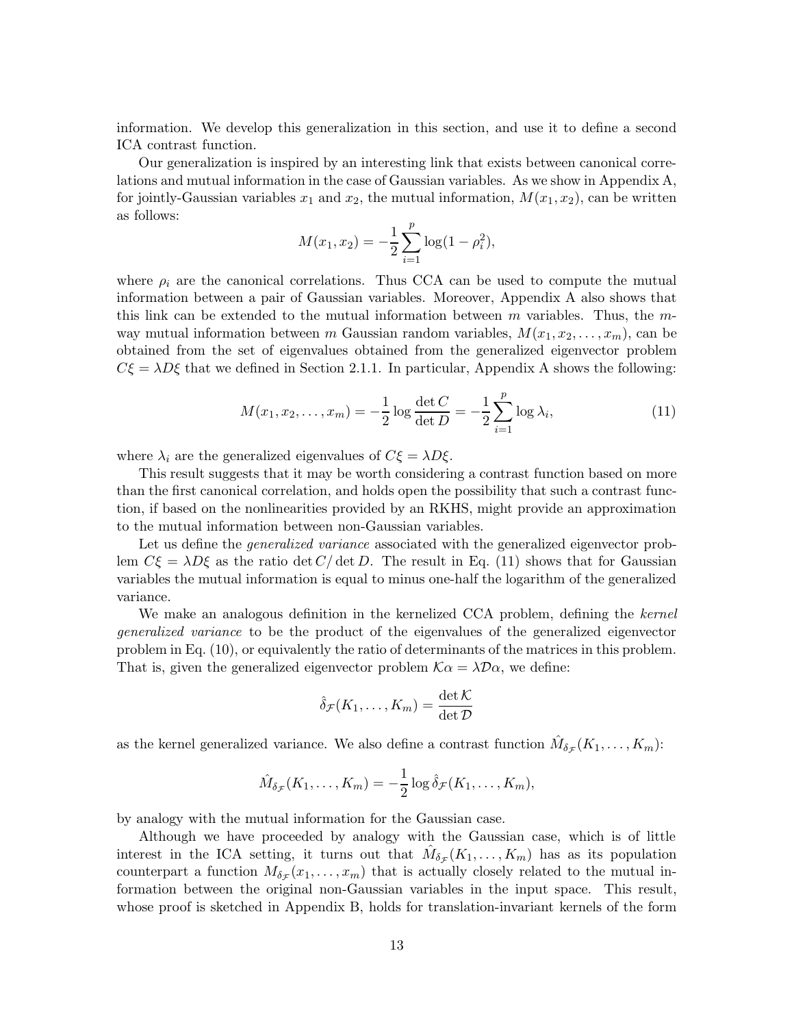information. We develop this generalization in this section, and use it to define a second ICA contrast function.

Our generalization is inspired by an interesting link that exists between canonical correlations and mutual information in the case of Gaussian variables. As we show in Appendix A, for jointly-Gaussian variables $x_1$ and $x_2$, the mutual information, $M(x_1, x_2)$, can be written as follows:

$$M(x_1, x_2) = -\frac{1}{2} \sum_{i=1}^{p} \log(1 - \rho_i^2),$$

where $\rho_i$ are the canonical correlations. Thus CCA can be used to compute the mutual information between a pair of Gaussian variables. Moreover, Appendix A also shows that this link can be extended to the mutual information between $m$ variables. Thus, the $m$-way mutual information between $m$ Gaussian random variables, $M(x_1, x_2, \ldots, x_m)$, can be obtained from the set of eigenvalues obtained from the generalized eigenvector problem $C\xi = \lambda D\xi$ that we defined in Section 2.1.1. In particular, Appendix A shows the following:

$$M(x_1, x_2, \ldots, x_m) = -\frac{1}{2} \log \frac{\det C}{\det D} = -\frac{1}{2} \sum_{i=1}^{p} \log \lambda_i, \tag{11}$$

where $\lambda_i$ are the generalized eigenvalues of $C\xi = \lambda D\xi$.

This result suggests that it may be worth considering a contrast function based on more than the first canonical correlation, and holds open the possibility that such a contrast function, if based on the nonlinearities provided by an RKHS, might provide an approximation to the mutual information between non-Gaussian variables.

Let us define the *generalized variance* associated with the generalized eigenvector problem $C\xi = \lambda D\xi$ as the ratio $\det C / \det D$. The result in Eq. (11) shows that for Gaussian variables the mutual information is equal to minus one-half the logarithm of the generalized variance.

We make an analogous definition in the kernelized CCA problem, defining the *kernel generalized variance* to be the product of the eigenvalues of the generalized eigenvector problem in Eq. (10), or equivalently the ratio of determinants of the matrices in this problem. That is, given the generalized eigenvector problem $\mathcal{K}\alpha = \lambda \mathcal{D}\alpha$, we define:

$$\hat{\delta}_{\mathcal{F}}(K_1, \ldots, K_m) = \frac{\det \mathcal{K}}{\det \mathcal{D}}$$

as the kernel generalized variance. We also define a contrast function $\hat{M}_{\delta_{\mathcal{F}}}(K_1, \ldots, K_m)$:

$$\hat{M}_{\delta_{\mathcal{F}}}(K_1, \ldots, K_m) = -\frac{1}{2} \log \hat{\delta}_{\mathcal{F}}(K_1, \ldots, K_m),$$

by analogy with the mutual information for the Gaussian case.

Although we have proceeded by analogy with the Gaussian case, which is of little interest in the ICA setting, it turns out that $\hat{M}_{\delta_{\mathcal{F}}}(K_1, \ldots, K_m)$ has as its population counterpart a function $M_{\delta_{\mathcal{F}}}(x_1, \ldots, x_m)$ that is actually closely related to the mutual information between the original non-Gaussian variables in the input space. This result, whose proof is sketched in Appendix B, holds for translation-invariant kernels of the form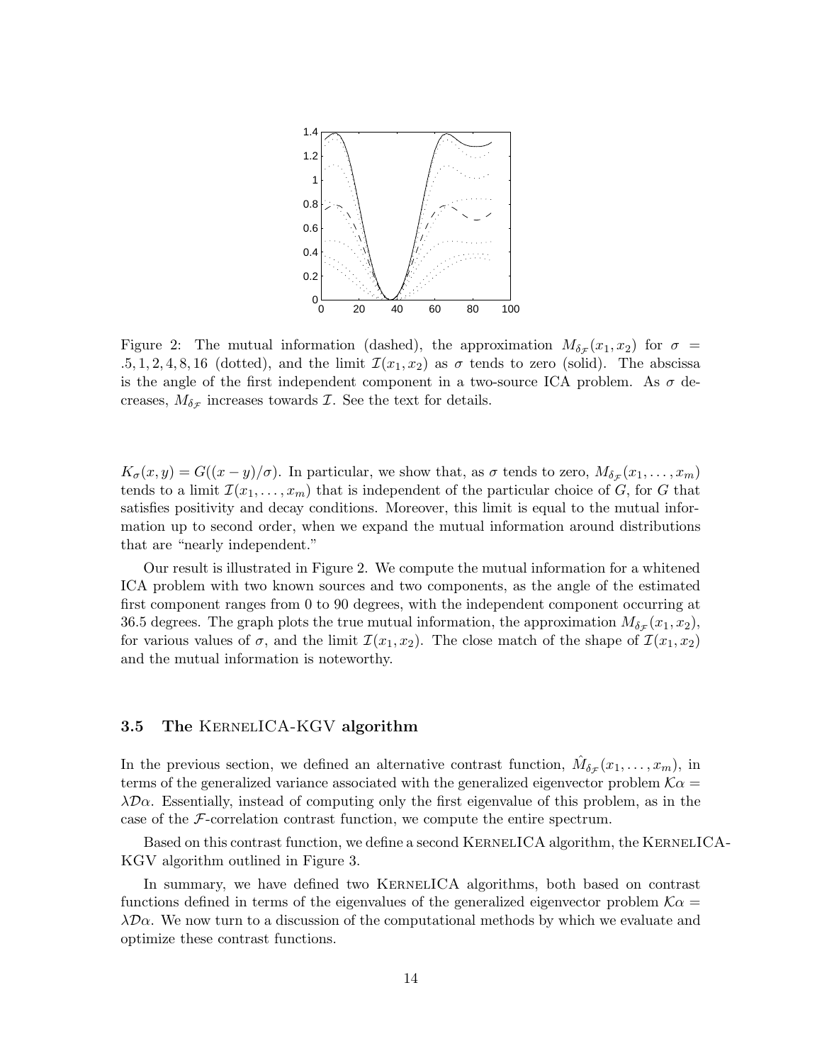Figure 2: The mutual information (dashed), the approximation $M_{\delta_{\mathcal{F}}}(x_1, x_2)$ for $\sigma = .5, 1, 2, 4, 8, 16$ (dotted), and the limit $\mathcal{I}(x_1, x_2)$ as $\sigma$ tends to zero (solid). The abscissa is the angle of the first independent component in a two-source ICA problem. As $\sigma$ decreases, $M_{\delta_{\mathcal{F}}}$ increases towards $\mathcal{I}$. See the text for details.

$K_\sigma(x, y) = G((x - y)/\sigma)$. In particular, we show that, as $\sigma$ tends to zero, $M_{\delta_{\mathcal{F}}}(x_1, \ldots, x_m)$ tends to a limit $\mathcal{I}(x_1, \ldots, x_m)$ that is independent of the particular choice of $G$, for $G$ that satisfies positivity and decay conditions. Moreover, this limit is equal to the mutual information up to second order, when we expand the mutual information around distributions that are "nearly independent."

Our result is illustrated in Figure 2. We compute the mutual information for a whitened ICA problem with two known sources and two components, as the angle of the estimated first component ranges from 0 to 90 degrees, with the independent component occurring at 36.5 degrees. The graph plots the true mutual information, the approximation $M_{\delta_{\mathcal{F}}}(x_1, x_2)$, for various values of $\sigma$, and the limit $\mathcal{I}(x_1, x_2)$. The close match of the shape of $\mathcal{I}(x_1, x_2)$ and the mutual information is noteworthy.

### 3.5 The KernelICA-KGV algorithm

In the previous section, we defined an alternative contrast function, $\hat{M}_{\delta_{\mathcal{F}}}(x_1, \ldots, x_m)$, in terms of the generalized variance associated with the generalized eigenvector problem $\mathcal{K}\alpha = \lambda\mathcal{D}\alpha$. Essentially, instead of computing only the first eigenvalue of this problem, as in the case of the $\mathcal{F}$-correlation contrast function, we compute the entire spectrum.

Based on this contrast function, we define a second KernelICA algorithm, the KernelICA-KGV algorithm outlined in Figure 3.

In summary, we have defined two KernelICA algorithms, both based on contrast functions defined in terms of the eigenvalues of the generalized eigenvector problem $\mathcal{K}\alpha = \lambda\mathcal{D}\alpha$. We now turn to a discussion of the computational methods by which we evaluate and optimize these contrast functions.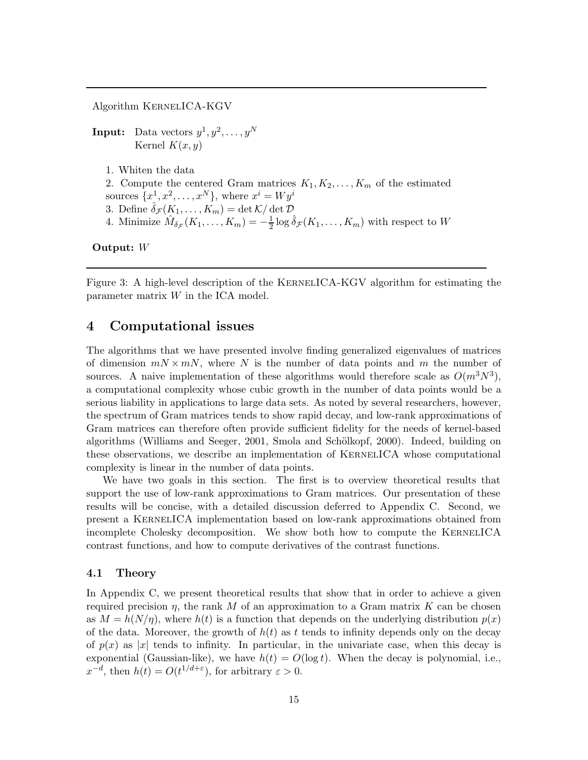Algorithm KernelICA-KGV

**Input:** Data vectors $y^1, y^2, \ldots, y^N$
Kernel $K(x, y)$

1. Whiten the data
2. Compute the centered Gram matrices $K_1, K_2, \ldots, K_m$ of the estimated sources $\{x^1, x^2, \ldots, x^N\}$, where $x^i = W y^i$
3. Define $\hat{\delta}_{\mathcal{F}}(K_1, \ldots, K_m) = \det \mathcal{K} / \det \mathcal{D}$
4. Minimize $\hat{M}_{\delta_{\mathcal{F}}}(K_1, \ldots, K_m) = -\frac{1}{2} \log \hat{\delta}_{\mathcal{F}}(K_1, \ldots, K_m)$ with respect to $W$

**Output:** $W$

Figure 3: A high-level description of the KernelICA-KGV algorithm for estimating the parameter matrix $W$ in the ICA model.

## 4 Computational issues

The algorithms that we have presented involve finding generalized eigenvalues of matrices of dimension $mN \times mN$, where $N$ is the number of data points and $m$ the number of sources. A naive implementation of these algorithms would therefore scale as $O(m^3 N^3)$, a computational complexity whose cubic growth in the number of data points would be a serious liability in applications to large data sets. As noted by several researchers, however, the spectrum of Gram matrices tends to show rapid decay, and low-rank approximations of Gram matrices can therefore often provide sufficient fidelity for the needs of kernel-based algorithms (Williams and Seeger, 2001, Smola and Schölkopf, 2000). Indeed, building on these observations, we describe an implementation of KernelICA whose computational complexity is linear in the number of data points.

We have two goals in this section. The first is to overview theoretical results that support the use of low-rank approximations to Gram matrices. Our presentation of these results will be concise, with a detailed discussion deferred to Appendix C. Second, we present a KernelICA implementation based on low-rank approximations obtained from incomplete Cholesky decomposition. We show both how to compute the KernelICA contrast functions, and how to compute derivatives of the contrast functions.

### 4.1 Theory

In Appendix C, we present theoretical results that show that in order to achieve a given required precision $\eta$, the rank $M$ of an approximation to a Gram matrix $K$ can be chosen as $M = h(N/\eta)$, where $h(t)$ is a function that depends on the underlying distribution $p(x)$ of the data. Moreover, the growth of $h(t)$ as $t$ tends to infinity depends only on the decay of $p(x)$ as $|x|$ tends to infinity. In particular, in the univariate case, when this decay is exponential (Gaussian-like), we have $h(t) = O(\log t)$. When the decay is polynomial, i.e., $x^{-d}$, then $h(t) = O(t^{1/d+\varepsilon})$, for arbitrary $\varepsilon > 0$.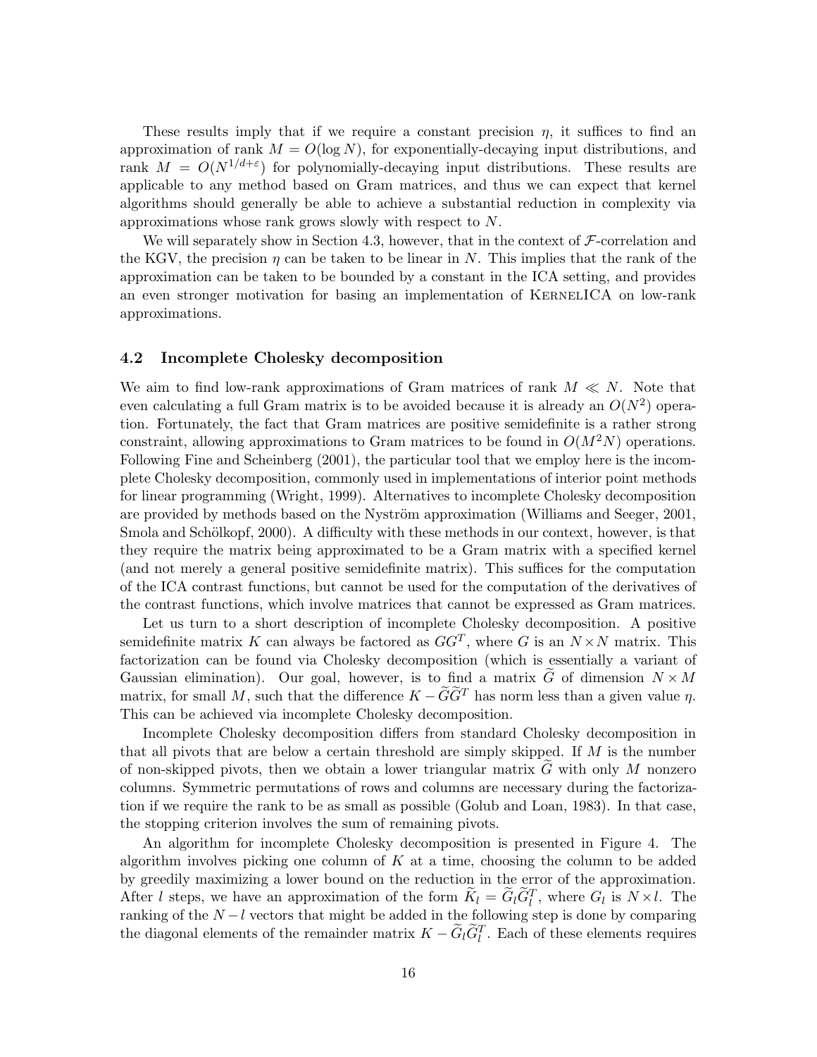These results imply that if we require a constant precision $\eta$, it suffices to find an approximation of rank $M = O(\log N)$, for exponentially-decaying input distributions, and rank $M = O(N^{1/d+\varepsilon})$ for polynomially-decaying input distributions. These results are applicable to any method based on Gram matrices, and thus we can expect that kernel algorithms should generally be able to achieve a substantial reduction in complexity via approximations whose rank grows slowly with respect to $N$.

We will separately show in Section 4.3, however, that in the context of $\mathcal{F}$-correlation and the KGV, the precision $\eta$ can be taken to be linear in $N$. This implies that the rank of the approximation can be taken to be bounded by a constant in the ICA setting, and provides an even stronger motivation for basing an implementation of KernelICA on low-rank approximations.

### 4.2 Incomplete Cholesky decomposition

We aim to find low-rank approximations of Gram matrices of rank $M \ll N$. Note that even calculating a full Gram matrix is to be avoided because it is already an $O(N^2)$ operation. Fortunately, the fact that Gram matrices are positive semidefinite is a rather strong constraint, allowing approximations to Gram matrices to be found in $O(M^2N)$ operations. Following Fine and Scheinberg (2001), the particular tool that we employ here is the incomplete Cholesky decomposition, commonly used in implementations of interior point methods for linear programming (Wright, 1999). Alternatives to incomplete Cholesky decomposition are provided by methods based on the Nyström approximation (Williams and Seeger, 2001, Smola and Schölkopf, 2000). A difficulty with these methods in our context, however, is that they require the matrix being approximated to be a Gram matrix with a specified kernel (and not merely a general positive semidefinite matrix). This suffices for the computation of the ICA contrast functions, but cannot be used for the computation of the derivatives of the contrast functions, which involve matrices that cannot be expressed as Gram matrices.

Let us turn to a short description of incomplete Cholesky decomposition. A positive semidefinite matrix $K$ can always be factored as $GG^T$, where $G$ is an $N \times N$ matrix. This factorization can be found via Cholesky decomposition (which is essentially a variant of Gaussian elimination). Our goal, however, is to find a matrix $\widetilde{G}$ of dimension $N \times M$ matrix, for small $M$, such that the difference $K - \widetilde{G}\widetilde{G}^T$ has norm less than a given value $\eta$. This can be achieved via incomplete Cholesky decomposition.

Incomplete Cholesky decomposition differs from standard Cholesky decomposition in that all pivots that are below a certain threshold are simply skipped. If $M$ is the number of non-skipped pivots, then we obtain a lower triangular matrix $\widetilde{G}$ with only $M$ nonzero columns. Symmetric permutations of rows and columns are necessary during the factorization if we require the rank to be as small as possible (Golub and Loan, 1983). In that case, the stopping criterion involves the sum of remaining pivots.

An algorithm for incomplete Cholesky decomposition is presented in Figure 4. The algorithm involves picking one column of $K$ at a time, choosing the column to be added by greedily maximizing a lower bound on the reduction in the error of the approximation. After $l$ steps, we have an approximation of the form $\widetilde{K}_l = \widetilde{G}_l\widetilde{G}_l^T$, where $G_l$ is $N \times l$. The ranking of the $N - l$ vectors that might be added in the following step is done by comparing the diagonal elements of the remainder matrix $K - \widetilde{G}_l\widetilde{G}_l^T$. Each of these elements requires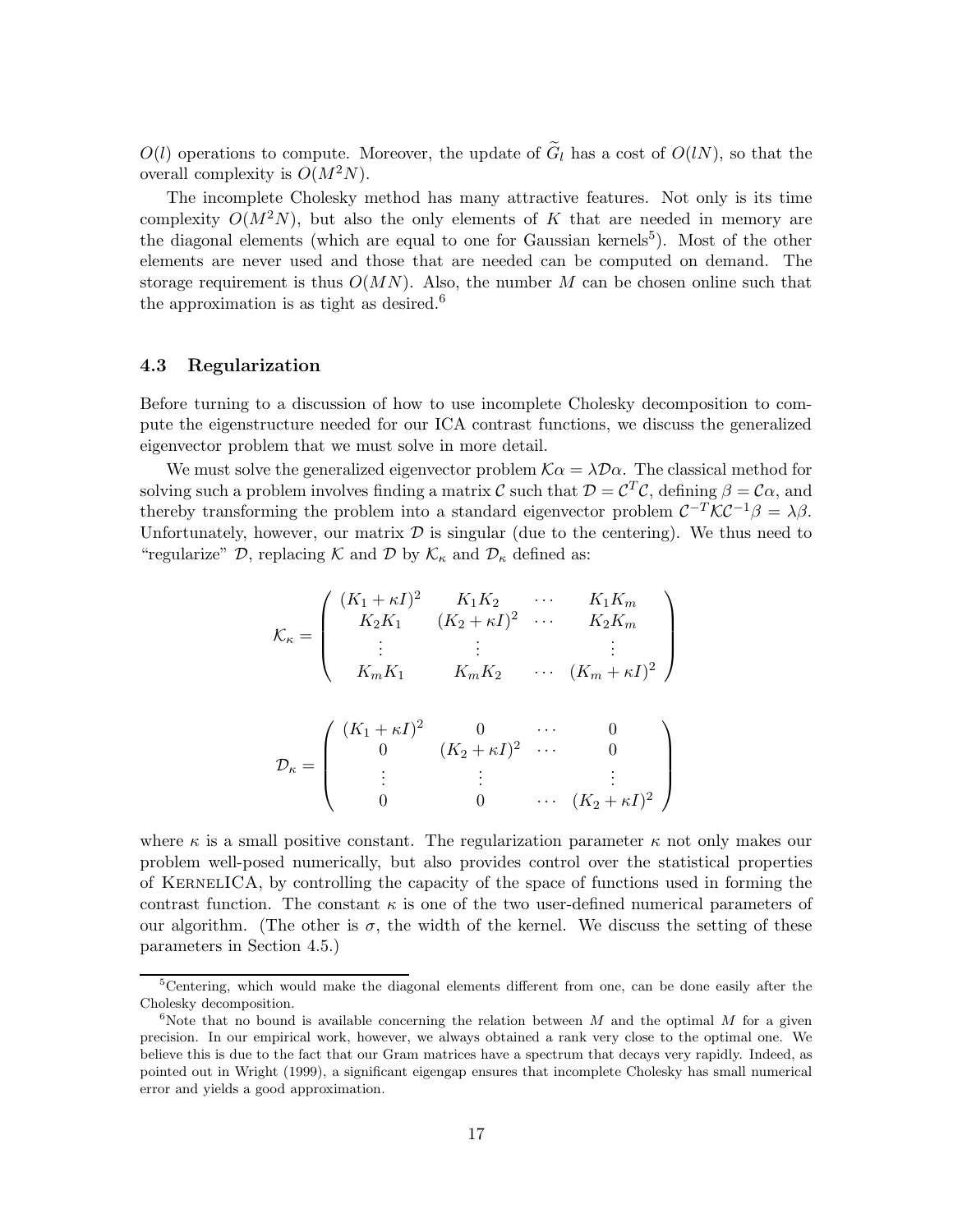$O(l)$ operations to compute. Moreover, the update of $\widetilde{G}_l$ has a cost of $O(lN)$, so that the overall complexity is $O(M^2N)$.

The incomplete Cholesky method has many attractive features. Not only is its time complexity $O(M^2N)$, but also the only elements of $K$ that are needed in memory are the diagonal elements (which are equal to one for Gaussian kernels[5]). Most of the other elements are never used and those that are needed can be computed on demand. The storage requirement is thus $O(MN)$. Also, the number $M$ can be chosen online such that the approximation is as tight as desired.[6]

### 4.3 Regularization

Before turning to a discussion of how to use incomplete Cholesky decomposition to compute the eigenstructure needed for our ICA contrast functions, we discuss the generalized eigenvector problem that we must solve in more detail.

We must solve the generalized eigenvector problem $\mathcal{K}\alpha = \lambda\mathcal{D}\alpha$. The classical method for solving such a problem involves finding a matrix $\mathcal{C}$ such that $\mathcal{D} = \mathcal{C}^T\mathcal{C}$, defining $\beta = \mathcal{C}\alpha$, and thereby transforming the problem into a standard eigenvector problem $\mathcal{C}^{-T}\mathcal{K}\mathcal{C}^{-1}\beta = \lambda\beta$. Unfortunately, however, our matrix $\mathcal{D}$ is singular (due to the centering). We thus need to "regularize" $\mathcal{D}$, replacing $\mathcal{K}$ and $\mathcal{D}$ by $\mathcal{K}_\kappa$ and $\mathcal{D}_\kappa$ defined as:

$$
\mathcal{K}_\kappa = \begin{pmatrix} (K_1 + \kappa I)^2 & K_1K_2 & \cdots & K_1K_m \\ K_2K_1 & (K_2 + \kappa I)^2 & \cdots & K_2K_m \\ \vdots & \vdots & & \vdots \\ K_mK_1 & K_mK_2 & \cdots & (K_m + \kappa I)^2 \end{pmatrix}
$$

$$
\mathcal{D}_\kappa = \begin{pmatrix} (K_1 + \kappa I)^2 & 0 & \cdots & 0 \\ 0 & (K_2 + \kappa I)^2 & \cdots & 0 \\ \vdots & \vdots & & \vdots \\ 0 & 0 & \cdots & (K_2 + \kappa I)^2 \end{pmatrix}
$$

where $\kappa$ is a small positive constant. The regularization parameter $\kappa$ not only makes our problem well-posed numerically, but also provides control over the statistical properties of KernelICA, by controlling the capacity of the space of functions used in forming the contrast function. The constant $\kappa$ is one of the two user-defined numerical parameters of our algorithm. (The other is $\sigma$, the width of the kernel. We discuss the setting of these parameters in Section 4.5.)

[5] Centering, which would make the diagonal elements different from one, can be done easily after the Cholesky decomposition.

[6] Note that no bound is available concerning the relation between $M$ and the optimal $M$ for a given precision. In our empirical work, however, we always obtained a rank very close to the optimal one. We believe this is due to the fact that our Gram matrices have a spectrum that decays very rapidly. Indeed, as pointed out in Wright (1999), a significant eigengap ensures that incomplete Cholesky has small numerical error and yields a good approximation.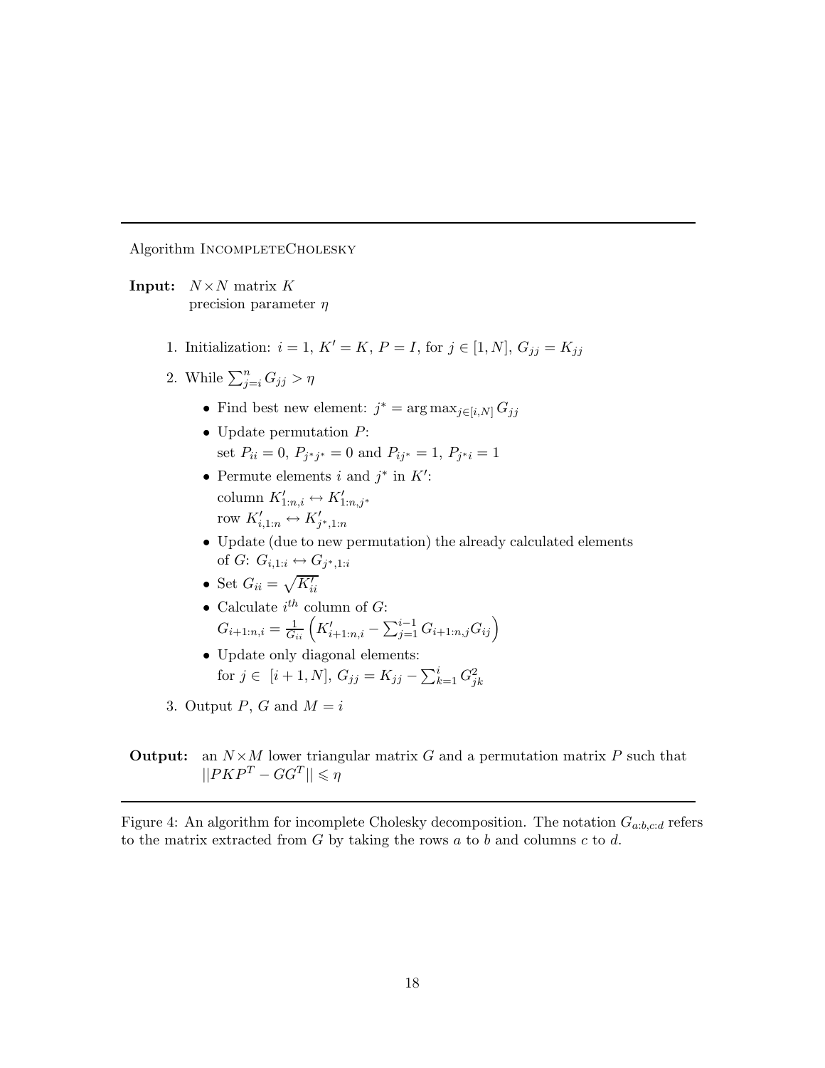---

Algorithm IncompleteCholesky

**Input:** $N \times N$ matrix $K$
precision parameter $\eta$

1. Initialization: $i = 1$, $K' = K$, $P = I$, for $j \in [1, N]$, $G_{jj} = K_{jj}$
2. While $\sum_{j=i}^{n} G_{jj} > \eta$
   - Find best new element: $j^* = \arg\max_{j \in [i,N]} G_{jj}$
   - Update permutation $P$:
     set $P_{ii} = 0$, $P_{j^*j^*} = 0$ and $P_{ij^*} = 1$, $P_{j^*i} = 1$
   - Permute elements $i$ and $j^*$ in $K'$:
     column $K'_{1:n,i} \leftrightarrow K'_{1:n,j^*}$
     row $K'_{i,1:n} \leftrightarrow K'_{j^*,1:n}$
   - Update (due to new permutation) the already calculated elements of $G$: $G_{i,1:i} \leftrightarrow G_{j^*,1:i}$
   - Set $G_{ii} = \sqrt{K'_{ii}}$
   - Calculate $i^{th}$ column of $G$:
     $G_{i+1:n,i} = \frac{1}{G_{ii}} \left( K'_{i+1:n,i} - \sum_{j=1}^{i-1} G_{i+1:n,j} G_{ij} \right)$
   - Update only diagonal elements:
     for $j \in [i+1, N]$, $G_{jj} = K_{jj} - \sum_{k=1}^{i} G_{jk}^2$
3. Output $P$, $G$ and $M = i$

**Output:** an $N \times M$ lower triangular matrix $G$ and a permutation matrix $P$ such that $||PKP^T - GG^T|| \leqslant \eta$

---

Figure 4: An algorithm for incomplete Cholesky decomposition. The notation $G_{a:b,c:d}$ refers to the matrix extracted from $G$ by taking the rows $a$ to $b$ and columns $c$ to $d$.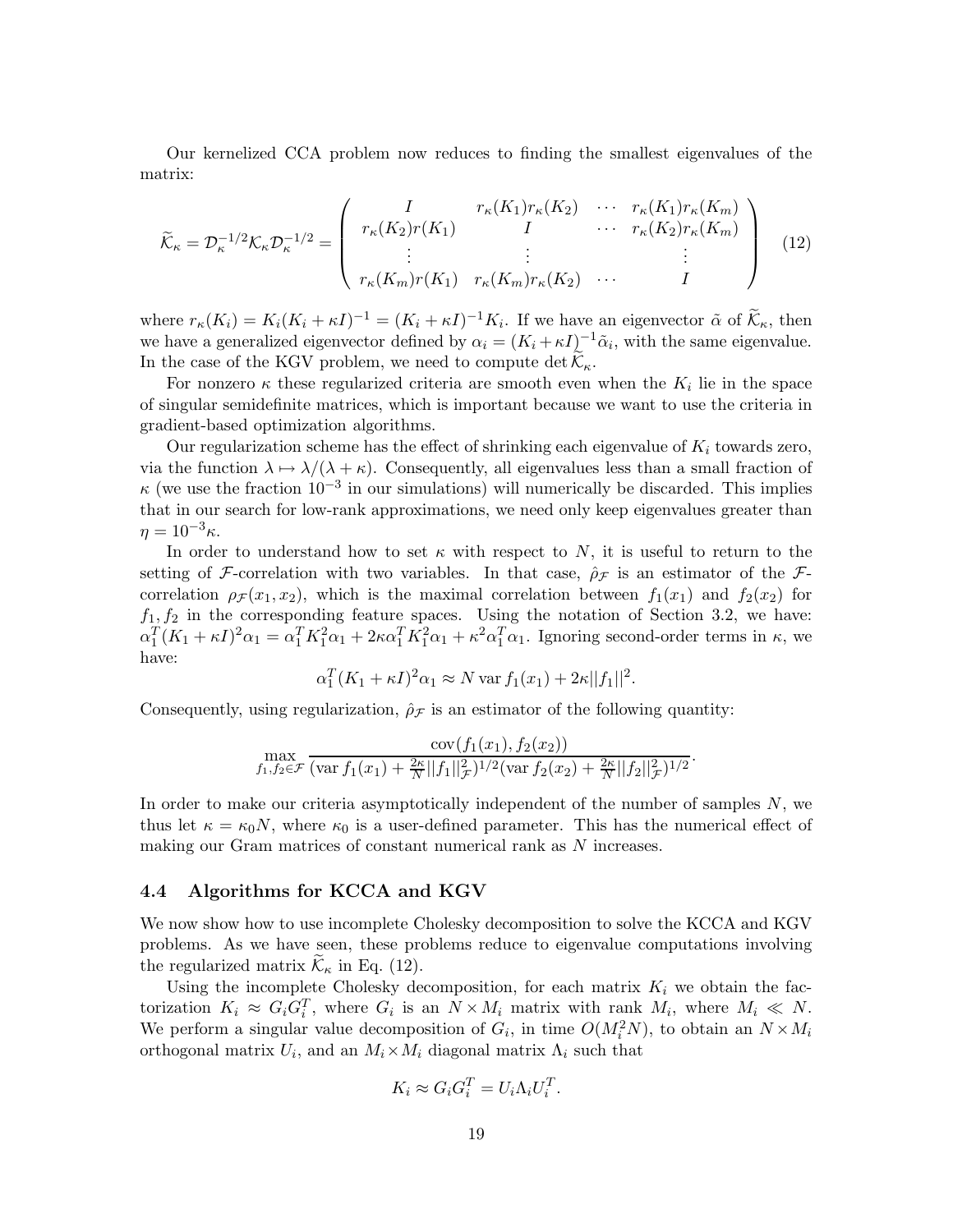Our kernelized CCA problem now reduces to finding the smallest eigenvalues of the matrix:

$$
\widetilde{\mathcal{K}}_\kappa = \mathcal{D}_\kappa^{-1/2} \mathcal{K}_\kappa \mathcal{D}_\kappa^{-1/2} = \begin{pmatrix} I & r_\kappa(K_1) r_\kappa(K_2) & \cdots & r_\kappa(K_1) r_\kappa(K_m) \\ r_\kappa(K_2) r(K_1) & I & \cdots & r_\kappa(K_2) r_\kappa(K_m) \\ \vdots & \vdots & & \vdots \\ r_\kappa(K_m) r(K_1) & r_\kappa(K_m) r_\kappa(K_2) & \cdots & I \end{pmatrix} \quad (12)
$$

where $r_\kappa(K_i) = K_i(K_i + \kappa I)^{-1} = (K_i + \kappa I)^{-1} K_i$. If we have an eigenvector $\tilde{\alpha}$ of $\widetilde{\mathcal{K}}_\kappa$, then we have a generalized eigenvector defined by $\alpha_i = (K_i + \kappa I)^{-1} \tilde{\alpha}_i$, with the same eigenvalue. In the case of the KGV problem, we need to compute $\det \widetilde{\mathcal{K}}_\kappa$.

For nonzero $\kappa$ these regularized criteria are smooth even when the $K_i$ lie in the space of singular semidefinite matrices, which is important because we want to use the criteria in gradient-based optimization algorithms.

Our regularization scheme has the effect of shrinking each eigenvalue of $K_i$ towards zero, via the function $\lambda \mapsto \lambda/(\lambda + \kappa)$. Consequently, all eigenvalues less than a small fraction of $\kappa$ (we use the fraction $10^{-3}$ in our simulations) will numerically be discarded. This implies that in our search for low-rank approximations, we need only keep eigenvalues greater than $\eta = 10^{-3}\kappa$.

In order to understand how to set $\kappa$ with respect to $N$, it is useful to return to the setting of $\mathcal{F}$-correlation with two variables. In that case, $\hat{\rho}_\mathcal{F}$ is an estimator of the $\mathcal{F}$-correlation $\rho_\mathcal{F}(x_1, x_2)$, which is the maximal correlation between $f_1(x_1)$ and $f_2(x_2)$ for $f_1, f_2$ in the corresponding feature spaces. Using the notation of Section 3.2, we have: $\alpha_1^T (K_1 + \kappa I)^2 \alpha_1 = \alpha_1^T K_1^2 \alpha_1 + 2\kappa \alpha_1^T K_1^2 \alpha_1 + \kappa^2 \alpha_1^T \alpha_1$. Ignoring second-order terms in $\kappa$, we have:

$$
\alpha_1^T (K_1 + \kappa I)^2 \alpha_1 \approx N \operatorname{var} f_1(x_1) + 2\kappa ||f_1||^2.
$$

Consequently, using regularization, $\hat{\rho}_\mathcal{F}$ is an estimator of the following quantity:

$$
\max_{f_1, f_2 \in \mathcal{F}} \frac{\operatorname{cov}(f_1(x_1), f_2(x_2))}{(\operatorname{var} f_1(x_1) + \frac{2\kappa}{N} ||f_1||_\mathcal{F}^2)^{1/2} (\operatorname{var} f_2(x_2) + \frac{2\kappa}{N} ||f_2||_\mathcal{F}^2)^{1/2}}.
$$

In order to make our criteria asymptotically independent of the number of samples $N$, we thus let $\kappa = \kappa_0 N$, where $\kappa_0$ is a user-defined parameter. This has the numerical effect of making our Gram matrices of constant numerical rank as $N$ increases.

### 4.4 Algorithms for KCCA and KGV

We now show how to use incomplete Cholesky decomposition to solve the KCCA and KGV problems. As we have seen, these problems reduce to eigenvalue computations involving the regularized matrix $\widetilde{\mathcal{K}}_\kappa$ in Eq. (12).

Using the incomplete Cholesky decomposition, for each matrix $K_i$ we obtain the factorization $K_i \approx G_i G_i^T$, where $G_i$ is an $N \times M_i$ matrix with rank $M_i$, where $M_i \ll N$. We perform a singular value decomposition of $G_i$, in time $O(M_i^2 N)$, to obtain an $N \times M_i$ orthogonal matrix $U_i$, and an $M_i \times M_i$ diagonal matrix $\Lambda_i$ such that

$$
K_i \approx G_i G_i^T = U_i \Lambda_i U_i^T.
$$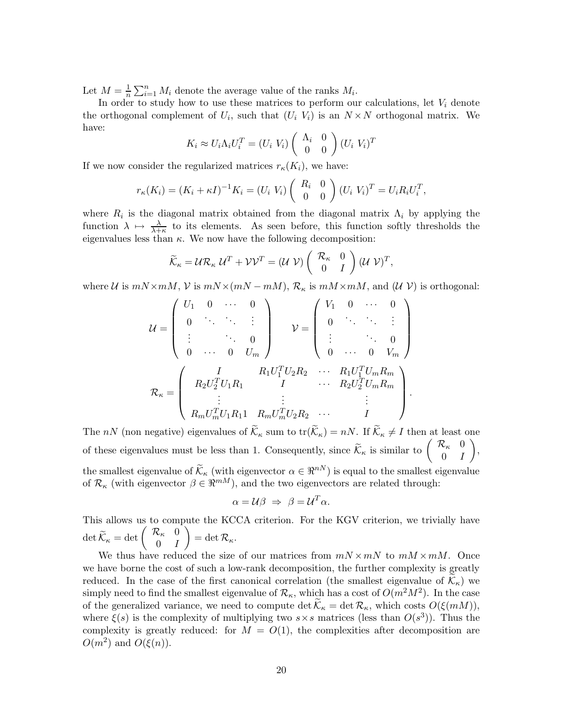Let $M = \frac{1}{n}\sum_{i=1}^{n} M_i$ denote the average value of the ranks $M_i$.

In order to study how to use these matrices to perform our calculations, let $V_i$ denote the orthogonal complement of $U_i$, such that $(U_i \; V_i)$ is an $N \times N$ orthogonal matrix. We have:

$$K_i \approx U_i \Lambda_i U_i^T = (U_i \; V_i) \begin{pmatrix} \Lambda_i & 0 \\ 0 & 0 \end{pmatrix} (U_i \; V_i)^T$$

If we now consider the regularized matrices $r_\kappa(K_i)$, we have:

$$r_\kappa(K_i) = (K_i + \kappa I)^{-1} K_i = (U_i \; V_i) \begin{pmatrix} R_i & 0 \\ 0 & 0 \end{pmatrix} (U_i \; V_i)^T = U_i R_i U_i^T,$$

where $R_i$ is the diagonal matrix obtained from the diagonal matrix $\Lambda_i$ by applying the function $\lambda \mapsto \frac{\lambda}{\lambda + \kappa}$ to its elements. As seen before, this function softly thresholds the eigenvalues less than $\kappa$. We now have the following decomposition:

$$\widetilde{\mathcal{K}}_\kappa = \mathcal{U} \mathcal{R}_\kappa \, \mathcal{U}^T + \mathcal{V}\mathcal{V}^T = (\mathcal{U} \; \mathcal{V}) \begin{pmatrix} \mathcal{R}_\kappa & 0 \\ 0 & I \end{pmatrix} (\mathcal{U} \; \mathcal{V})^T,$$

where $\mathcal{U}$ is $mN \times mM$, $\mathcal{V}$ is $mN \times (mN - mM)$, $\mathcal{R}_\kappa$ is $mM \times mM$, and $(\mathcal{U} \; \mathcal{V})$ is orthogonal:

$$\mathcal{U} = \begin{pmatrix} U_1 & 0 & \cdots & 0 \\ 0 & \ddots & \ddots & \vdots \\ \vdots & & \ddots & 0 \\ 0 & \cdots & 0 & U_m \end{pmatrix} \qquad \mathcal{V} = \begin{pmatrix} V_1 & 0 & \cdots & 0 \\ 0 & \ddots & \ddots & \vdots \\ \vdots & & \ddots & 0 \\ 0 & \cdots & 0 & V_m \end{pmatrix}$$

$$\mathcal{R}_\kappa = \begin{pmatrix} I & R_1 U_1^T U_2 R_2 & \cdots & R_1 U_1^T U_m R_m \\ R_2 U_2^T U_1 R_1 & I & \cdots & R_2 U_2^T U_m R_m \\ \vdots & \vdots & & \vdots \\ R_m U_m^T U_1 R_1 1 & R_m U_m^T U_2 R_2 & \cdots & I \end{pmatrix}.$$

The $nN$ (non negative) eigenvalues of $\widetilde{\mathcal{K}}_\kappa$ sum to $\operatorname{tr}(\widetilde{\mathcal{K}}_\kappa) = nN$. If $\widetilde{\mathcal{K}}_\kappa \neq I$ then at least one of these eigenvalues must be less than 1. Consequently, since $\widetilde{\mathcal{K}}_\kappa$ is similar to $\begin{pmatrix} \mathcal{R}_\kappa & 0 \\ 0 & I \end{pmatrix}$, the smallest eigenvalue of $\widetilde{\mathcal{K}}_\kappa$ (with eigenvector $\alpha \in \Re^{nN}$) is equal to the smallest eigenvalue of $\mathcal{R}_\kappa$ (with eigenvector $\beta \in \Re^{mM}$), and the two eigenvectors are related through:

$$\alpha = \mathcal{U}\beta \;\Rightarrow\; \beta = \mathcal{U}^T \alpha.$$

This allows us to compute the KCCA criterion. For the KGV criterion, we trivially have $\det \widetilde{\mathcal{K}}_\kappa = \det \begin{pmatrix} \mathcal{R}_\kappa & 0 \\ 0 & I \end{pmatrix} = \det \mathcal{R}_\kappa$.

We thus have reduced the size of our matrices from $mN \times mN$ to $mM \times mM$. Once we have borne the cost of such a low-rank decomposition, the further complexity is greatly reduced. In the case of the first canonical correlation (the smallest eigenvalue of $\widetilde{\mathcal{K}}_\kappa$) we simply need to find the smallest eigenvalue of $\mathcal{R}_\kappa$, which has a cost of $O(m^2 M^2)$. In the case of the generalized variance, we need to compute $\det \widetilde{\mathcal{K}}_\kappa = \det \mathcal{R}_\kappa$, which costs $O(\xi(mM))$, where $\xi(s)$ is the complexity of multiplying two $s \times s$ matrices (less than $O(s^3)$). Thus the complexity is greatly reduced: for $M = O(1)$, the complexities after decomposition are $O(m^2)$ and $O(\xi(n))$.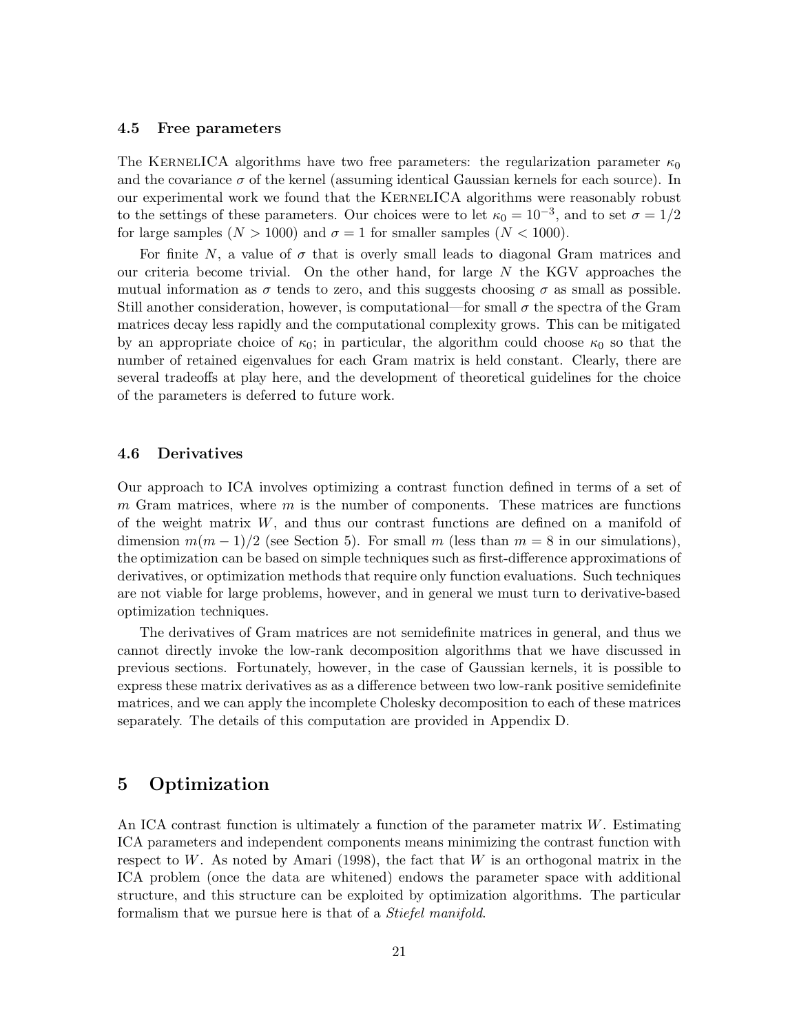### 4.5 Free parameters

The KernelICA algorithms have two free parameters: the regularization parameter $\kappa_0$ and the covariance $\sigma$ of the kernel (assuming identical Gaussian kernels for each source). In our experimental work we found that the KernelICA algorithms were reasonably robust to the settings of these parameters. Our choices were to let $\kappa_0 = 10^{-3}$, and to set $\sigma = 1/2$ for large samples ($N > 1000$) and $\sigma = 1$ for smaller samples ($N < 1000$).

For finite $N$, a value of $\sigma$ that is overly small leads to diagonal Gram matrices and our criteria become trivial. On the other hand, for large $N$ the KGV approaches the mutual information as $\sigma$ tends to zero, and this suggests choosing $\sigma$ as small as possible. Still another consideration, however, is computational—for small $\sigma$ the spectra of the Gram matrices decay less rapidly and the computational complexity grows. This can be mitigated by an appropriate choice of $\kappa_0$; in particular, the algorithm could choose $\kappa_0$ so that the number of retained eigenvalues for each Gram matrix is held constant. Clearly, there are several tradeoffs at play here, and the development of theoretical guidelines for the choice of the parameters is deferred to future work.

### 4.6 Derivatives

Our approach to ICA involves optimizing a contrast function defined in terms of a set of $m$ Gram matrices, where $m$ is the number of components. These matrices are functions of the weight matrix $W$, and thus our contrast functions are defined on a manifold of dimension $m(m-1)/2$ (see Section 5). For small $m$ (less than $m = 8$ in our simulations), the optimization can be based on simple techniques such as first-difference approximations of derivatives, or optimization methods that require only function evaluations. Such techniques are not viable for large problems, however, and in general we must turn to derivative-based optimization techniques.

The derivatives of Gram matrices are not semidefinite matrices in general, and thus we cannot directly invoke the low-rank decomposition algorithms that we have discussed in previous sections. Fortunately, however, in the case of Gaussian kernels, it is possible to express these matrix derivatives as as a difference between two low-rank positive semidefinite matrices, and we can apply the incomplete Cholesky decomposition to each of these matrices separately. The details of this computation are provided in Appendix D.

## 5 Optimization

An ICA contrast function is ultimately a function of the parameter matrix $W$. Estimating ICA parameters and independent components means minimizing the contrast function with respect to $W$. As noted by Amari (1998), the fact that $W$ is an orthogonal matrix in the ICA problem (once the data are whitened) endows the parameter space with additional structure, and this structure can be exploited by optimization algorithms. The particular formalism that we pursue here is that of a *Stiefel manifold*.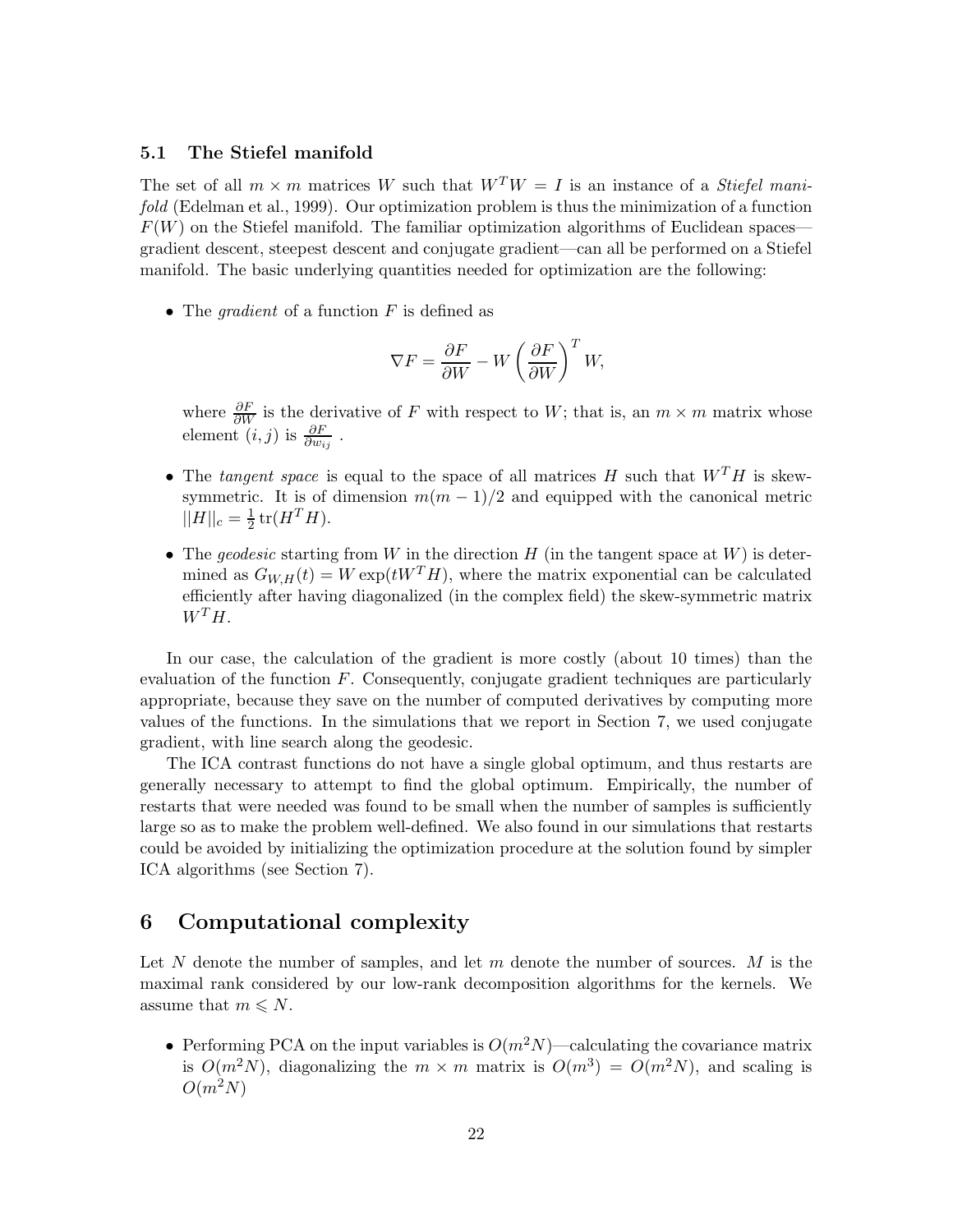### 5.1 The Stiefel manifold

The set of all $m \times m$ matrices $W$ such that $W^T W = I$ is an instance of a *Stiefel manifold* (Edelman et al., 1999). Our optimization problem is thus the minimization of a function $F(W)$ on the Stiefel manifold. The familiar optimization algorithms of Euclidean spaces—gradient descent, steepest descent and conjugate gradient—can all be performed on a Stiefel manifold. The basic underlying quantities needed for optimization are the following:

- The *gradient* of a function $F$ is defined as

$$\nabla F = \frac{\partial F}{\partial W} - W \left( \frac{\partial F}{\partial W} \right)^T W,$$

  where $\frac{\partial F}{\partial W}$ is the derivative of $F$ with respect to $W$; that is, an $m \times m$ matrix whose element $(i,j)$ is $\frac{\partial F}{\partial w_{ij}}$ .

- The *tangent space* is equal to the space of all matrices $H$ such that $W^T H$ is skew-symmetric. It is of dimension $m(m-1)/2$ and equipped with the canonical metric $||H||_c = \frac{1}{2} \operatorname{tr}(H^T H)$.

- The *geodesic* starting from $W$ in the direction $H$ (in the tangent space at $W$) is determined as $G_{W,H}(t) = W \exp(t W^T H)$, where the matrix exponential can be calculated efficiently after having diagonalized (in the complex field) the skew-symmetric matrix $W^T H$.

In our case, the calculation of the gradient is more costly (about 10 times) than the evaluation of the function $F$. Consequently, conjugate gradient techniques are particularly appropriate, because they save on the number of computed derivatives by computing more values of the functions. In the simulations that we report in Section 7, we used conjugate gradient, with line search along the geodesic.

The ICA contrast functions do not have a single global optimum, and thus restarts are generally necessary to attempt to find the global optimum. Empirically, the number of restarts that were needed was found to be small when the number of samples is sufficiently large so as to make the problem well-defined. We also found in our simulations that restarts could be avoided by initializing the optimization procedure at the solution found by simpler ICA algorithms (see Section 7).

## 6 Computational complexity

Let $N$ denote the number of samples, and let $m$ denote the number of sources. $M$ is the maximal rank considered by our low-rank decomposition algorithms for the kernels. We assume that $m \leqslant N$.

- Performing PCA on the input variables is $O(m^2 N)$—calculating the covariance matrix is $O(m^2 N)$, diagonalizing the $m \times m$ matrix is $O(m^3) = O(m^2 N)$, and scaling is $O(m^2 N)$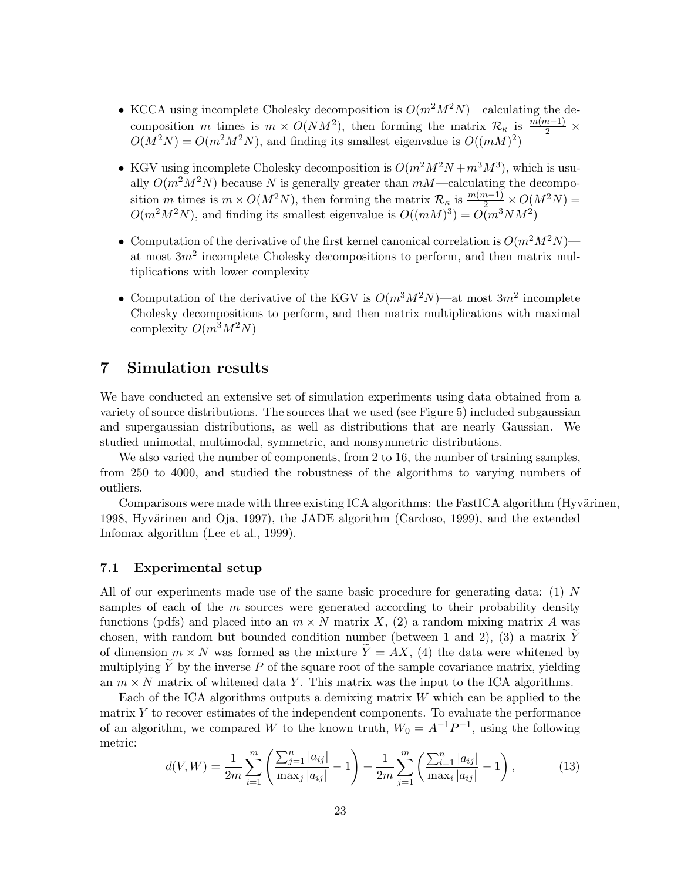- KCCA using incomplete Cholesky decomposition is $O(m^2M^2N)$—calculating the decomposition $m$ times is $m \times O(NM^2)$, then forming the matrix $\mathcal{R}_\kappa$ is $\frac{m(m-1)}{2} \times O(M^2N) = O(m^2M^2N)$, and finding its smallest eigenvalue is $O((mM)^2)$

- KGV using incomplete Cholesky decomposition is $O(m^2M^2N + m^3M^3)$, which is usually $O(m^2M^2N)$ because $N$ is generally greater than $mM$—calculating the decomposition $m$ times is $m \times O(M^2N)$, then forming the matrix $\mathcal{R}_\kappa$ is $\frac{m(m-1)}{2} \times O(M^2N) = O(m^2M^2N)$, and finding its smallest eigenvalue is $O((mM)^3) = O(m^3NM^2)$

- Computation of the derivative of the first kernel canonical correlation is $O(m^2M^2N)$—at most $3m^2$ incomplete Cholesky decompositions to perform, and then matrix multiplications with lower complexity

- Computation of the derivative of the KGV is $O(m^3M^2N)$—at most $3m^2$ incomplete Cholesky decompositions to perform, and then matrix multiplications with maximal complexity $O(m^3M^2N)$

# 7 Simulation results

We have conducted an extensive set of simulation experiments using data obtained from a variety of source distributions. The sources that we used (see Figure 5) included subgaussian and supergaussian distributions, as well as distributions that are nearly Gaussian. We studied unimodal, multimodal, symmetric, and nonsymmetric distributions.

We also varied the number of components, from 2 to 16, the number of training samples, from 250 to 4000, and studied the robustness of the algorithms to varying numbers of outliers.

Comparisons were made with three existing ICA algorithms: the FastICA algorithm (Hyvärinen, 1998, Hyvärinen and Oja, 1997), the JADE algorithm (Cardoso, 1999), and the extended Infomax algorithm (Lee et al., 1999).

## 7.1 Experimental setup

All of our experiments made use of the same basic procedure for generating data: (1) $N$ samples of each of the $m$ sources were generated according to their probability density functions (pdfs) and placed into an $m \times N$ matrix $X$, (2) a random mixing matrix $A$ was chosen, with random but bounded condition number (between 1 and 2), (3) a matrix $\widetilde{Y}$ of dimension $m \times N$ was formed as the mixture $\widetilde{Y} = AX$, (4) the data were whitened by multiplying $\widetilde{Y}$ by the inverse $P$ of the square root of the sample covariance matrix, yielding an $m \times N$ matrix of whitened data $Y$. This matrix was the input to the ICA algorithms.

Each of the ICA algorithms outputs a demixing matrix $W$ which can be applied to the matrix $Y$ to recover estimates of the independent components. To evaluate the performance of an algorithm, we compared $W$ to the known truth, $W_0 = A^{-1}P^{-1}$, using the following metric:

$$d(V,W) = \frac{1}{2m}\sum_{i=1}^{m}\left(\frac{\sum_{j=1}^{n}|a_{ij}|}{\max_j |a_{ij}|} - 1\right) + \frac{1}{2m}\sum_{j=1}^{m}\left(\frac{\sum_{i=1}^{n}|a_{ij}|}{\max_i |a_{ij}|} - 1\right), \tag{13}$$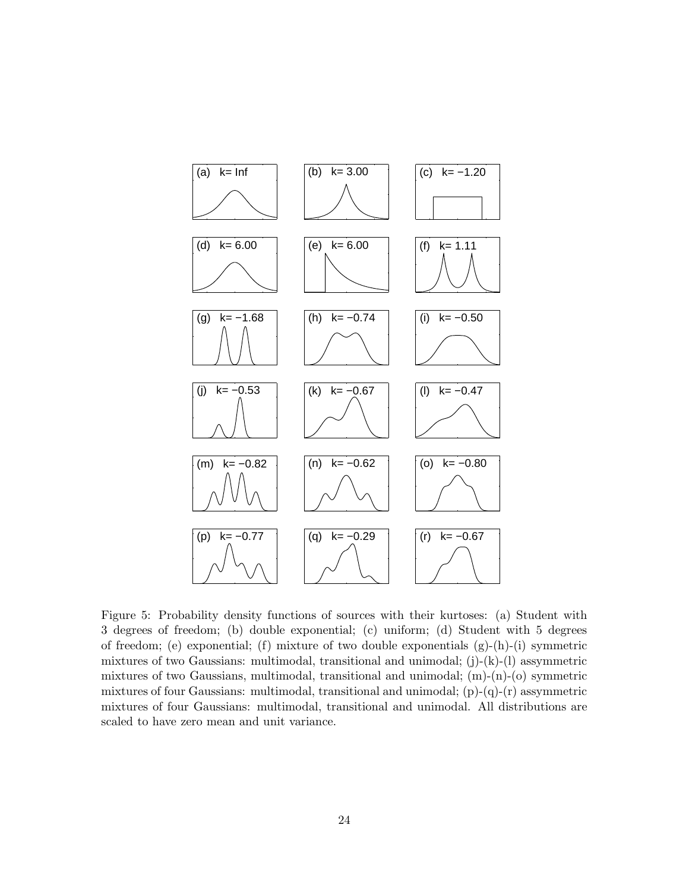Figure 5: Probability density functions of sources with their kurtoses: (a) Student with 3 degrees of freedom; (b) double exponential; (c) uniform; (d) Student with 5 degrees of freedom; (e) exponential; (f) mixture of two double exponentials (g)-(h)-(i) symmetric mixtures of two Gaussians: multimodal, transitional and unimodal; (j)-(k)-(l) assymmetric mixtures of two Gaussians, multimodal, transitional and unimodal; (m)-(n)-(o) symmetric mixtures of four Gaussians: multimodal, transitional and unimodal; (p)-(q)-(r) assymmetric mixtures of four Gaussians: multimodal, transitional and unimodal. All distributions are scaled to have zero mean and unit variance.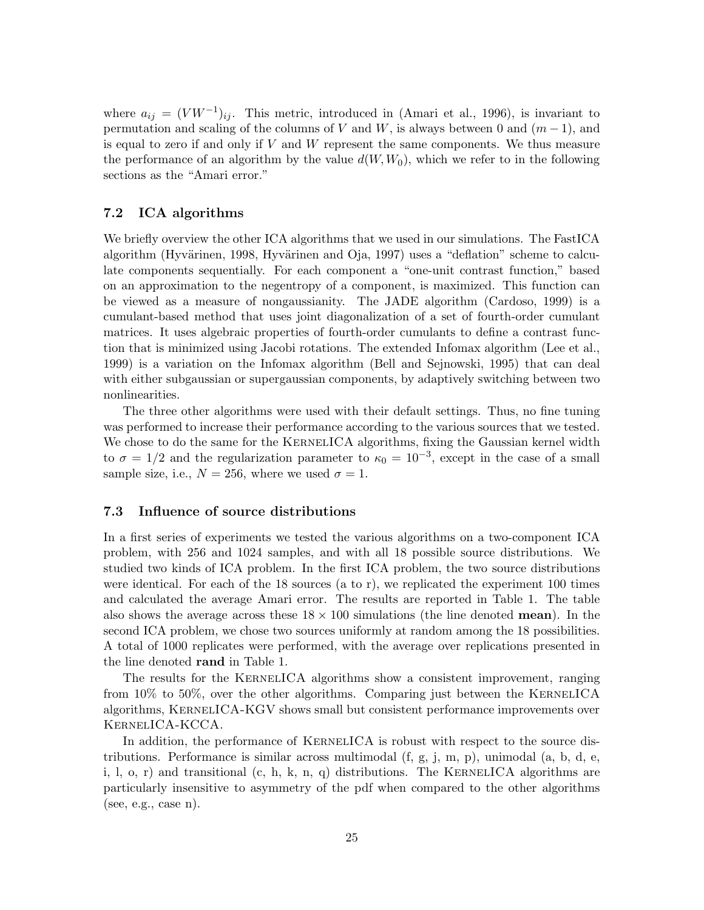where $a_{ij} = (VW^{-1})_{ij}$. This metric, introduced in (Amari et al., 1996), is invariant to permutation and scaling of the columns of $V$ and $W$, is always between 0 and $(m-1)$, and is equal to zero if and only if $V$ and $W$ represent the same components. We thus measure the performance of an algorithm by the value $d(W, W_0)$, which we refer to in the following sections as the "Amari error."

### 7.2 ICA algorithms

We briefly overview the other ICA algorithms that we used in our simulations. The FastICA algorithm (Hyvärinen, 1998, Hyvärinen and Oja, 1997) uses a "deflation" scheme to calculate components sequentially. For each component a "one-unit contrast function," based on an approximation to the negentropy of a component, is maximized. This function can be viewed as a measure of nongaussianity. The JADE algorithm (Cardoso, 1999) is a cumulant-based method that uses joint diagonalization of a set of fourth-order cumulant matrices. It uses algebraic properties of fourth-order cumulants to define a contrast function that is minimized using Jacobi rotations. The extended Infomax algorithm (Lee et al., 1999) is a variation on the Infomax algorithm (Bell and Sejnowski, 1995) that can deal with either subgaussian or supergaussian components, by adaptively switching between two nonlinearities.

The three other algorithms were used with their default settings. Thus, no fine tuning was performed to increase their performance according to the various sources that we tested. We chose to do the same for the KernelICA algorithms, fixing the Gaussian kernel width to $\sigma = 1/2$ and the regularization parameter to $\kappa_0 = 10^{-3}$, except in the case of a small sample size, i.e., $N = 256$, where we used $\sigma = 1$.

### 7.3 Influence of source distributions

In a first series of experiments we tested the various algorithms on a two-component ICA problem, with 256 and 1024 samples, and with all 18 possible source distributions. We studied two kinds of ICA problem. In the first ICA problem, the two source distributions were identical. For each of the 18 sources (a to r), we replicated the experiment 100 times and calculated the average Amari error. The results are reported in Table 1. The table also shows the average across these $18 \times 100$ simulations (the line denoted **mean**). In the second ICA problem, we chose two sources uniformly at random among the 18 possibilities. A total of 1000 replicates were performed, with the average over replications presented in the line denoted **rand** in Table 1.

The results for the KernelICA algorithms show a consistent improvement, ranging from 10% to 50%, over the other algorithms. Comparing just between the KernelICA algorithms, KernelICA-KGV shows small but consistent performance improvements over KernelICA-KCCA.

In addition, the performance of KernelICA is robust with respect to the source distributions. Performance is similar across multimodal (f, g, j, m, p), unimodal (a, b, d, e, i, l, o, r) and transitional (c, h, k, n, q) distributions. The KernelICA algorithms are particularly insensitive to asymmetry of the pdf when compared to the other algorithms (see, e.g., case n).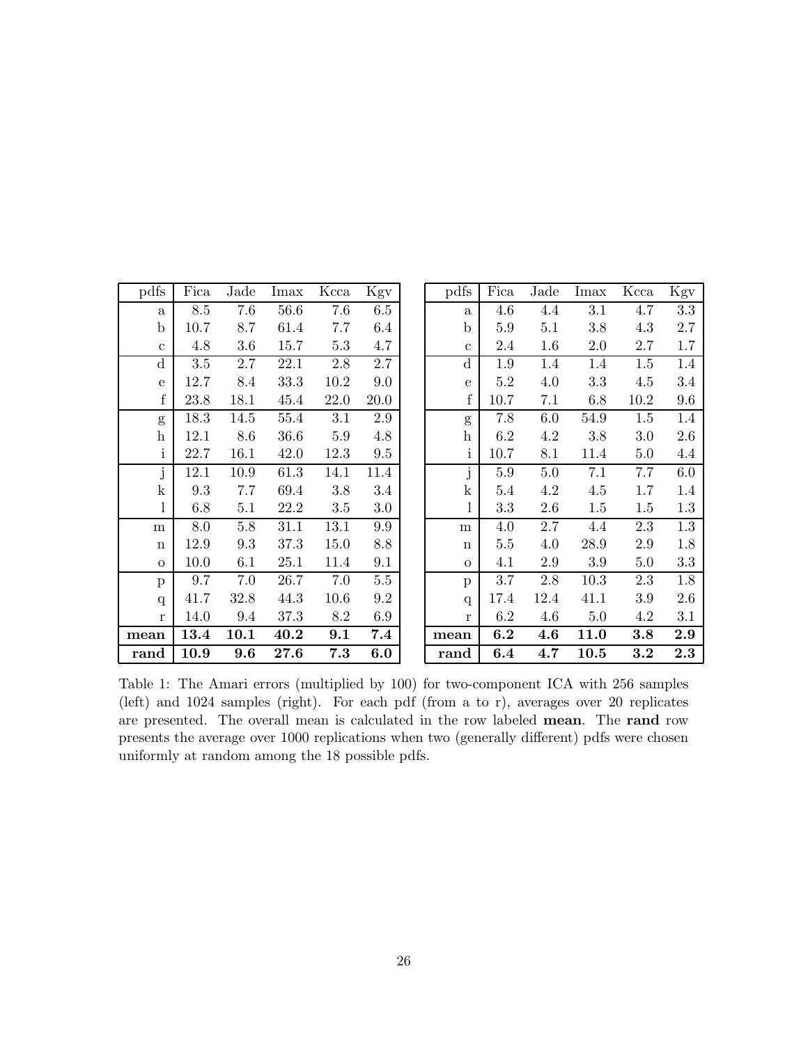| pdfs | Fica | Jade | Imax | Kcca | Kgv |
|---|---|---|---|---|---|
| a | 8.5 | 7.6 | 56.6 | 7.6 | 6.5 |
| b | 10.7 | 8.7 | 61.4 | 7.7 | 6.4 |
| c | 4.8 | 3.6 | 15.7 | 5.3 | 4.7 |
| d | 3.5 | 2.7 | 22.1 | 2.8 | 2.7 |
| e | 12.7 | 8.4 | 33.3 | 10.2 | 9.0 |
| f | 23.8 | 18.1 | 45.4 | 22.0 | 20.0 |
| g | 18.3 | 14.5 | 55.4 | 3.1 | 2.9 |
| h | 12.1 | 8.6 | 36.6 | 5.9 | 4.8 |
| i | 22.7 | 16.1 | 42.0 | 12.3 | 9.5 |
| j | 12.1 | 10.9 | 61.3 | 14.1 | 11.4 |
| k | 9.3 | 7.7 | 69.4 | 3.8 | 3.4 |
| l | 6.8 | 5.1 | 22.2 | 3.5 | 3.0 |
| m | 8.0 | 5.8 | 31.1 | 13.1 | 9.9 |
| n | 12.9 | 9.3 | 37.3 | 15.0 | 8.8 |
| o | 10.0 | 6.1 | 25.1 | 11.4 | 9.1 |
| p | 9.7 | 7.0 | 26.7 | 7.0 | 5.5 |
| q | 41.7 | 32.8 | 44.3 | 10.6 | 9.2 |
| r | 14.0 | 9.4 | 37.3 | 8.2 | 6.9 |
| **mean** | **13.4** | **10.1** | **40.2** | **9.1** | **7.4** |
| **rand** | **10.9** | **9.6** | **27.6** | **7.3** | **6.0** |

| pdfs | Fica | Jade | Imax | Kcca | Kgv |
|---|---|---|---|---|---|
| a | 4.6 | 4.4 | 3.1 | 4.7 | 3.3 |
| b | 5.9 | 5.1 | 3.8 | 4.3 | 2.7 |
| c | 2.4 | 1.6 | 2.0 | 2.7 | 1.7 |
| d | 1.9 | 1.4 | 1.4 | 1.5 | 1.4 |
| e | 5.2 | 4.0 | 3.3 | 4.5 | 3.4 |
| f | 10.7 | 7.1 | 6.8 | 10.2 | 9.6 |
| g | 7.8 | 6.0 | 54.9 | 1.5 | 1.4 |
| h | 6.2 | 4.2 | 3.8 | 3.0 | 2.6 |
| i | 10.7 | 8.1 | 11.4 | 5.0 | 4.4 |
| j | 5.9 | 5.0 | 7.1 | 7.7 | 6.0 |
| k | 5.4 | 4.2 | 4.5 | 1.7 | 1.4 |
| l | 3.3 | 2.6 | 1.5 | 1.5 | 1.3 |
| m | 4.0 | 2.7 | 4.4 | 2.3 | 1.3 |
| n | 5.5 | 4.0 | 28.9 | 2.9 | 1.8 |
| o | 4.1 | 2.9 | 3.9 | 5.0 | 3.3 |
| p | 3.7 | 2.8 | 10.3 | 2.3 | 1.8 |
| q | 17.4 | 12.4 | 41.1 | 3.9 | 2.6 |
| r | 6.2 | 4.6 | 5.0 | 4.2 | 3.1 |
| **mean** | **6.2** | **4.6** | **11.0** | **3.8** | **2.9** |
| **rand** | **6.4** | **4.7** | **10.5** | **3.2** | **2.3** |

Table 1: The Amari errors (multiplied by 100) for two-component ICA with 256 samples (left) and 1024 samples (right). For each pdf (from a to r), averages over 20 replicates are presented. The overall mean is calculated in the row labeled **mean**. The **rand** row presents the average over 1000 replications when two (generally different) pdfs were chosen uniformly at random among the 18 possible pdfs.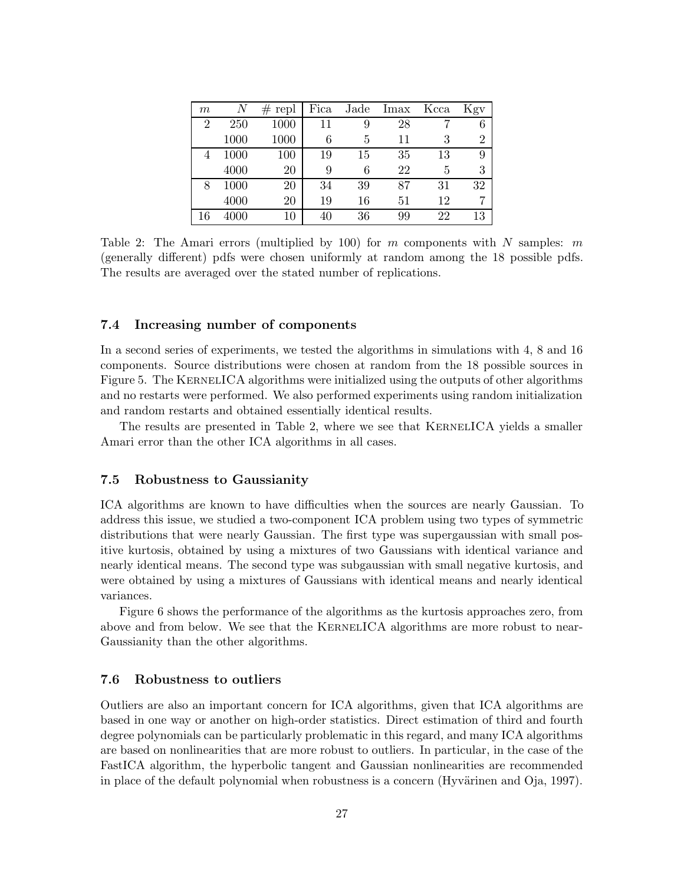| $m$ | $N$ | # repl | Fica | Jade | Imax | Kcca | Kgv |
|---|---|---|---|---|---|---|---|
| 2 | 250 | 1000 | 11 | 9 | 28 | 7 | 6 |
| | 1000 | 1000 | 6 | 5 | 11 | 3 | 2 |
| 4 | 1000 | 100 | 19 | 15 | 35 | 13 | 9 |
| | 4000 | 20 | 9 | 6 | 22 | 5 | 3 |
| 8 | 1000 | 20 | 34 | 39 | 87 | 31 | 32 |
| | 4000 | 20 | 19 | 16 | 51 | 12 | 7 |
| 16 | 4000 | 10 | 40 | 36 | 99 | 22 | 13 |

Table 2: The Amari errors (multiplied by 100) for $m$ components with $N$ samples: $m$ (generally different) pdfs were chosen uniformly at random among the 18 possible pdfs. The results are averaged over the stated number of replications.

### 7.4 Increasing number of components

In a second series of experiments, we tested the algorithms in simulations with 4, 8 and 16 components. Source distributions were chosen at random from the 18 possible sources in Figure 5. The KernelICA algorithms were initialized using the outputs of other algorithms and no restarts were performed. We also performed experiments using random initialization and random restarts and obtained essentially identical results.

The results are presented in Table 2, where we see that KernelICA yields a smaller Amari error than the other ICA algorithms in all cases.

### 7.5 Robustness to Gaussianity

ICA algorithms are known to have difficulties when the sources are nearly Gaussian. To address this issue, we studied a two-component ICA problem using two types of symmetric distributions that were nearly Gaussian. The first type was supergaussian with small positive kurtosis, obtained by using a mixtures of two Gaussians with identical variance and nearly identical means. The second type was subgaussian with small negative kurtosis, and were obtained by using a mixtures of Gaussians with identical means and nearly identical variances.

Figure 6 shows the performance of the algorithms as the kurtosis approaches zero, from above and from below. We see that the KernelICA algorithms are more robust to near-Gaussianity than the other algorithms.

### 7.6 Robustness to outliers

Outliers are also an important concern for ICA algorithms, given that ICA algorithms are based in one way or another on high-order statistics. Direct estimation of third and fourth degree polynomials can be particularly problematic in this regard, and many ICA algorithms are based on nonlinearities that are more robust to outliers. In particular, in the case of the FastICA algorithm, the hyperbolic tangent and Gaussian nonlinearities are recommended in place of the default polynomial when robustness is a concern (Hyvärinen and Oja, 1997).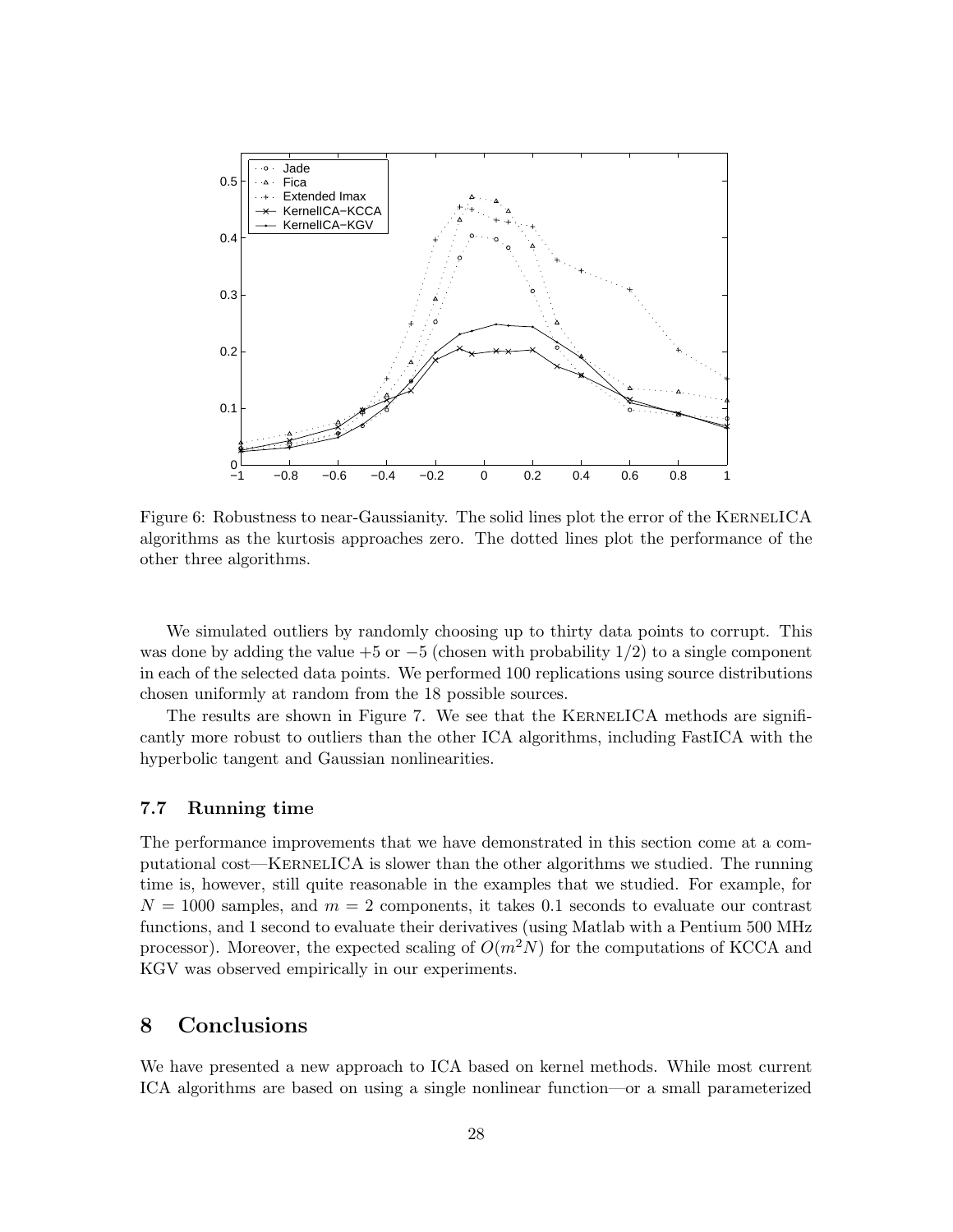Figure 6: Robustness to near-Gaussianity. The solid lines plot the error of the KernelICA algorithms as the kurtosis approaches zero. The dotted lines plot the performance of the other three algorithms.

We simulated outliers by randomly choosing up to thirty data points to corrupt. This was done by adding the value $+5$ or $-5$ (chosen with probability $1/2$) to a single component in each of the selected data points. We performed 100 replications using source distributions chosen uniformly at random from the 18 possible sources.

The results are shown in Figure 7. We see that the KernelICA methods are significantly more robust to outliers than the other ICA algorithms, including FastICA with the hyperbolic tangent and Gaussian nonlinearities.

### 7.7 Running time

The performance improvements that we have demonstrated in this section come at a computational cost—KernelICA is slower than the other algorithms we studied. The running time is, however, still quite reasonable in the examples that we studied. For example, for $N = 1000$ samples, and $m = 2$ components, it takes 0.1 seconds to evaluate our contrast functions, and 1 second to evaluate their derivatives (using Matlab with a Pentium 500 MHz processor). Moreover, the expected scaling of $O(m^2N)$ for the computations of KCCA and KGV was observed empirically in our experiments.

## 8 Conclusions

We have presented a new approach to ICA based on kernel methods. While most current ICA algorithms are based on using a single nonlinear function—or a small parameterized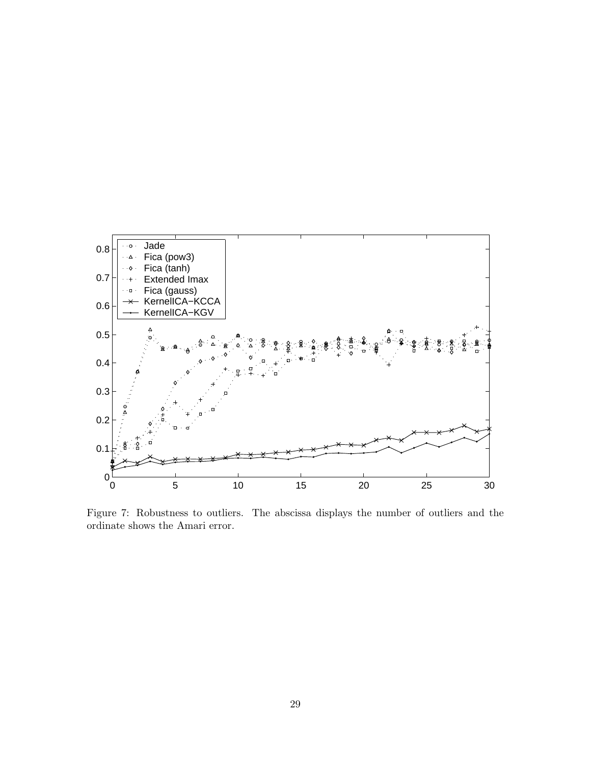Figure 7: Robustness to outliers. The abscissa displays the number of outliers and the ordinate shows the Amari error.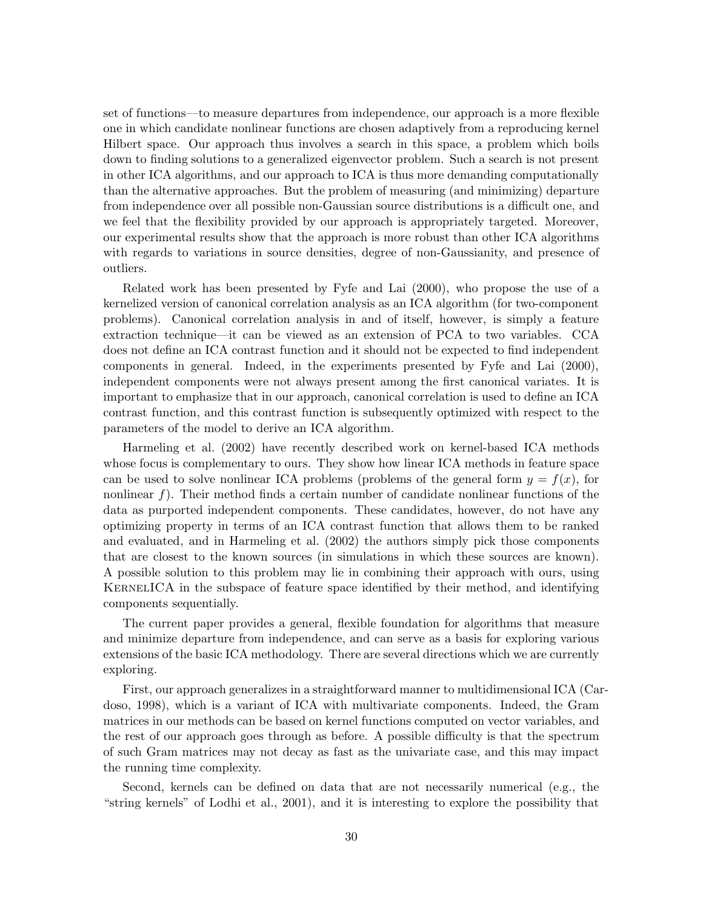set of functions—to measure departures from independence, our approach is a more flexible one in which candidate nonlinear functions are chosen adaptively from a reproducing kernel Hilbert space. Our approach thus involves a search in this space, a problem which boils down to finding solutions to a generalized eigenvector problem. Such a search is not present in other ICA algorithms, and our approach to ICA is thus more demanding computationally than the alternative approaches. But the problem of measuring (and minimizing) departure from independence over all possible non-Gaussian source distributions is a difficult one, and we feel that the flexibility provided by our approach is appropriately targeted. Moreover, our experimental results show that the approach is more robust than other ICA algorithms with regards to variations in source densities, degree of non-Gaussianity, and presence of outliers.

Related work has been presented by Fyfe and Lai (2000), who propose the use of a kernelized version of canonical correlation analysis as an ICA algorithm (for two-component problems). Canonical correlation analysis in and of itself, however, is simply a feature extraction technique—it can be viewed as an extension of PCA to two variables. CCA does not define an ICA contrast function and it should not be expected to find independent components in general. Indeed, in the experiments presented by Fyfe and Lai (2000), independent components were not always present among the first canonical variates. It is important to emphasize that in our approach, canonical correlation is used to define an ICA contrast function, and this contrast function is subsequently optimized with respect to the parameters of the model to derive an ICA algorithm.

Harmeling et al. (2002) have recently described work on kernel-based ICA methods whose focus is complementary to ours. They show how linear ICA methods in feature space can be used to solve nonlinear ICA problems (problems of the general form $y = f(x)$, for nonlinear $f$). Their method finds a certain number of candidate nonlinear functions of the data as purported independent components. These candidates, however, do not have any optimizing property in terms of an ICA contrast function that allows them to be ranked and evaluated, and in Harmeling et al. (2002) the authors simply pick those components that are closest to the known sources (in simulations in which these sources are known). A possible solution to this problem may lie in combining their approach with ours, using KernelICA in the subspace of feature space identified by their method, and identifying components sequentially.

The current paper provides a general, flexible foundation for algorithms that measure and minimize departure from independence, and can serve as a basis for exploring various extensions of the basic ICA methodology. There are several directions which we are currently exploring.

First, our approach generalizes in a straightforward manner to multidimensional ICA (Cardoso, 1998), which is a variant of ICA with multivariate components. Indeed, the Gram matrices in our methods can be based on kernel functions computed on vector variables, and the rest of our approach goes through as before. A possible difficulty is that the spectrum of such Gram matrices may not decay as fast as the univariate case, and this may impact the running time complexity.

Second, kernels can be defined on data that are not necessarily numerical (e.g., the "string kernels" of Lodhi et al., 2001), and it is interesting to explore the possibility that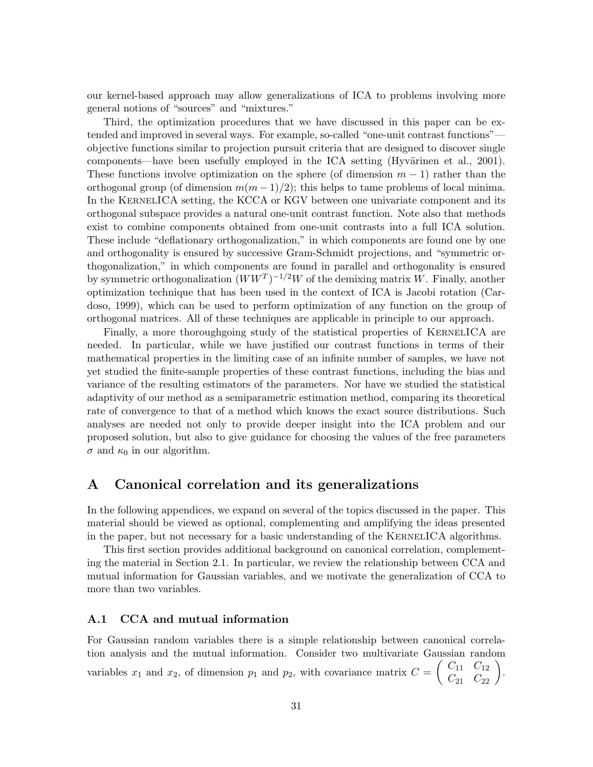our kernel-based approach may allow generalizations of ICA to problems involving more general notions of "sources" and "mixtures."

Third, the optimization procedures that we have discussed in this paper can be extended and improved in several ways. For example, so-called "one-unit contrast functions"—objective functions similar to projection pursuit criteria that are designed to discover single components—have been usefully employed in the ICA setting (Hyvärinen et al., 2001). These functions involve optimization on the sphere (of dimension $m-1$) rather than the orthogonal group (of dimension $m(m-1)/2$); this helps to tame problems of local minima. In the KernelICA setting, the KCCA or KGV between one univariate component and its orthogonal subspace provides a natural one-unit contrast function. Note also that methods exist to combine components obtained from one-unit contrasts into a full ICA solution. These include "deflationary orthogonalization," in which components are found one by one and orthogonality is ensured by successive Gram-Schmidt projections, and "symmetric orthogonalization," in which components are found in parallel and orthogonality is ensured by symmetric orthogonalization $(WW^T)^{-1/2}W$ of the demixing matrix $W$. Finally, another optimization technique that has been used in the context of ICA is Jacobi rotation (Cardoso, 1999), which can be used to perform optimization of any function on the group of orthogonal matrices. All of these techniques are applicable in principle to our approach.

Finally, a more thoroughgoing study of the statistical properties of KernelICA are needed. In particular, while we have justified our contrast functions in terms of their mathematical properties in the limiting case of an infinite number of samples, we have not yet studied the finite-sample properties of these contrast functions, including the bias and variance of the resulting estimators of the parameters. Nor have we studied the statistical adaptivity of our method as a semiparametric estimation method, comparing its theoretical rate of convergence to that of a method which knows the exact source distributions. Such analyses are needed not only to provide deeper insight into the ICA problem and our proposed solution, but also to give guidance for choosing the values of the free parameters $\sigma$ and $\kappa_0$ in our algorithm.

# A Canonical correlation and its generalizations

In the following appendices, we expand on several of the topics discussed in the paper. This material should be viewed as optional, complementing and amplifying the ideas presented in the paper, but not necessary for a basic understanding of the KernelICA algorithms.

This first section provides additional background on canonical correlation, complementing the material in Section 2.1. In particular, we review the relationship between CCA and mutual information for Gaussian variables, and we motivate the generalization of CCA to more than two variables.

## A.1 CCA and mutual information

For Gaussian random variables there is a simple relationship between canonical correlation analysis and the mutual information. Consider two multivariate Gaussian random variables $x_1$ and $x_2$, of dimension $p_1$ and $p_2$, with covariance matrix $C = \begin{pmatrix} C_{11} & C_{12} \\ C_{21} & C_{22} \end{pmatrix}$.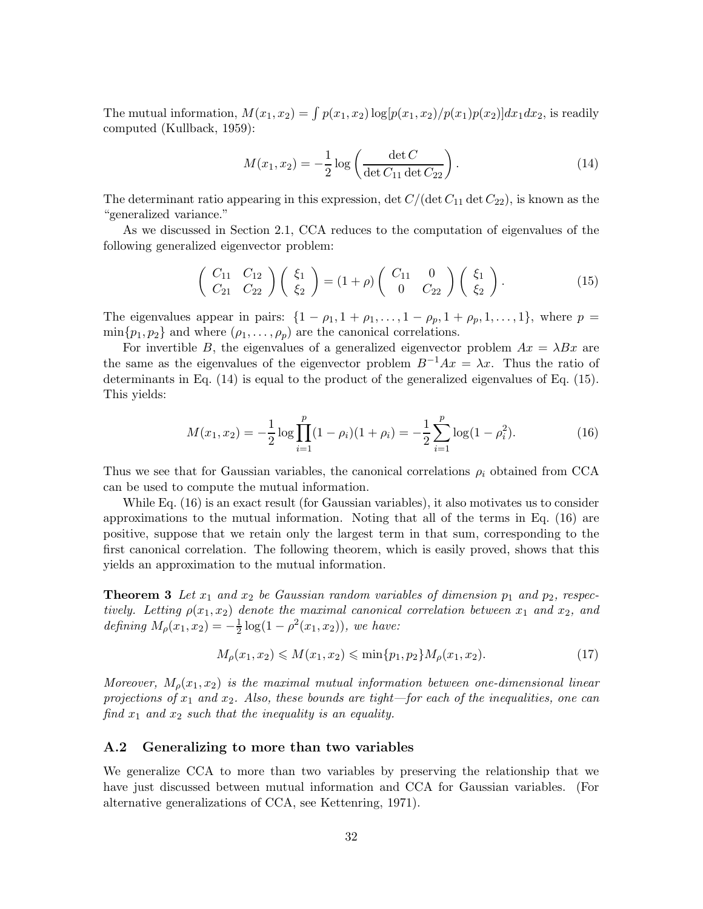The mutual information, $M(x_1, x_2) = \int p(x_1, x_2) \log[p(x_1, x_2)/p(x_1)p(x_2)]dx_1 dx_2$, is readily computed (Kullback, 1959):

$$M(x_1, x_2) = -\frac{1}{2} \log \left( \frac{\det C}{\det C_{11} \det C_{22}} \right). \tag{14}$$

The determinant ratio appearing in this expression, $\det C/(\det C_{11} \det C_{22})$, is known as the "generalized variance."

As we discussed in Section 2.1, CCA reduces to the computation of eigenvalues of the following generalized eigenvector problem:

$$\begin{pmatrix} C_{11} & C_{12} \\ C_{21} & C_{22} \end{pmatrix} \begin{pmatrix} \xi_1 \\ \xi_2 \end{pmatrix} = (1 + \rho) \begin{pmatrix} C_{11} & 0 \\ 0 & C_{22} \end{pmatrix} \begin{pmatrix} \xi_1 \\ \xi_2 \end{pmatrix}. \tag{15}$$

The eigenvalues appear in pairs: $\{1 - \rho_1, 1 + \rho_1, \ldots, 1 - \rho_p, 1 + \rho_p, 1, \ldots, 1\}$, where $p = \min\{p_1, p_2\}$ and where $(\rho_1, \ldots, \rho_p)$ are the canonical correlations.

For invertible $B$, the eigenvalues of a generalized eigenvector problem $Ax = \lambda Bx$ are the same as the eigenvalues of the eigenvector problem $B^{-1}Ax = \lambda x$. Thus the ratio of determinants in Eq. (14) is equal to the product of the generalized eigenvalues of Eq. (15). This yields:

$$M(x_1, x_2) = -\frac{1}{2} \log \prod_{i=1}^{p} (1 - \rho_i)(1 + \rho_i) = -\frac{1}{2} \sum_{i=1}^{p} \log(1 - \rho_i^2). \tag{16}$$

Thus we see that for Gaussian variables, the canonical correlations $\rho_i$ obtained from CCA can be used to compute the mutual information.

While Eq. (16) is an exact result (for Gaussian variables), it also motivates us to consider approximations to the mutual information. Noting that all of the terms in Eq. (16) are positive, suppose that we retain only the largest term in that sum, corresponding to the first canonical correlation. The following theorem, which is easily proved, shows that this yields an approximation to the mutual information.

**Theorem 3** *Let $x_1$ and $x_2$ be Gaussian random variables of dimension $p_1$ and $p_2$, respectively. Letting $\rho(x_1, x_2)$ denote the maximal canonical correlation between $x_1$ and $x_2$, and defining $M_\rho(x_1, x_2) = -\frac{1}{2} \log(1 - \rho^2(x_1, x_2))$, we have:*

$$M_\rho(x_1, x_2) \leqslant M(x_1, x_2) \leqslant \min\{p_1, p_2\} M_\rho(x_1, x_2). \tag{17}$$

*Moreover, $M_\rho(x_1, x_2)$ is the maximal mutual information between one-dimensional linear projections of $x_1$ and $x_2$. Also, these bounds are tight—for each of the inequalities, one can find $x_1$ and $x_2$ such that the inequality is an equality.*

### A.2 Generalizing to more than two variables

We generalize CCA to more than two variables by preserving the relationship that we have just discussed between mutual information and CCA for Gaussian variables. (For alternative generalizations of CCA, see Kettenring, 1971).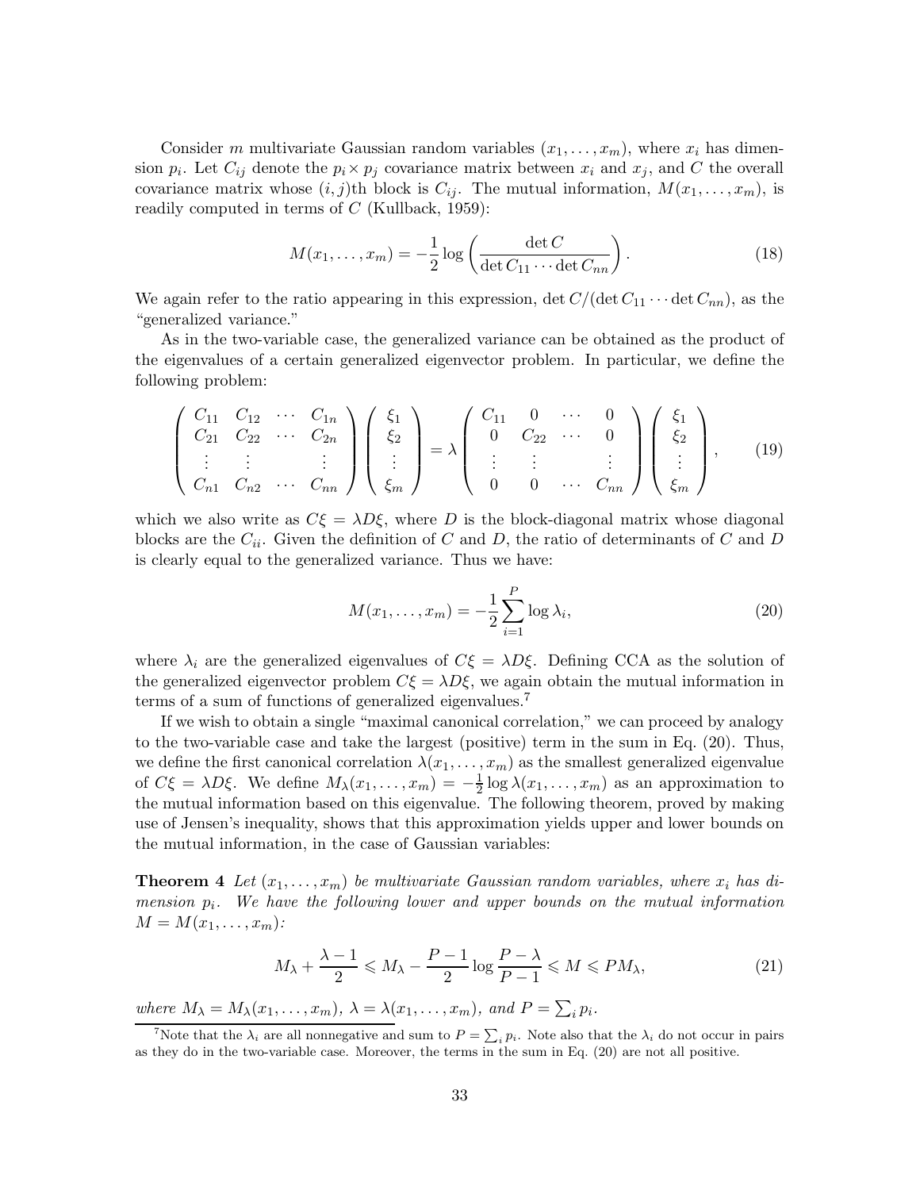Consider $m$ multivariate Gaussian random variables $(x_1, \ldots, x_m)$, where $x_i$ has dimension $p_i$. Let $C_{ij}$ denote the $p_i \times p_j$ covariance matrix between $x_i$ and $x_j$, and $C$ the overall covariance matrix whose $(i,j)$th block is $C_{ij}$. The mutual information, $M(x_1, \ldots, x_m)$, is readily computed in terms of $C$ (Kullback, 1959):

$$M(x_1, \ldots, x_m) = -\frac{1}{2} \log \left( \frac{\det C}{\det C_{11} \cdots \det C_{nn}} \right). \tag{18}$$

We again refer to the ratio appearing in this expression, $\det C / (\det C_{11} \cdots \det C_{nn})$, as the "generalized variance."

As in the two-variable case, the generalized variance can be obtained as the product of the eigenvalues of a certain generalized eigenvector problem. In particular, we define the following problem:

$$\begin{pmatrix} C_{11} & C_{12} & \cdots & C_{1n} \\ C_{21} & C_{22} & \cdots & C_{2n} \\ \vdots & \vdots & & \vdots \\ C_{n1} & C_{n2} & \cdots & C_{nn} \end{pmatrix} \begin{pmatrix} \xi_1 \\ \xi_2 \\ \vdots \\ \xi_m \end{pmatrix} = \lambda \begin{pmatrix} C_{11} & 0 & \cdots & 0 \\ 0 & C_{22} & \cdots & 0 \\ \vdots & \vdots & & \vdots \\ 0 & 0 & \cdots & C_{nn} \end{pmatrix} \begin{pmatrix} \xi_1 \\ \xi_2 \\ \vdots \\ \xi_m \end{pmatrix}, \tag{19}$$

which we also write as $C\xi = \lambda D \xi$, where $D$ is the block-diagonal matrix whose diagonal blocks are the $C_{ii}$. Given the definition of $C$ and $D$, the ratio of determinants of $C$ and $D$ is clearly equal to the generalized variance. Thus we have:

$$M(x_1, \ldots, x_m) = -\frac{1}{2} \sum_{i=1}^{P} \log \lambda_i, \tag{20}$$

where $\lambda_i$ are the generalized eigenvalues of $C\xi = \lambda D \xi$. Defining CCA as the solution of the generalized eigenvector problem $C\xi = \lambda D\xi$, we again obtain the mutual information in terms of a sum of functions of generalized eigenvalues.[7]

If we wish to obtain a single "maximal canonical correlation," we can proceed by analogy to the two-variable case and take the largest (positive) term in the sum in Eq. (20). Thus, we define the first canonical correlation $\lambda(x_1, \ldots, x_m)$ as the smallest generalized eigenvalue of $C\xi = \lambda D\xi$. We define $M_\lambda(x_1, \ldots, x_m) = -\frac{1}{2} \log \lambda(x_1, \ldots, x_m)$ as an approximation to the mutual information based on this eigenvalue. The following theorem, proved by making use of Jensen's inequality, shows that this approximation yields upper and lower bounds on the mutual information, in the case of Gaussian variables:

**Theorem 4** *Let $(x_1, \ldots, x_m)$ be multivariate Gaussian random variables, where $x_i$ has dimension $p_i$. We have the following lower and upper bounds on the mutual information $M = M(x_1, \ldots, x_m)$:*

$$M_\lambda + \frac{\lambda - 1}{2} \leqslant M_\lambda - \frac{P-1}{2} \log \frac{P - \lambda}{P - 1} \leqslant M \leqslant P M_\lambda, \tag{21}$$

*where $M_\lambda = M_\lambda(x_1, \ldots, x_m)$, $\lambda = \lambda(x_1, \ldots, x_m)$, and $P = \sum_i p_i$.*

[7] Note that the $\lambda_i$ are all nonnegative and sum to $P = \sum_i p_i$. Note also that the $\lambda_i$ do not occur in pairs as they do in the two-variable case. Moreover, the terms in the sum in Eq. (20) are not all positive.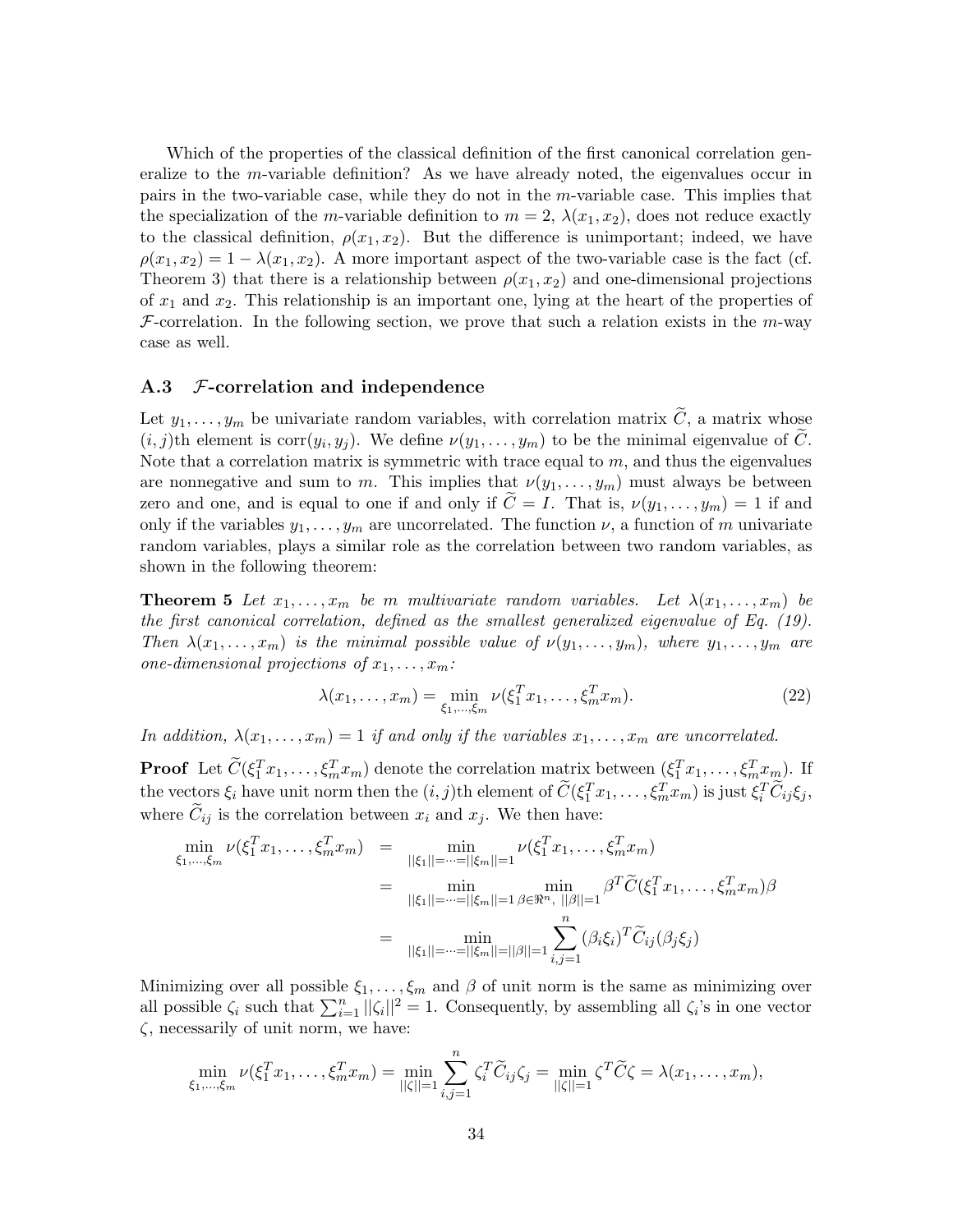Which of the properties of the classical definition of the first canonical correlation generalize to the $m$-variable definition? As we have already noted, the eigenvalues occur in pairs in the two-variable case, while they do not in the $m$-variable case. This implies that the specialization of the $m$-variable definition to $m = 2$, $\lambda(x_1, x_2)$, does not reduce exactly to the classical definition, $\rho(x_1, x_2)$. But the difference is unimportant; indeed, we have $\rho(x_1, x_2) = 1 - \lambda(x_1, x_2)$. A more important aspect of the two-variable case is the fact (cf. Theorem 3) that there is a relationship between $\rho(x_1, x_2)$ and one-dimensional projections of $x_1$ and $x_2$. This relationship is an important one, lying at the heart of the properties of $\mathcal{F}$-correlation. In the following section, we prove that such a relation exists in the $m$-way case as well.

### A.3 $\mathcal{F}$-correlation and independence

Let $y_1, \ldots, y_m$ be univariate random variables, with correlation matrix $\widetilde{C}$, a matrix whose $(i, j)$th element is $\text{corr}(y_i, y_j)$. We define $\nu(y_1, \ldots, y_m)$ to be the minimal eigenvalue of $\widetilde{C}$. Note that a correlation matrix is symmetric with trace equal to $m$, and thus the eigenvalues are nonnegative and sum to $m$. This implies that $\nu(y_1, \ldots, y_m)$ must always be between zero and one, and is equal to one if and only if $\widetilde{C} = I$. That is, $\nu(y_1, \ldots, y_m) = 1$ if and only if the variables $y_1, \ldots, y_m$ are uncorrelated. The function $\nu$, a function of $m$ univariate random variables, plays a similar role as the correlation between two random variables, as shown in the following theorem:

**Theorem 5** *Let $x_1, \ldots, x_m$ be $m$ multivariate random variables. Let $\lambda(x_1, \ldots, x_m)$ be the first canonical correlation, defined as the smallest generalized eigenvalue of Eq. (19). Then $\lambda(x_1, \ldots, x_m)$ is the minimal possible value of $\nu(y_1, \ldots, y_m)$, where $y_1, \ldots, y_m$ are one-dimensional projections of $x_1, \ldots, x_m$:*

$$\lambda(x_1, \ldots, x_m) = \min_{\xi_1, \ldots, \xi_m} \nu(\xi_1^T x_1, \ldots, \xi_m^T x_m). \tag{22}$$

*In addition, $\lambda(x_1, \ldots, x_m) = 1$ if and only if the variables $x_1, \ldots, x_m$ are uncorrelated.*

**Proof** Let $\widetilde{C}(\xi_1^T x_1, \ldots, \xi_m^T x_m)$ denote the correlation matrix between $(\xi_1^T x_1, \ldots, \xi_m^T x_m)$. If the vectors $\xi_i$ have unit norm then the $(i, j)$th element of $\widetilde{C}(\xi_1^T x_1, \ldots, \xi_m^T x_m)$ is just $\xi_i^T \widetilde{C}_{ij} \xi_j$, where $\widetilde{C}_{ij}$ is the correlation between $x_i$ and $x_j$. We then have:

$$\begin{aligned}
\min_{\xi_1, \ldots, \xi_m} \nu(\xi_1^T x_1, \ldots, \xi_m^T x_m) &= \min_{||\xi_1|| = \cdots = ||\xi_m|| = 1} \nu(\xi_1^T x_1, \ldots, \xi_m^T x_m) \\
&= \min_{||\xi_1|| = \cdots = ||\xi_m|| = 1} \min_{\beta \in \Re^n, \; ||\beta|| = 1} \beta^T \widetilde{C}(\xi_1^T x_1, \ldots, \xi_m^T x_m) \beta \\
&= \min_{||\xi_1|| = \cdots = ||\xi_m|| = ||\beta|| = 1} \sum_{i,j=1}^{n} (\beta_i \xi_i)^T \widetilde{C}_{ij} (\beta_j \xi_j)
\end{aligned}$$

Minimizing over all possible $\xi_1, \ldots, \xi_m$ and $\beta$ of unit norm is the same as minimizing over all possible $\zeta_i$ such that $\sum_{i=1}^n ||\zeta_i||^2 = 1$. Consequently, by assembling all $\zeta_i$'s in one vector $\zeta$, necessarily of unit norm, we have:

$$\min_{\xi_1, \ldots, \xi_m} \nu(\xi_1^T x_1, \ldots, \xi_m^T x_m) = \min_{||\zeta|| = 1} \sum_{i,j=1}^{n} \zeta_i^T \widetilde{C}_{ij} \zeta_j = \min_{||\zeta|| = 1} \zeta^T \widetilde{C} \zeta = \lambda(x_1, \ldots, x_m),$$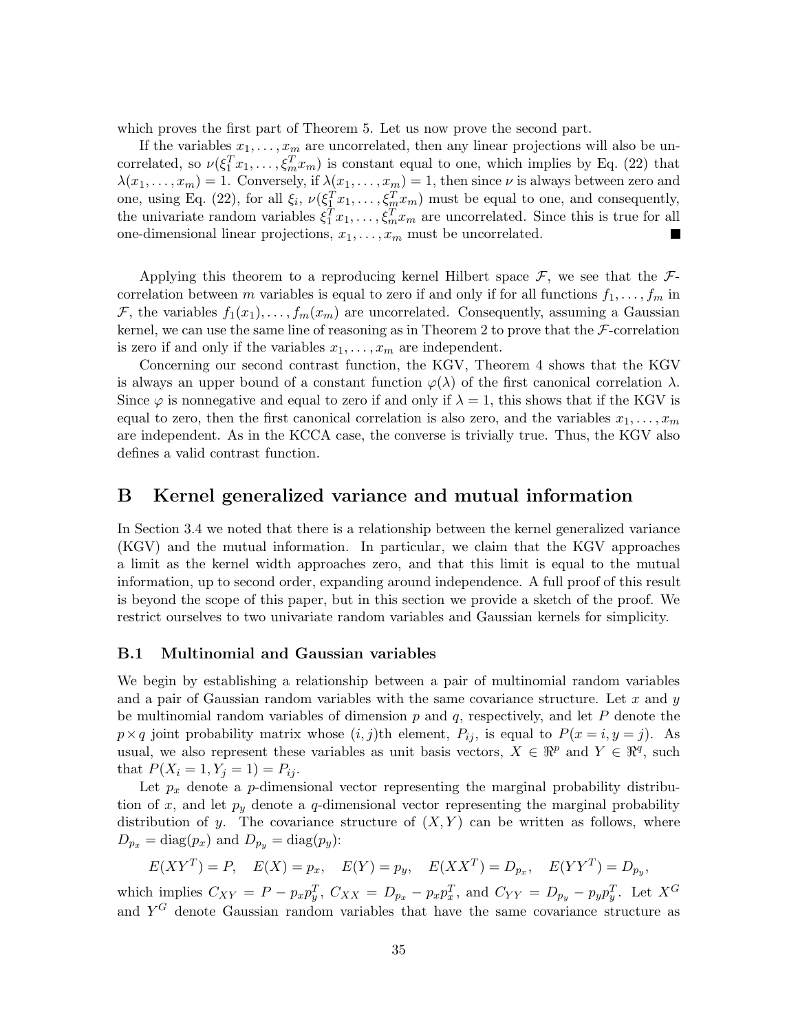which proves the first part of Theorem 5. Let us now prove the second part.

If the variables $x_1, \ldots, x_m$ are uncorrelated, then any linear projections will also be uncorrelated, so $\nu(\xi_1^T x_1, \ldots, \xi_m^T x_m)$ is constant equal to one, which implies by Eq. (22) that $\lambda(x_1, \ldots, x_m) = 1$. Conversely, if $\lambda(x_1, \ldots, x_m) = 1$, then since $\nu$ is always between zero and one, using Eq. (22), for all $\xi_i$, $\nu(\xi_1^T x_1, \ldots, \xi_m^T x_m)$ must be equal to one, and consequently, the univariate random variables $\xi_1^T x_1, \ldots, \xi_m^T x_m$ are uncorrelated. Since this is true for all one-dimensional linear projections, $x_1, \ldots, x_m$ must be uncorrelated. ■

Applying this theorem to a reproducing kernel Hilbert space $\mathcal{F}$, we see that the $\mathcal{F}$-correlation between $m$ variables is equal to zero if and only if for all functions $f_1, \ldots, f_m$ in $\mathcal{F}$, the variables $f_1(x_1), \ldots, f_m(x_m)$ are uncorrelated. Consequently, assuming a Gaussian kernel, we can use the same line of reasoning as in Theorem 2 to prove that the $\mathcal{F}$-correlation is zero if and only if the variables $x_1, \ldots, x_m$ are independent.

Concerning our second contrast function, the KGV, Theorem 4 shows that the KGV is always an upper bound of a constant function $\varphi(\lambda)$ of the first canonical correlation $\lambda$. Since $\varphi$ is nonnegative and equal to zero if and only if $\lambda = 1$, this shows that if the KGV is equal to zero, then the first canonical correlation is also zero, and the variables $x_1, \ldots, x_m$ are independent. As in the KCCA case, the converse is trivially true. Thus, the KGV also defines a valid contrast function.

# B Kernel generalized variance and mutual information

In Section 3.4 we noted that there is a relationship between the kernel generalized variance (KGV) and the mutual information. In particular, we claim that the KGV approaches a limit as the kernel width approaches zero, and that this limit is equal to the mutual information, up to second order, expanding around independence. A full proof of this result is beyond the scope of this paper, but in this section we provide a sketch of the proof. We restrict ourselves to two univariate random variables and Gaussian kernels for simplicity.

## B.1 Multinomial and Gaussian variables

We begin by establishing a relationship between a pair of multinomial random variables and a pair of Gaussian random variables with the same covariance structure. Let $x$ and $y$ be multinomial random variables of dimension $p$ and $q$, respectively, and let $P$ denote the $p \times q$ joint probability matrix whose $(i, j)$th element, $P_{ij}$, is equal to $P(x = i, y = j)$. As usual, we also represent these variables as unit basis vectors, $X \in \Re^p$ and $Y \in \Re^q$, such that $P(X_i = 1, Y_j = 1) = P_{ij}$.

Let $p_x$ denote a $p$-dimensional vector representing the marginal probability distribution of $x$, and let $p_y$ denote a $q$-dimensional vector representing the marginal probability distribution of $y$. The covariance structure of $(X, Y)$ can be written as follows, where $D_{p_x} = \text{diag}(p_x)$ and $D_{p_y} = \text{diag}(p_y)$:

$$E(XY^T) = P, \quad E(X) = p_x, \quad E(Y) = p_y, \quad E(XX^T) = D_{p_x}, \quad E(YY^T) = D_{p_y},$$

which implies $C_{XY} = P - p_x p_y^T$, $C_{XX} = D_{p_x} - p_x p_x^T$, and $C_{YY} = D_{p_y} - p_y p_y^T$. Let $X^G$ and $Y^G$ denote Gaussian random variables that have the same covariance structure as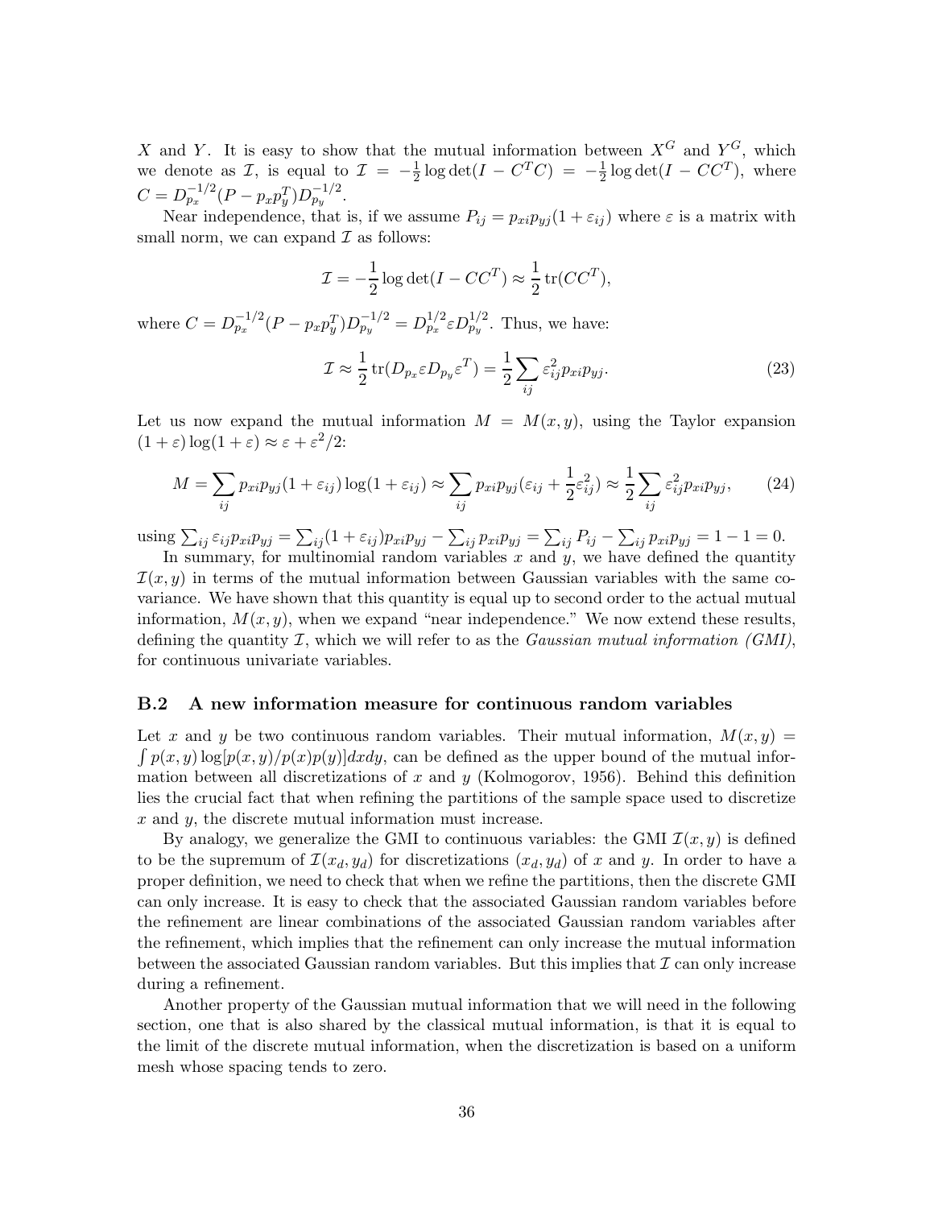$X$ and $Y$. It is easy to show that the mutual information between $X^G$ and $Y^G$, which we denote as $\mathcal{I}$, is equal to $\mathcal{I} = -\frac{1}{2}\log\det(I - C^T C) = -\frac{1}{2}\log\det(I - CC^T)$, where $C = D_{p_x}^{-1/2}(P - p_x p_y^T)D_{p_y}^{-1/2}$.

Near independence, that is, if we assume $P_{ij} = p_{xi}p_{yj}(1 + \varepsilon_{ij})$ where $\varepsilon$ is a matrix with small norm, we can expand $\mathcal{I}$ as follows:

$$\mathcal{I} = -\frac{1}{2}\log\det(I - CC^T) \approx \frac{1}{2}\operatorname{tr}(CC^T),$$

where $C = D_{p_x}^{-1/2}(P - p_x p_y^T)D_{p_y}^{-1/2} = D_{p_x}^{1/2}\varepsilon D_{p_y}^{1/2}$. Thus, we have:

$$\mathcal{I} \approx \frac{1}{2}\operatorname{tr}(D_{p_x}\varepsilon D_{p_y}\varepsilon^T) = \frac{1}{2}\sum_{ij}\varepsilon_{ij}^2 p_{xi}p_{yj}. \tag{23}$$

Let us now expand the mutual information $M = M(x, y)$, using the Taylor expansion $(1 + \varepsilon)\log(1 + \varepsilon) \approx \varepsilon + \varepsilon^2/2$:

$$M = \sum_{ij} p_{xi}p_{yj}(1 + \varepsilon_{ij})\log(1 + \varepsilon_{ij}) \approx \sum_{ij} p_{xi}p_{yj}(\varepsilon_{ij} + \frac{1}{2}\varepsilon_{ij}^2) \approx \frac{1}{2}\sum_{ij}\varepsilon_{ij}^2 p_{xi}p_{yj}, \tag{24}$$

using $\sum_{ij}\varepsilon_{ij}p_{xi}p_{yj} = \sum_{ij}(1 + \varepsilon_{ij})p_{xi}p_{yj} - \sum_{ij}p_{xi}p_{yj} = \sum_{ij}P_{ij} - \sum_{ij}p_{xi}p_{yj} = 1 - 1 = 0$.

In summary, for multinomial random variables $x$ and $y$, we have defined the quantity $\mathcal{I}(x, y)$ in terms of the mutual information between Gaussian variables with the same covariance. We have shown that this quantity is equal up to second order to the actual mutual information, $M(x, y)$, when we expand "near independence." We now extend these results, defining the quantity $\mathcal{I}$, which we will refer to as the *Gaussian mutual information (GMI)*, for continuous univariate variables.

### B.2 A new information measure for continuous random variables

Let $x$ and $y$ be two continuous random variables. Their mutual information, $M(x, y) = \int p(x, y)\log[p(x, y)/p(x)p(y)]dxdy$, can be defined as the upper bound of the mutual information between all discretizations of $x$ and $y$ (Kolmogorov, 1956). Behind this definition lies the crucial fact that when refining the partitions of the sample space used to discretize $x$ and $y$, the discrete mutual information must increase.

By analogy, we generalize the GMI to continuous variables: the GMI $\mathcal{I}(x, y)$ is defined to be the supremum of $\mathcal{I}(x_d, y_d)$ for discretizations $(x_d, y_d)$ of $x$ and $y$. In order to have a proper definition, we need to check that when we refine the partitions, then the discrete GMI can only increase. It is easy to check that the associated Gaussian random variables before the refinement are linear combinations of the associated Gaussian random variables after the refinement, which implies that the refinement can only increase the mutual information between the associated Gaussian random variables. But this implies that $\mathcal{I}$ can only increase during a refinement.

Another property of the Gaussian mutual information that we will need in the following section, one that is also shared by the classical mutual information, is that it is equal to the limit of the discrete mutual information, when the discretization is based on a uniform mesh whose spacing tends to zero.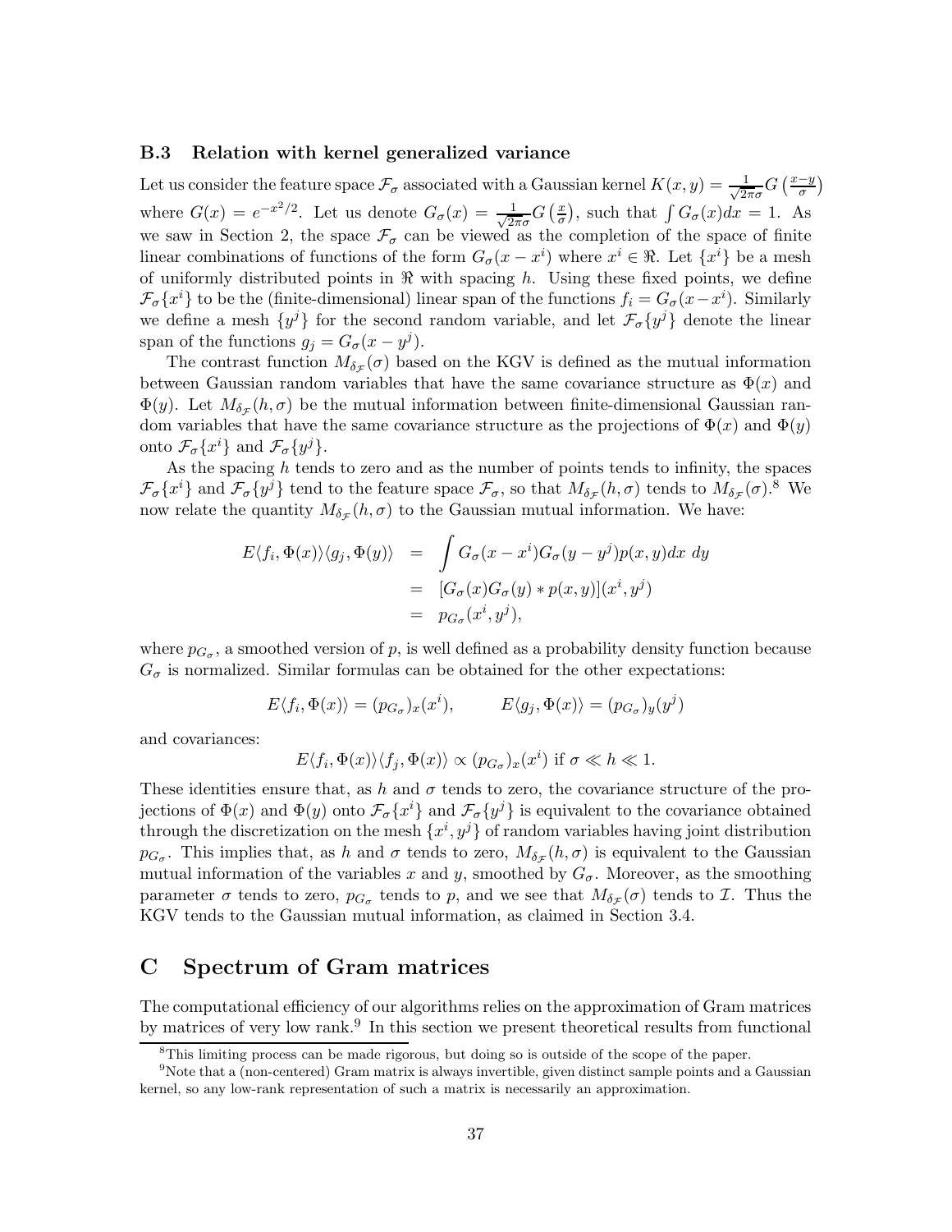### B.3 Relation with kernel generalized variance

Let us consider the feature space $\mathcal{F}_\sigma$ associated with a Gaussian kernel $K(x,y) = \frac{1}{\sqrt{2\pi}\sigma} G\left(\frac{x-y}{\sigma}\right)$ where $G(x) = e^{-x^2/2}$. Let us denote $G_\sigma(x) = \frac{1}{\sqrt{2\pi}\sigma} G\left(\frac{x}{\sigma}\right)$, such that $\int G_\sigma(x)dx = 1$. As we saw in Section 2, the space $\mathcal{F}_\sigma$ can be viewed as the completion of the space of finite linear combinations of functions of the form $G_\sigma(x - x^i)$ where $x^i \in \Re$. Let $\{x^i\}$ be a mesh of uniformly distributed points in $\Re$ with spacing $h$. Using these fixed points, we define $\mathcal{F}_\sigma\{x^i\}$ to be the (finite-dimensional) linear span of the functions $f_i = G_\sigma(x - x^i)$. Similarly we define a mesh $\{y^j\}$ for the second random variable, and let $\mathcal{F}_\sigma\{y^j\}$ denote the linear span of the functions $g_j = G_\sigma(x - y^j)$.

The contrast function $M_{\delta_\mathcal{F}}(\sigma)$ based on the KGV is defined as the mutual information between Gaussian random variables that have the same covariance structure as $\Phi(x)$ and $\Phi(y)$. Let $M_{\delta_\mathcal{F}}(h, \sigma)$ be the mutual information between finite-dimensional Gaussian random variables that have the same covariance structure as the projections of $\Phi(x)$ and $\Phi(y)$ onto $\mathcal{F}_\sigma\{x^i\}$ and $\mathcal{F}_\sigma\{y^j\}$.

As the spacing $h$ tends to zero and as the number of points tends to infinity, the spaces $\mathcal{F}_\sigma\{x^i\}$ and $\mathcal{F}_\sigma\{y^j\}$ tend to the feature space $\mathcal{F}_\sigma$, so that $M_{\delta_\mathcal{F}}(h, \sigma)$ tends to $M_{\delta_\mathcal{F}}(\sigma)$.[8] We now relate the quantity $M_{\delta_\mathcal{F}}(h, \sigma)$ to the Gaussian mutual information. We have:

$$
\begin{aligned}
E\langle f_i, \Phi(x)\rangle\langle g_j, \Phi(y)\rangle &= \int G_\sigma(x - x^i) G_\sigma(y - y^j) p(x,y) dx\, dy \\
&= [G_\sigma(x) G_\sigma(y) * p(x,y)](x^i, y^j) \\
&= p_{G_\sigma}(x^i, y^j),
\end{aligned}
$$

where $p_{G_\sigma}$, a smoothed version of $p$, is well defined as a probability density function because $G_\sigma$ is normalized. Similar formulas can be obtained for the other expectations:

$$
E\langle f_i, \Phi(x)\rangle = (p_{G_\sigma})_x(x^i), \qquad E\langle g_j, \Phi(x)\rangle = (p_{G_\sigma})_y(y^j)
$$

and covariances:

$$
E\langle f_i, \Phi(x)\rangle\langle f_j, \Phi(x)\rangle \propto (p_{G_\sigma})_x(x^i) \text{ if } \sigma \ll h \ll 1.
$$

These identities ensure that, as $h$ and $\sigma$ tends to zero, the covariance structure of the projections of $\Phi(x)$ and $\Phi(y)$ onto $\mathcal{F}_\sigma\{x^i\}$ and $\mathcal{F}_\sigma\{y^j\}$ is equivalent to the covariance obtained through the discretization on the mesh $\{x^i, y^j\}$ of random variables having joint distribution $p_{G_\sigma}$. This implies that, as $h$ and $\sigma$ tends to zero, $M_{\delta_\mathcal{F}}(h, \sigma)$ is equivalent to the Gaussian mutual information of the variables $x$ and $y$, smoothed by $G_\sigma$. Moreover, as the smoothing parameter $\sigma$ tends to zero, $p_{G_\sigma}$ tends to $p$, and we see that $M_{\delta_\mathcal{F}}(\sigma)$ tends to $\mathcal{I}$. Thus the KGV tends to the Gaussian mutual information, as claimed in Section 3.4.

## C Spectrum of Gram matrices

The computational efficiency of our algorithms relies on the approximation of Gram matrices by matrices of very low rank.[9] In this section we present theoretical results from functional

[8] This limiting process can be made rigorous, but doing so is outside of the scope of the paper.

[9] Note that a (non-centered) Gram matrix is always invertible, given distinct sample points and a Gaussian kernel, so any low-rank representation of such a matrix is necessarily an approximation.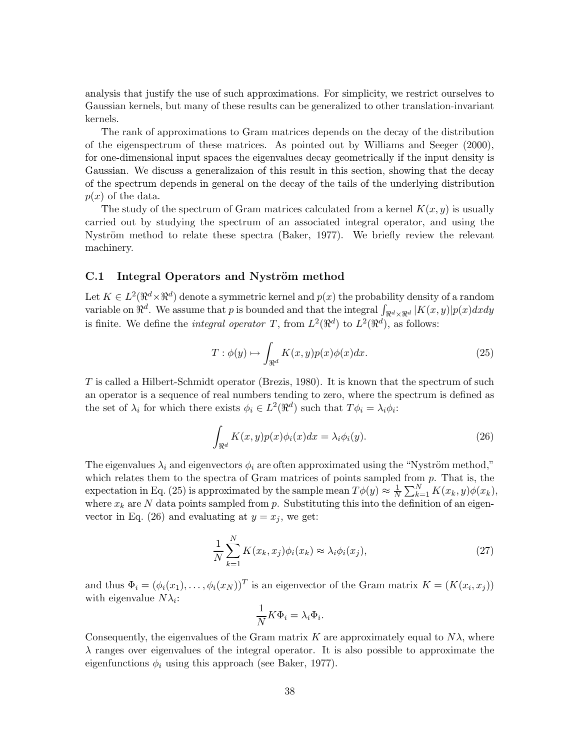analysis that justify the use of such approximations. For simplicity, we restrict ourselves to Gaussian kernels, but many of these results can be generalized to other translation-invariant kernels.

The rank of approximations to Gram matrices depends on the decay of the distribution of the eigenspectrum of these matrices. As pointed out by Williams and Seeger (2000), for one-dimensional input spaces the eigenvalues decay geometrically if the input density is Gaussian. We discuss a generalizaion of this result in this section, showing that the decay of the spectrum depends in general on the decay of the tails of the underlying distribution $p(x)$ of the data.

The study of the spectrum of Gram matrices calculated from a kernel $K(x, y)$ is usually carried out by studying the spectrum of an associated integral operator, and using the Nyström method to relate these spectra (Baker, 1977). We briefly review the relevant machinery.

### C.1 Integral Operators and Nyström method

Let $K \in L^2(\Re^d \times \Re^d)$ denote a symmetric kernel and $p(x)$ the probability density of a random variable on $\Re^d$. We assume that $p$ is bounded and that the integral $\int_{\Re^d \times \Re^d} |K(x, y)| p(x) dx dy$ is finite. We define the *integral operator* $T$, from $L^2(\Re^d)$ to $L^2(\Re^d)$, as follows:

$$T : \phi(y) \mapsto \int_{\Re^d} K(x, y) p(x) \phi(x) dx. \tag{25}$$

$T$ is called a Hilbert-Schmidt operator (Brezis, 1980). It is known that the spectrum of such an operator is a sequence of real numbers tending to zero, where the spectrum is defined as the set of $\lambda_i$ for which there exists $\phi_i \in L^2(\Re^d)$ such that $T\phi_i = \lambda_i \phi_i$:

$$\int_{\Re^d} K(x, y) p(x) \phi_i(x) dx = \lambda_i \phi_i(y). \tag{26}$$

The eigenvalues $\lambda_i$ and eigenvectors $\phi_i$ are often approximated using the "Nyström method," which relates them to the spectra of Gram matrices of points sampled from $p$. That is, the expectation in Eq. (25) is approximated by the sample mean $T\phi(y) \approx \frac{1}{N} \sum_{k=1}^{N} K(x_k, y) \phi(x_k)$, where $x_k$ are $N$ data points sampled from $p$. Substituting this into the definition of an eigenvector in Eq. (26) and evaluating at $y = x_j$, we get:

$$\frac{1}{N} \sum_{k=1}^{N} K(x_k, x_j) \phi_i(x_k) \approx \lambda_i \phi_i(x_j), \tag{27}$$

and thus $\Phi_i = (\phi_i(x_1), \ldots, \phi_i(x_N))^T$ is an eigenvector of the Gram matrix $K = (K(x_i, x_j))$ with eigenvalue $N\lambda_i$:

$$\frac{1}{N} K \Phi_i = \lambda_i \Phi_i.$$

Consequently, the eigenvalues of the Gram matrix $K$ are approximately equal to $N\lambda$, where $\lambda$ ranges over eigenvalues of the integral operator. It is also possible to approximate the eigenfunctions $\phi_i$ using this approach (see Baker, 1977).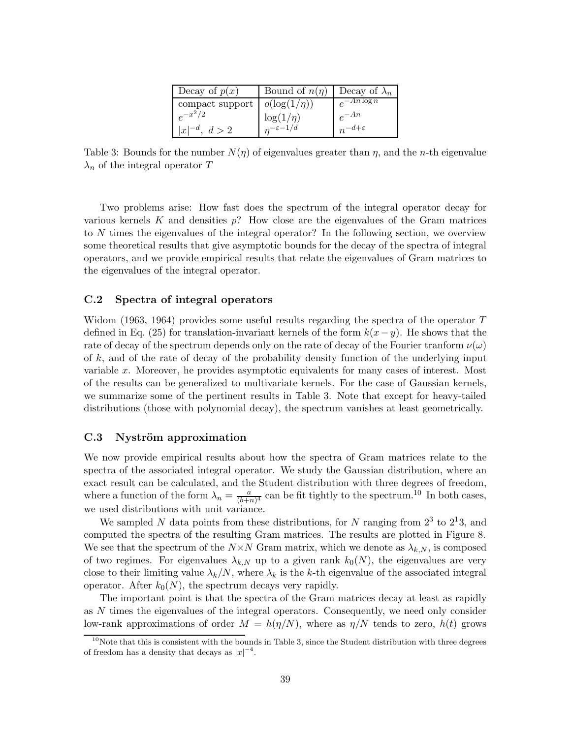| Decay of $p(x)$ | Bound of $n(\eta)$ | Decay of $\lambda_n$ |
|---|---|---|
| compact support | $o(\log(1/\eta))$ | $e^{-An\log n}$ |
| $e^{-x^2/2}$ | $\log(1/\eta)$ | $e^{-An}$ |
| $\|x\|^{-d},\ d > 2$ | $\eta^{-\varepsilon-1/d}$ | $n^{-d+\varepsilon}$ |

Table 3: Bounds for the number $N(\eta)$ of eigenvalues greater than $\eta$, and the $n$-th eigenvalue $\lambda_n$ of the integral operator $T$

Two problems arise: How fast does the spectrum of the integral operator decay for various kernels $K$ and densities $p$? How close are the eigenvalues of the Gram matrices to $N$ times the eigenvalues of the integral operator? In the following section, we overview some theoretical results that give asymptotic bounds for the decay of the spectra of integral operators, and we provide empirical results that relate the eigenvalues of Gram matrices to the eigenvalues of the integral operator.

### C.2 Spectra of integral operators

Widom (1963, 1964) provides some useful results regarding the spectra of the operator $T$ defined in Eq. (25) for translation-invariant kernels of the form $k(x-y)$. He shows that the rate of decay of the spectrum depends only on the rate of decay of the Fourier tranform $\nu(\omega)$ of $k$, and of the rate of decay of the probability density function of the underlying input variable $x$. Moreover, he provides asymptotic equivalents for many cases of interest. Most of the results can be generalized to multivariate kernels. For the case of Gaussian kernels, we summarize some of the pertinent results in Table 3. Note that except for heavy-tailed distributions (those with polynomial decay), the spectrum vanishes at least geometrically.

### C.3 Nyström approximation

We now provide empirical results about how the spectra of Gram matrices relate to the spectra of the associated integral operator. We study the Gaussian distribution, where an exact result can be calculated, and the Student distribution with three degrees of freedom, where a function of the form $\lambda_n = \frac{a}{(b+n)^4}$ can be fit tightly to the spectrum.[10] In both cases, we used distributions with unit variance.

We sampled $N$ data points from these distributions, for $N$ ranging from $2^3$ to $2^13$, and computed the spectra of the resulting Gram matrices. The results are plotted in Figure 8. We see that the spectrum of the $N \times N$ Gram matrix, which we denote as $\lambda_{k,N}$, is composed of two regimes. For eigenvalues $\lambda_{k,N}$ up to a given rank $k_0(N)$, the eigenvalues are very close to their limiting value $\lambda_k/N$, where $\lambda_k$ is the $k$-th eigenvalue of the associated integral operator. After $k_0(N)$, the spectrum decays very rapidly.

The important point is that the spectra of the Gram matrices decay at least as rapidly as $N$ times the eigenvalues of the integral operators. Consequently, we need only consider low-rank approximations of order $M = h(\eta/N)$, where as $\eta/N$ tends to zero, $h(t)$ grows

[10] Note that this is consistent with the bounds in Table 3, since the Student distribution with three degrees of freedom has a density that decays as $|x|^{-4}$.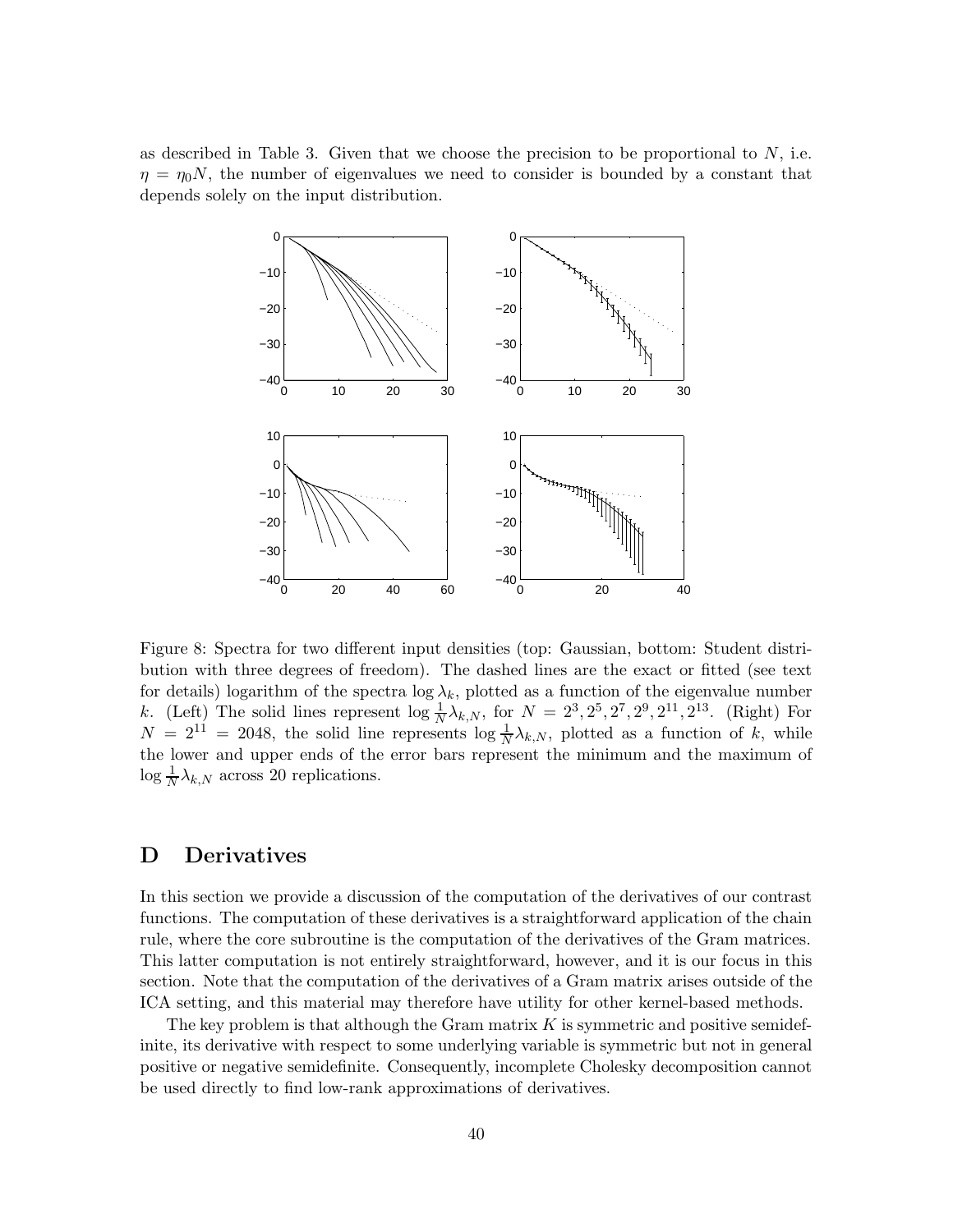as described in Table 3. Given that we choose the precision to be proportional to $N$, i.e. $\eta = \eta_0 N$, the number of eigenvalues we need to consider is bounded by a constant that depends solely on the input distribution.

Figure 8: Spectra for two different input densities (top: Gaussian, bottom: Student distribution with three degrees of freedom). The dashed lines are the exact or fitted (see text for details) logarithm of the spectra $\log \lambda_k$, plotted as a function of the eigenvalue number $k$. (Left) The solid lines represent $\log \frac{1}{N}\lambda_{k,N}$, for $N = 2^3, 2^5, 2^7, 2^9, 2^{11}, 2^{13}$. (Right) For $N = 2^{11} = 2048$, the solid line represents $\log \frac{1}{N}\lambda_{k,N}$, plotted as a function of $k$, while the lower and upper ends of the error bars represent the minimum and the maximum of $\log \frac{1}{N}\lambda_{k,N}$ across 20 replications.

# D Derivatives

In this section we provide a discussion of the computation of the derivatives of our contrast functions. The computation of these derivatives is a straightforward application of the chain rule, where the core subroutine is the computation of the derivatives of the Gram matrices. This latter computation is not entirely straightforward, however, and it is our focus in this section. Note that the computation of the derivatives of a Gram matrix arises outside of the ICA setting, and this material may therefore have utility for other kernel-based methods.

The key problem is that although the Gram matrix $K$ is symmetric and positive semidefinite, its derivative with respect to some underlying variable is symmetric but not in general positive or negative semidefinite. Consequently, incomplete Cholesky decomposition cannot be used directly to find low-rank approximations of derivatives.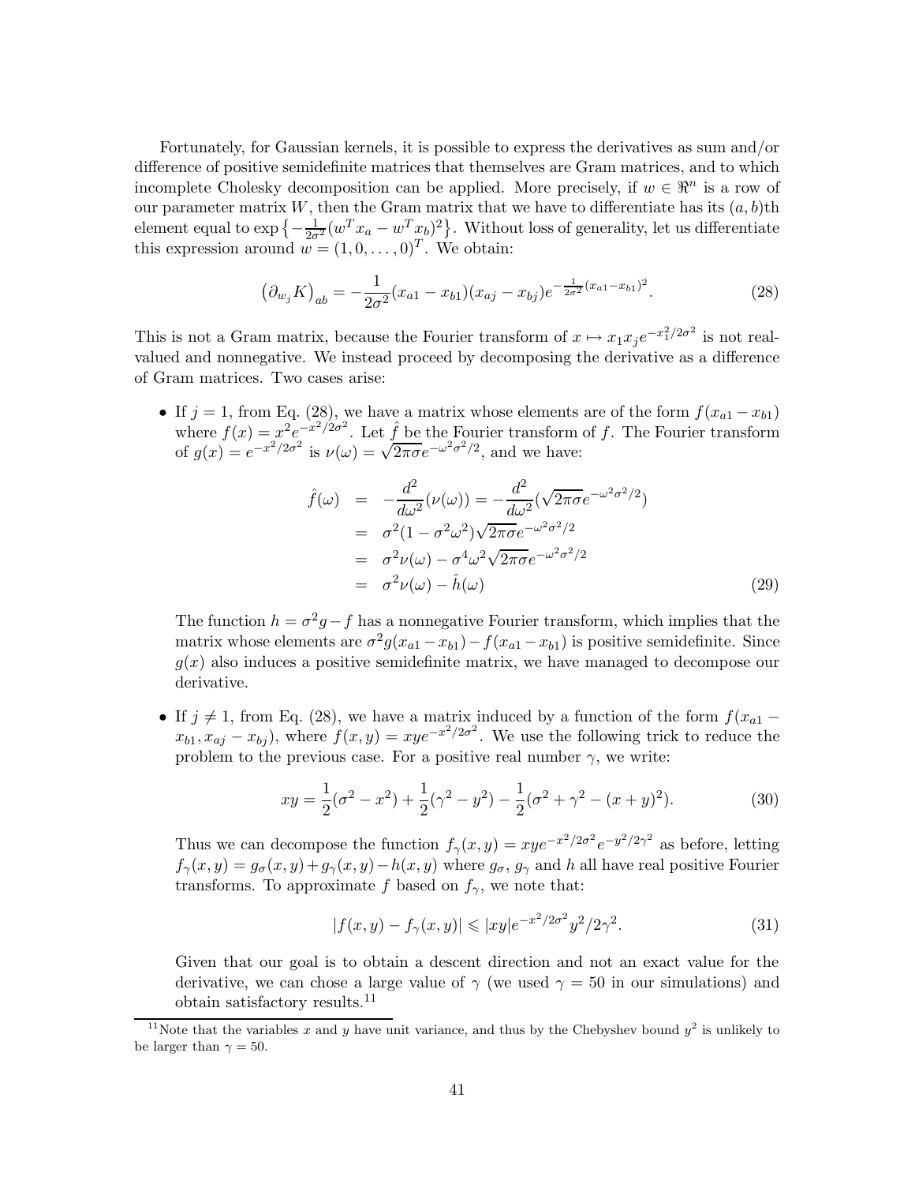Fortunately, for Gaussian kernels, it is possible to express the derivatives as sum and/or difference of positive semidefinite matrices that themselves are Gram matrices, and to which incomplete Cholesky decomposition can be applied. More precisely, if $w \in \Re^n$ is a row of our parameter matrix $W$, then the Gram matrix that we have to differentiate has its $(a,b)$th element equal to $\exp\left\{-\frac{1}{2\sigma^2}(w^T x_a - w^T x_b)^2\right\}$. Without loss of generality, let us differentiate this expression around $w = (1, 0, \ldots, 0)^T$. We obtain:

$$
\left(\partial_{w_j} K\right)_{ab} = -\frac{1}{2\sigma^2}(x_{a1} - x_{b1})(x_{aj} - x_{bj}) e^{-\frac{1}{2\sigma^2}(x_{a1}-x_{b1})^2}. \tag{28}
$$

This is not a Gram matrix, because the Fourier transform of $x \mapsto x_1 x_j e^{-x_1^2/2\sigma^2}$ is not real-valued and nonnegative. We instead proceed by decomposing the derivative as a difference of Gram matrices. Two cases arise:

- If $j = 1$, from Eq. (28), we have a matrix whose elements are of the form $f(x_{a1} - x_{b1})$ where $f(x) = x^2 e^{-x^2/2\sigma^2}$. Let $\hat{f}$ be the Fourier transform of $f$. The Fourier transform of $g(x) = e^{-x^2/2\sigma^2}$ is $\nu(\omega) = \sqrt{2\pi}\sigma e^{-\omega^2\sigma^2/2}$, and we have:

$$
\begin{aligned}
\hat{f}(\omega) &= -\frac{d^2}{d\omega^2}(\nu(\omega)) = -\frac{d^2}{d\omega^2}(\sqrt{2\pi}\sigma e^{-\omega^2\sigma^2/2}) \\
&= \sigma^2(1 - \sigma^2\omega^2)\sqrt{2\pi}\sigma e^{-\omega^2\sigma^2/2} \\
&= \sigma^2\nu(\omega) - \sigma^4\omega^2\sqrt{2\pi}\sigma e^{-\omega^2\sigma^2/2} \\
&= \sigma^2\nu(\omega) - \hat{h}(\omega)
\end{aligned} \tag{29}
$$

  The function $h = \sigma^2 g - f$ has a nonnegative Fourier transform, which implies that the matrix whose elements are $\sigma^2 g(x_{a1} - x_{b1}) - f(x_{a1} - x_{b1})$ is positive semidefinite. Since $g(x)$ also induces a positive semidefinite matrix, we have managed to decompose our derivative.

- If $j \neq 1$, from Eq. (28), we have a matrix induced by a function of the form $f(x_{a1} - x_{b1}, x_{aj} - x_{bj})$, where $f(x,y) = xye^{-x^2/2\sigma^2}$. We use the following trick to reduce the problem to the previous case. For a positive real number $\gamma$, we write:

$$
xy = \frac{1}{2}(\sigma^2 - x^2) + \frac{1}{2}(\gamma^2 - y^2) - \frac{1}{2}(\sigma^2 + \gamma^2 - (x+y)^2). \tag{30}
$$

  Thus we can decompose the function $f_\gamma(x,y) = xye^{-x^2/2\sigma^2}e^{-y^2/2\gamma^2}$ as before, letting $f_\gamma(x,y) = g_\sigma(x,y) + g_\gamma(x,y) - h(x,y)$ where $g_\sigma$, $g_\gamma$ and $h$ all have real positive Fourier transforms. To approximate $f$ based on $f_\gamma$, we note that:

$$
|f(x,y) - f_\gamma(x,y)| \leqslant |xy| e^{-x^2/2\sigma^2} y^2/2\gamma^2. \tag{31}
$$

  Given that our goal is to obtain a descent direction and not an exact value for the derivative, we can chose a large value of $\gamma$ (we used $\gamma = 50$ in our simulations) and obtain satisfactory results.[11]

[11] Note that the variables $x$ and $y$ have unit variance, and thus by the Chebyshev bound $y^2$ is unlikely to be larger than $\gamma = 50$.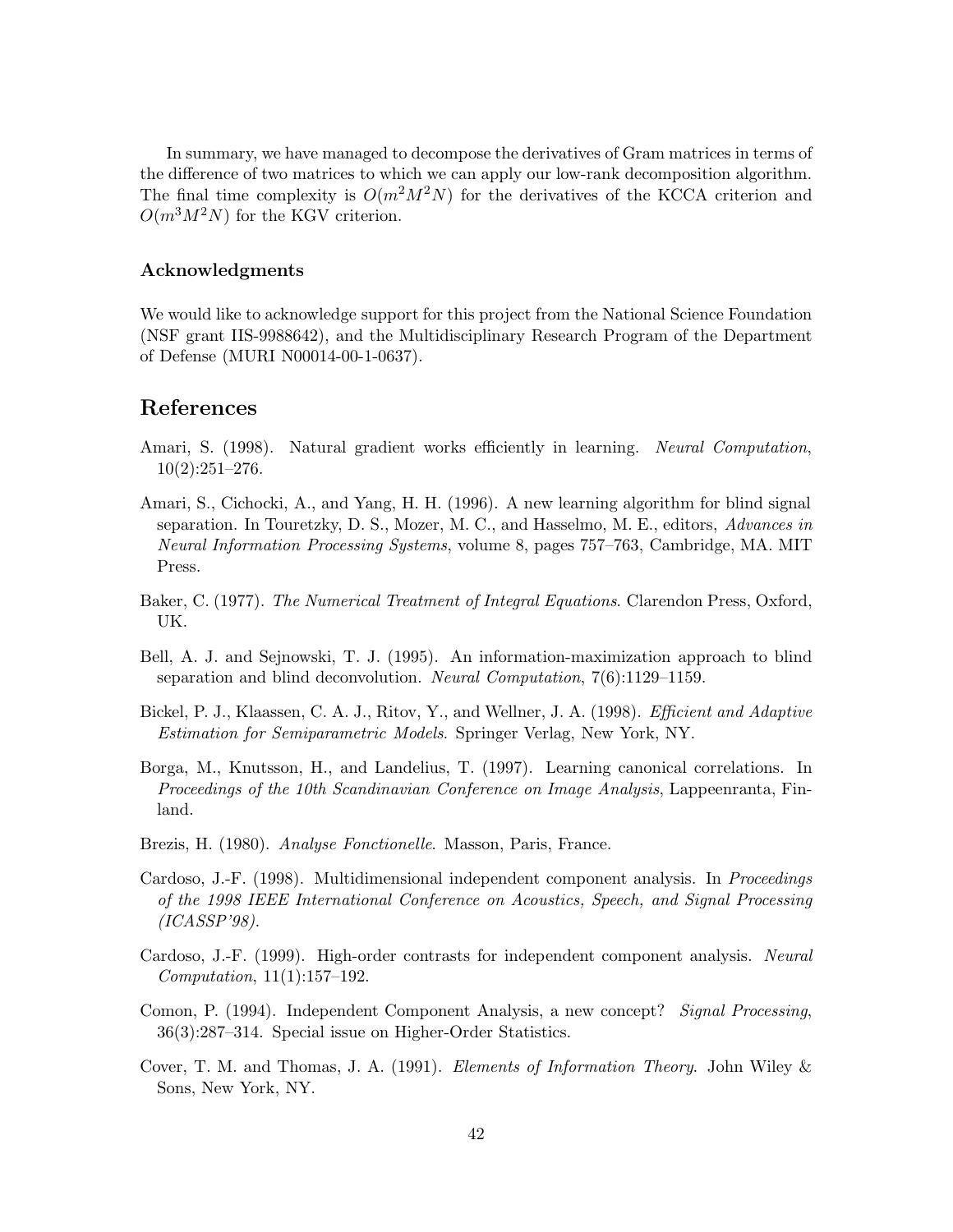In summary, we have managed to decompose the derivatives of Gram matrices in terms of the difference of two matrices to which we can apply our low-rank decomposition algorithm. The final time complexity is $O(m^2M^2N)$ for the derivatives of the KCCA criterion and $O(m^3M^2N)$ for the KGV criterion.

### Acknowledgments

We would like to acknowledge support for this project from the National Science Foundation (NSF grant IIS-9988642), and the Multidisciplinary Research Program of the Department of Defense (MURI N00014-00-1-0637).

## References

Amari, S. (1998). Natural gradient works efficiently in learning. *Neural Computation*, 10(2):251–276.

Amari, S., Cichocki, A., and Yang, H. H. (1996). A new learning algorithm for blind signal separation. In Touretzky, D. S., Mozer, M. C., and Hasselmo, M. E., editors, *Advances in Neural Information Processing Systems*, volume 8, pages 757–763, Cambridge, MA. MIT Press.

Baker, C. (1977). *The Numerical Treatment of Integral Equations*. Clarendon Press, Oxford, UK.

Bell, A. J. and Sejnowski, T. J. (1995). An information-maximization approach to blind separation and blind deconvolution. *Neural Computation*, 7(6):1129–1159.

Bickel, P. J., Klaassen, C. A. J., Ritov, Y., and Wellner, J. A. (1998). *Efficient and Adaptive Estimation for Semiparametric Models*. Springer Verlag, New York, NY.

Borga, M., Knutsson, H., and Landelius, T. (1997). Learning canonical correlations. In *Proceedings of the 10th Scandinavian Conference on Image Analysis*, Lappeenranta, Finland.

Brezis, H. (1980). *Analyse Fonctionelle*. Masson, Paris, France.

Cardoso, J.-F. (1998). Multidimensional independent component analysis. In *Proceedings of the 1998 IEEE International Conference on Acoustics, Speech, and Signal Processing (ICASSP'98)*.

Cardoso, J.-F. (1999). High-order contrasts for independent component analysis. *Neural Computation*, 11(1):157–192.

Comon, P. (1994). Independent Component Analysis, a new concept? *Signal Processing*, 36(3):287–314. Special issue on Higher-Order Statistics.

Cover, T. M. and Thomas, J. A. (1991). *Elements of Information Theory*. John Wiley & Sons, New York, NY.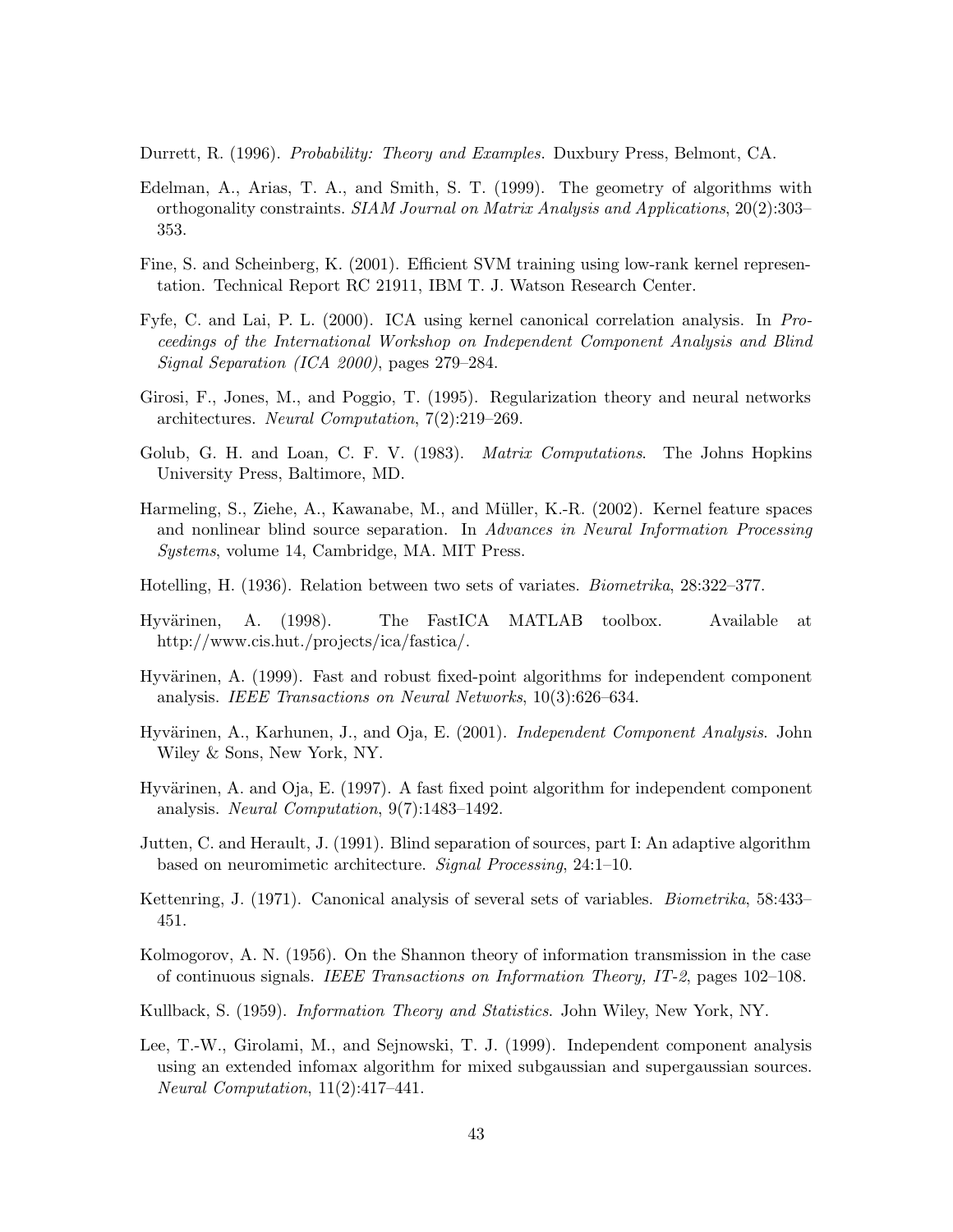Durrett, R. (1996). *Probability: Theory and Examples*. Duxbury Press, Belmont, CA.

Edelman, A., Arias, T. A., and Smith, S. T. (1999). The geometry of algorithms with orthogonality constraints. *SIAM Journal on Matrix Analysis and Applications*, 20(2):303–353.

Fine, S. and Scheinberg, K. (2001). Efficient SVM training using low-rank kernel representation. Technical Report RC 21911, IBM T. J. Watson Research Center.

Fyfe, C. and Lai, P. L. (2000). ICA using kernel canonical correlation analysis. In *Proceedings of the International Workshop on Independent Component Analysis and Blind Signal Separation (ICA 2000)*, pages 279–284.

Girosi, F., Jones, M., and Poggio, T. (1995). Regularization theory and neural networks architectures. *Neural Computation*, 7(2):219–269.

Golub, G. H. and Loan, C. F. V. (1983). *Matrix Computations*. The Johns Hopkins University Press, Baltimore, MD.

Harmeling, S., Ziehe, A., Kawanabe, M., and Müller, K.-R. (2002). Kernel feature spaces and nonlinear blind source separation. In *Advances in Neural Information Processing Systems*, volume 14, Cambridge, MA. MIT Press.

Hotelling, H. (1936). Relation between two sets of variates. *Biometrika*, 28:322–377.

Hyvärinen, A. (1998). The FastICA MATLAB toolbox. Available at http://www.cis.hut./projects/ica/fastica/.

Hyvärinen, A. (1999). Fast and robust fixed-point algorithms for independent component analysis. *IEEE Transactions on Neural Networks*, 10(3):626–634.

Hyvärinen, A., Karhunen, J., and Oja, E. (2001). *Independent Component Analysis*. John Wiley & Sons, New York, NY.

Hyvärinen, A. and Oja, E. (1997). A fast fixed point algorithm for independent component analysis. *Neural Computation*, 9(7):1483–1492.

Jutten, C. and Herault, J. (1991). Blind separation of sources, part I: An adaptive algorithm based on neuromimetic architecture. *Signal Processing*, 24:1–10.

Kettenring, J. (1971). Canonical analysis of several sets of variables. *Biometrika*, 58:433–451.

Kolmogorov, A. N. (1956). On the Shannon theory of information transmission in the case of continuous signals. *IEEE Transactions on Information Theory, IT-2*, pages 102–108.

Kullback, S. (1959). *Information Theory and Statistics*. John Wiley, New York, NY.

Lee, T.-W., Girolami, M., and Sejnowski, T. J. (1999). Independent component analysis using an extended infomax algorithm for mixed subgaussian and supergaussian sources. *Neural Computation*, 11(2):417–441.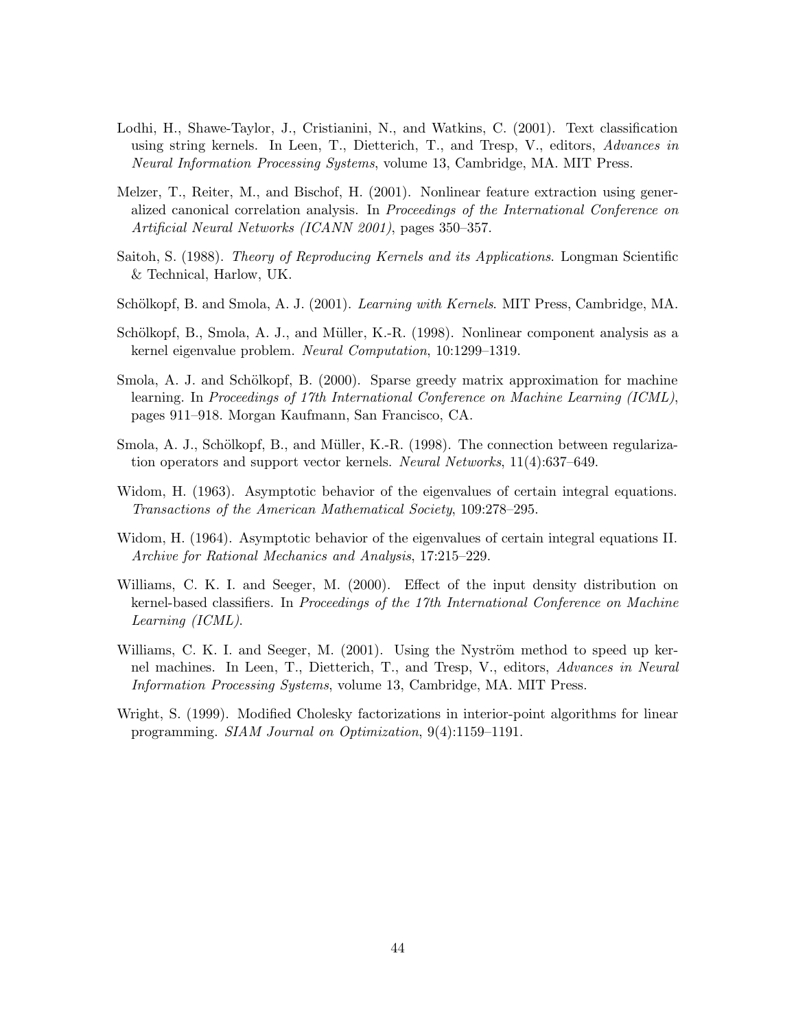Lodhi, H., Shawe-Taylor, J., Cristianini, N., and Watkins, C. (2001). Text classification using string kernels. In Leen, T., Dietterich, T., and Tresp, V., editors, *Advances in Neural Information Processing Systems*, volume 13, Cambridge, MA. MIT Press.

Melzer, T., Reiter, M., and Bischof, H. (2001). Nonlinear feature extraction using generalized canonical correlation analysis. In *Proceedings of the International Conference on Artificial Neural Networks (ICANN 2001)*, pages 350–357.

Saitoh, S. (1988). *Theory of Reproducing Kernels and its Applications*. Longman Scientific & Technical, Harlow, UK.

Schölkopf, B. and Smola, A. J. (2001). *Learning with Kernels*. MIT Press, Cambridge, MA.

Schölkopf, B., Smola, A. J., and Müller, K.-R. (1998). Nonlinear component analysis as a kernel eigenvalue problem. *Neural Computation*, 10:1299–1319.

Smola, A. J. and Schölkopf, B. (2000). Sparse greedy matrix approximation for machine learning. In *Proceedings of 17th International Conference on Machine Learning (ICML)*, pages 911–918. Morgan Kaufmann, San Francisco, CA.

Smola, A. J., Schölkopf, B., and Müller, K.-R. (1998). The connection between regularization operators and support vector kernels. *Neural Networks*, 11(4):637–649.

Widom, H. (1963). Asymptotic behavior of the eigenvalues of certain integral equations. *Transactions of the American Mathematical Society*, 109:278–295.

Widom, H. (1964). Asymptotic behavior of the eigenvalues of certain integral equations II. *Archive for Rational Mechanics and Analysis*, 17:215–229.

Williams, C. K. I. and Seeger, M. (2000). Effect of the input density distribution on kernel-based classifiers. In *Proceedings of the 17th International Conference on Machine Learning (ICML)*.

Williams, C. K. I. and Seeger, M. (2001). Using the Nyström method to speed up kernel machines. In Leen, T., Dietterich, T., and Tresp, V., editors, *Advances in Neural Information Processing Systems*, volume 13, Cambridge, MA. MIT Press.

Wright, S. (1999). Modified Cholesky factorizations in interior-point algorithms for linear programming. *SIAM Journal on Optimization*, 9(4):1159–1191.